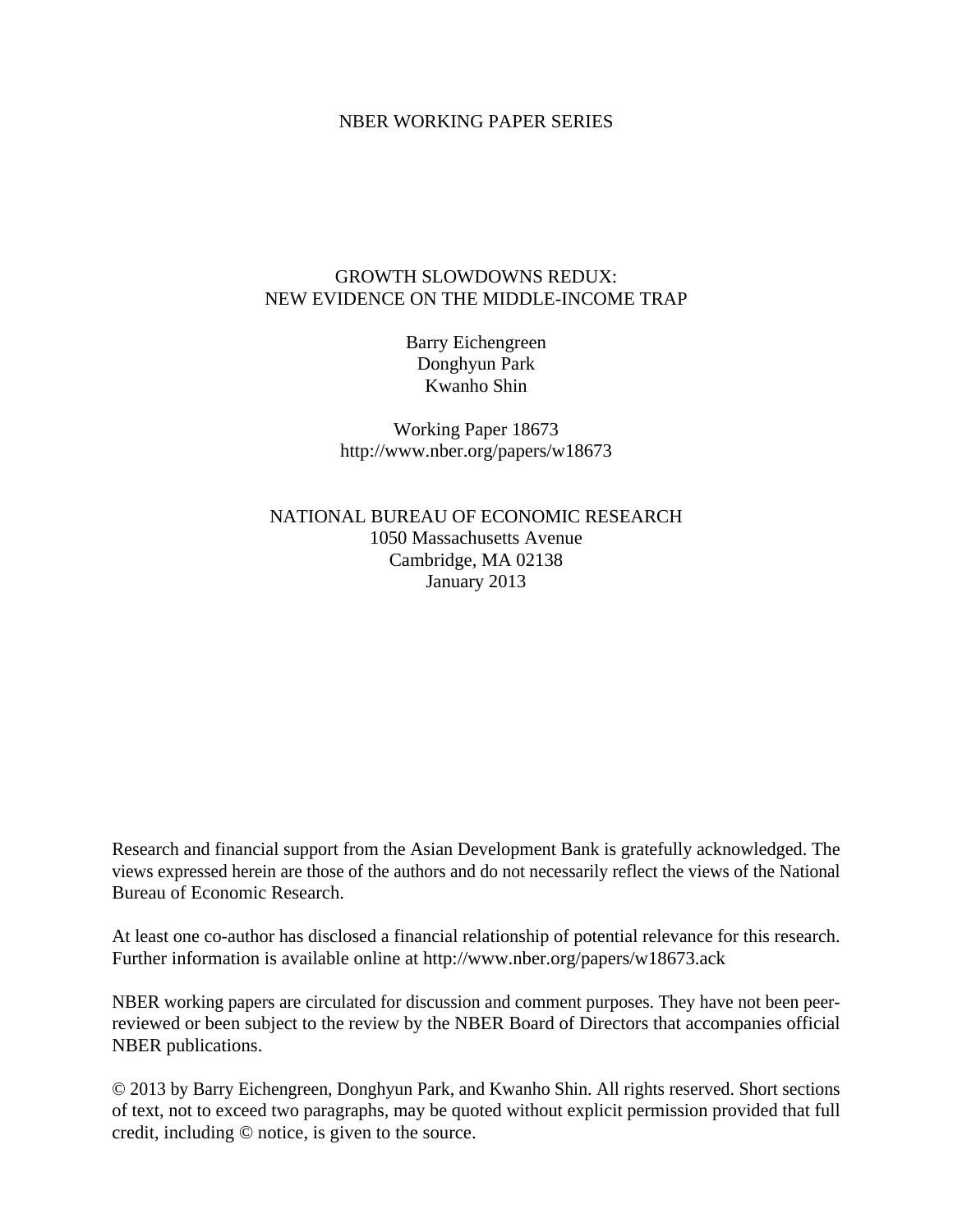NBER WORKING PAPER SERIES

# GROWTH SLOWDOWNS REDUX:
# NEW EVIDENCE ON THE MIDDLE-INCOME TRAP

Barry Eichengreen
Donghyun Park
Kwanho Shin

Working Paper 18673
http://www.nber.org/papers/w18673

NATIONAL BUREAU OF ECONOMIC RESEARCH
1050 Massachusetts Avenue
Cambridge, MA 02138
January 2013

Research and financial support from the Asian Development Bank is gratefully acknowledged. The views expressed herein are those of the authors and do not necessarily reflect the views of the National Bureau of Economic Research.

At least one co-author has disclosed a financial relationship of potential relevance for this research. Further information is available online at http://www.nber.org/papers/w18673.ack

NBER working papers are circulated for discussion and comment purposes. They have not been peer-reviewed or been subject to the review by the NBER Board of Directors that accompanies official NBER publications.

© 2013 by Barry Eichengreen, Donghyun Park, and Kwanho Shin. All rights reserved. Short sections of text, not to exceed two paragraphs, may be quoted without explicit permission provided that full credit, including © notice, is given to the source.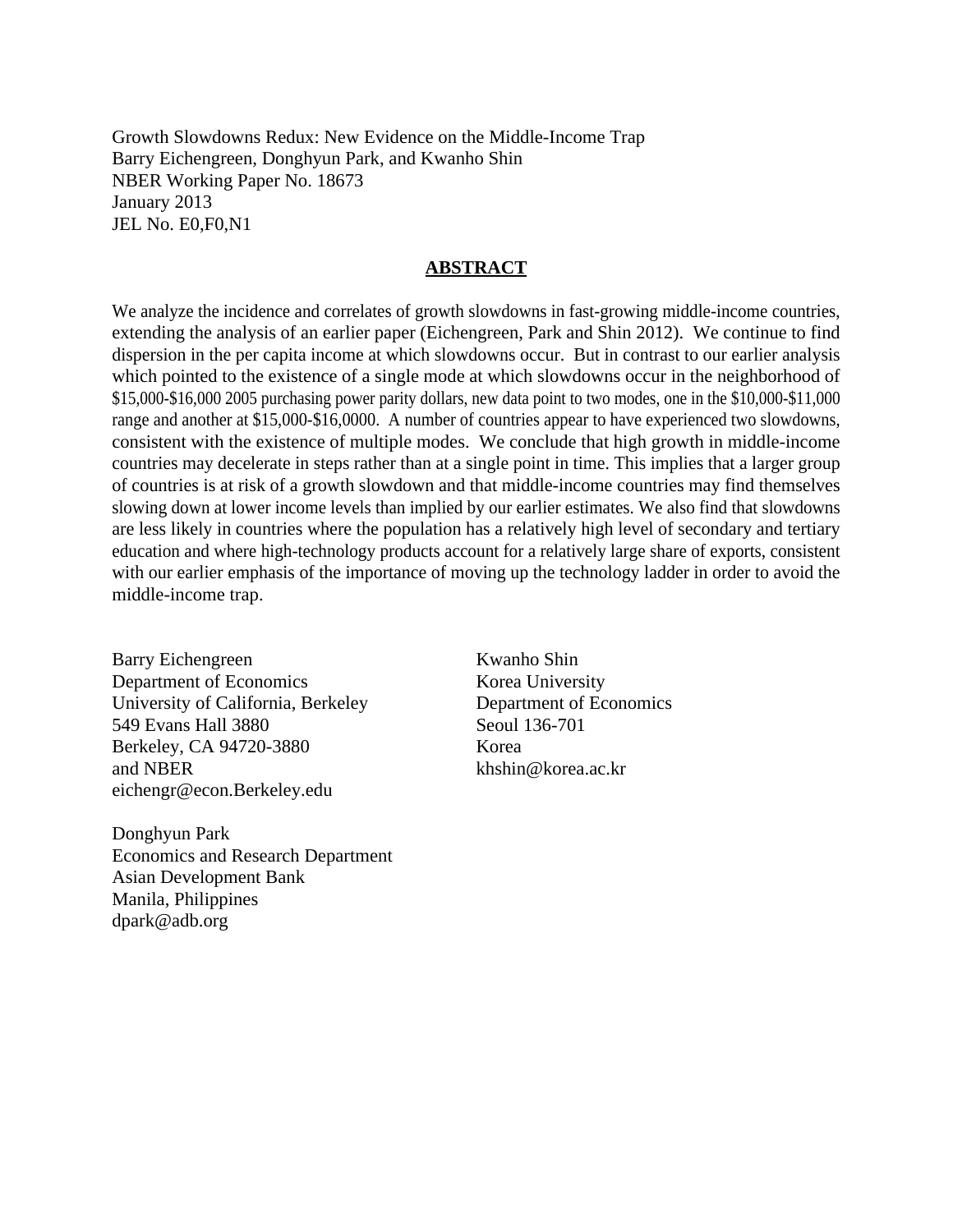Growth Slowdowns Redux: New Evidence on the Middle-Income Trap
Barry Eichengreen, Donghyun Park, and Kwanho Shin
NBER Working Paper No. 18673
January 2013
JEL No. E0,F0,N1

## ABSTRACT

We analyze the incidence and correlates of growth slowdowns in fast-growing middle-income countries, extending the analysis of an earlier paper (Eichengreen, Park and Shin 2012). We continue to find dispersion in the per capita income at which slowdowns occur. But in contrast to our earlier analysis which pointed to the existence of a single mode at which slowdowns occur in the neighborhood of $15,000-$16,000 2005 purchasing power parity dollars, new data point to two modes, one in the $10,000-$11,000 range and another at $15,000-$16,0000. A number of countries appear to have experienced two slowdowns, consistent with the existence of multiple modes. We conclude that high growth in middle-income countries may decelerate in steps rather than at a single point in time. This implies that a larger group of countries is at risk of a growth slowdown and that middle-income countries may find themselves slowing down at lower income levels than implied by our earlier estimates. We also find that slowdowns are less likely in countries where the population has a relatively high level of secondary and tertiary education and where high-technology products account for a relatively large share of exports, consistent with our earlier emphasis of the importance of moving up the technology ladder in order to avoid the middle-income trap.

Barry Eichengreen
Department of Economics
University of California, Berkeley
549 Evans Hall 3880
Berkeley, CA 94720-3880
and NBER
eichengr@econ.Berkeley.edu

Kwanho Shin
Korea University
Department of Economics
Seoul 136-701
Korea
khshin@korea.ac.kr

Donghyun Park
Economics and Research Department
Asian Development Bank
Manila, Philippines
dpark@adb.org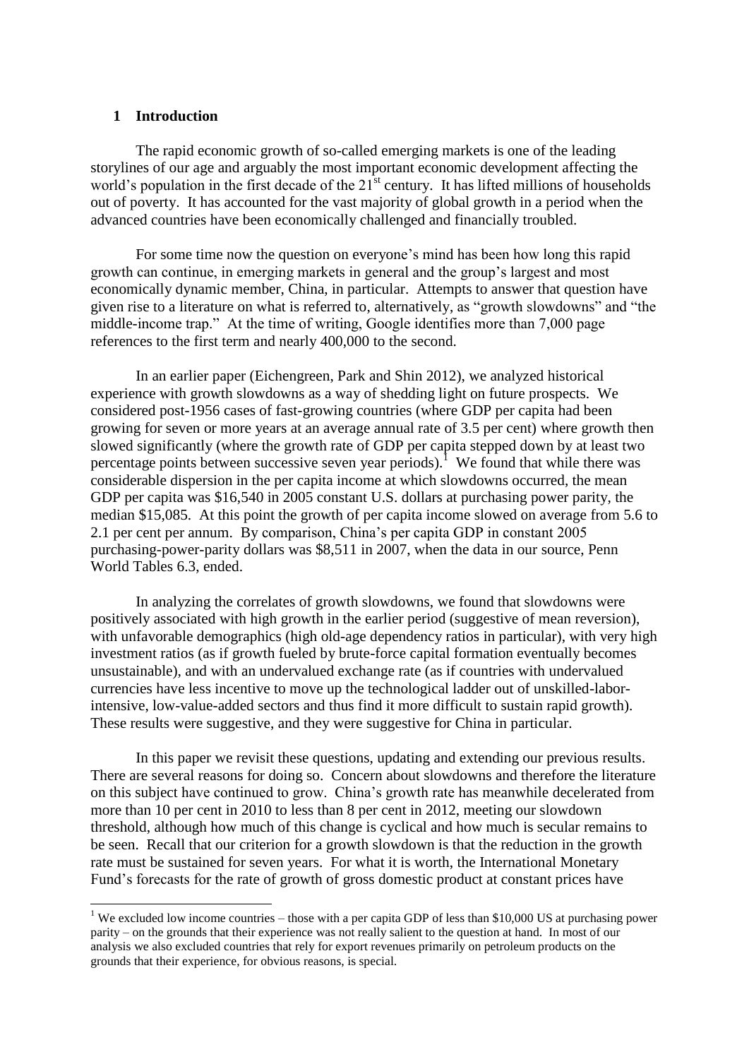## 1 Introduction

The rapid economic growth of so-called emerging markets is one of the leading storylines of our age and arguably the most important economic development affecting the world's population in the first decade of the 21st century. It has lifted millions of households out of poverty. It has accounted for the vast majority of global growth in a period when the advanced countries have been economically challenged and financially troubled.

For some time now the question on everyone's mind has been how long this rapid growth can continue, in emerging markets in general and the group's largest and most economically dynamic member, China, in particular. Attempts to answer that question have given rise to a literature on what is referred to, alternatively, as "growth slowdowns" and "the middle-income trap." At the time of writing, Google identifies more than 7,000 page references to the first term and nearly 400,000 to the second.

In an earlier paper (Eichengreen, Park and Shin 2012), we analyzed historical experience with growth slowdowns as a way of shedding light on future prospects. We considered post-1956 cases of fast-growing countries (where GDP per capita had been growing for seven or more years at an average annual rate of 3.5 per cent) where growth then slowed significantly (where the growth rate of GDP per capita stepped down by at least two percentage points between successive seven year periods).[1] We found that while there was considerable dispersion in the per capita income at which slowdowns occurred, the mean GDP per capita was $16,540 in 2005 constant U.S. dollars at purchasing power parity, the median $15,085. At this point the growth of per capita income slowed on average from 5.6 to 2.1 per cent per annum. By comparison, China's per capita GDP in constant 2005 purchasing-power-parity dollars was $8,511 in 2007, when the data in our source, Penn World Tables 6.3, ended.

In analyzing the correlates of growth slowdowns, we found that slowdowns were positively associated with high growth in the earlier period (suggestive of mean reversion), with unfavorable demographics (high old-age dependency ratios in particular), with very high investment ratios (as if growth fueled by brute-force capital formation eventually becomes unsustainable), and with an undervalued exchange rate (as if countries with undervalued currencies have less incentive to move up the technological ladder out of unskilled-labor-intensive, low-value-added sectors and thus find it more difficult to sustain rapid growth). These results were suggestive, and they were suggestive for China in particular.

In this paper we revisit these questions, updating and extending our previous results. There are several reasons for doing so. Concern about slowdowns and therefore the literature on this subject have continued to grow. China's growth rate has meanwhile decelerated from more than 10 per cent in 2010 to less than 8 per cent in 2012, meeting our slowdown threshold, although how much of this change is cyclical and how much is secular remains to be seen. Recall that our criterion for a growth slowdown is that the reduction in the growth rate must be sustained for seven years. For what it is worth, the International Monetary Fund's forecasts for the rate of growth of gross domestic product at constant prices have

[1] We excluded low income countries – those with a per capita GDP of less than $10,000 US at purchasing power parity – on the grounds that their experience was not really salient to the question at hand. In most of our analysis we also excluded countries that rely for export revenues primarily on petroleum products on the grounds that their experience, for obvious reasons, is special.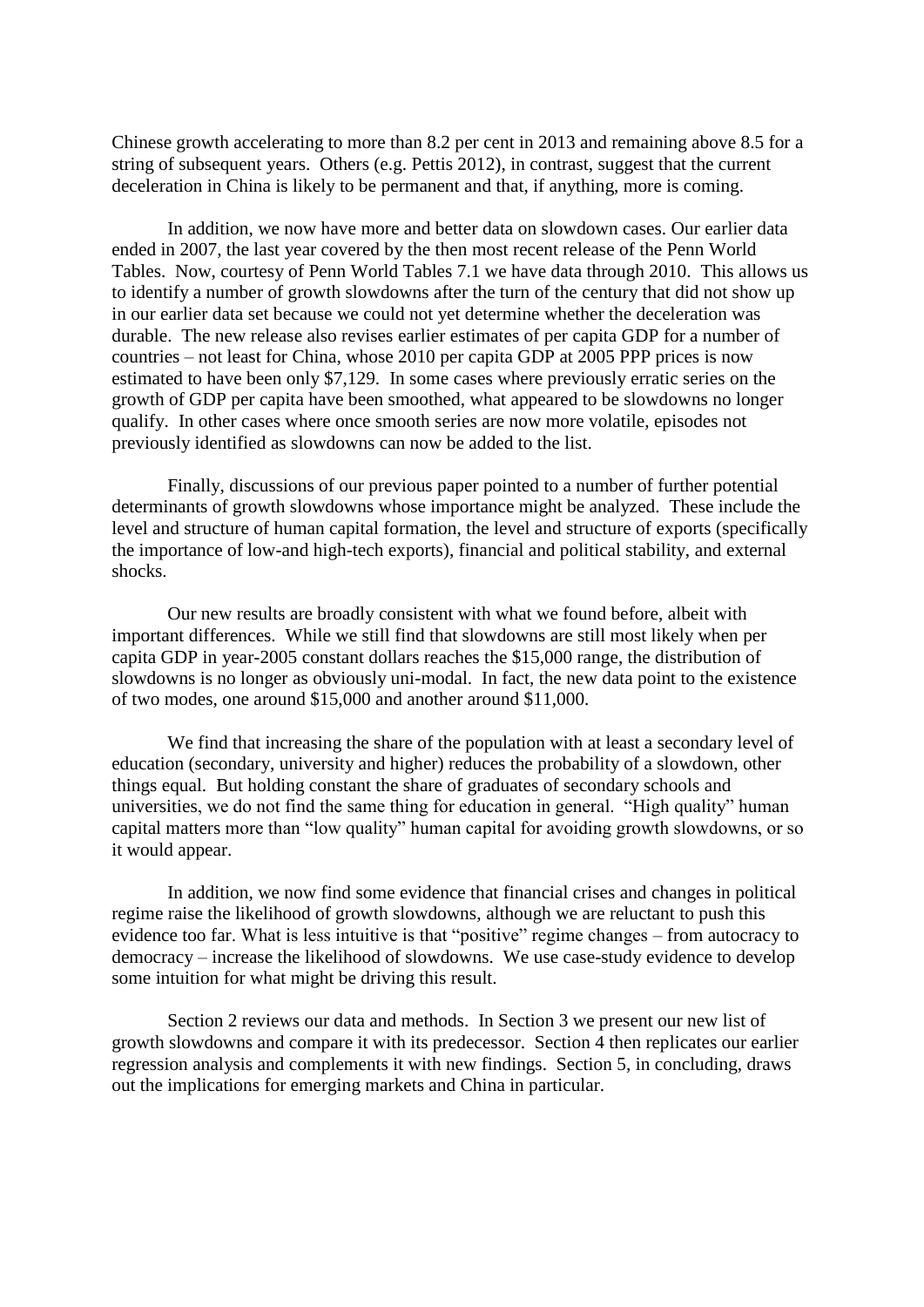Chinese growth accelerating to more than 8.2 per cent in 2013 and remaining above 8.5 for a string of subsequent years. Others (e.g. Pettis 2012), in contrast, suggest that the current deceleration in China is likely to be permanent and that, if anything, more is coming.

In addition, we now have more and better data on slowdown cases. Our earlier data ended in 2007, the last year covered by the then most recent release of the Penn World Tables. Now, courtesy of Penn World Tables 7.1 we have data through 2010. This allows us to identify a number of growth slowdowns after the turn of the century that did not show up in our earlier data set because we could not yet determine whether the deceleration was durable. The new release also revises earlier estimates of per capita GDP for a number of countries – not least for China, whose 2010 per capita GDP at 2005 PPP prices is now estimated to have been only $7,129. In some cases where previously erratic series on the growth of GDP per capita have been smoothed, what appeared to be slowdowns no longer qualify. In other cases where once smooth series are now more volatile, episodes not previously identified as slowdowns can now be added to the list.

Finally, discussions of our previous paper pointed to a number of further potential determinants of growth slowdowns whose importance might be analyzed. These include the level and structure of human capital formation, the level and structure of exports (specifically the importance of low-and high-tech exports), financial and political stability, and external shocks.

Our new results are broadly consistent with what we found before, albeit with important differences. While we still find that slowdowns are still most likely when per capita GDP in year-2005 constant dollars reaches the $15,000 range, the distribution of slowdowns is no longer as obviously uni-modal. In fact, the new data point to the existence of two modes, one around $15,000 and another around $11,000.

We find that increasing the share of the population with at least a secondary level of education (secondary, university and higher) reduces the probability of a slowdown, other things equal. But holding constant the share of graduates of secondary schools and universities, we do not find the same thing for education in general. "High quality" human capital matters more than "low quality" human capital for avoiding growth slowdowns, or so it would appear.

In addition, we now find some evidence that financial crises and changes in political regime raise the likelihood of growth slowdowns, although we are reluctant to push this evidence too far. What is less intuitive is that "positive" regime changes – from autocracy to democracy – increase the likelihood of slowdowns. We use case-study evidence to develop some intuition for what might be driving this result.

Section 2 reviews our data and methods. In Section 3 we present our new list of growth slowdowns and compare it with its predecessor. Section 4 then replicates our earlier regression analysis and complements it with new findings. Section 5, in concluding, draws out the implications for emerging markets and China in particular.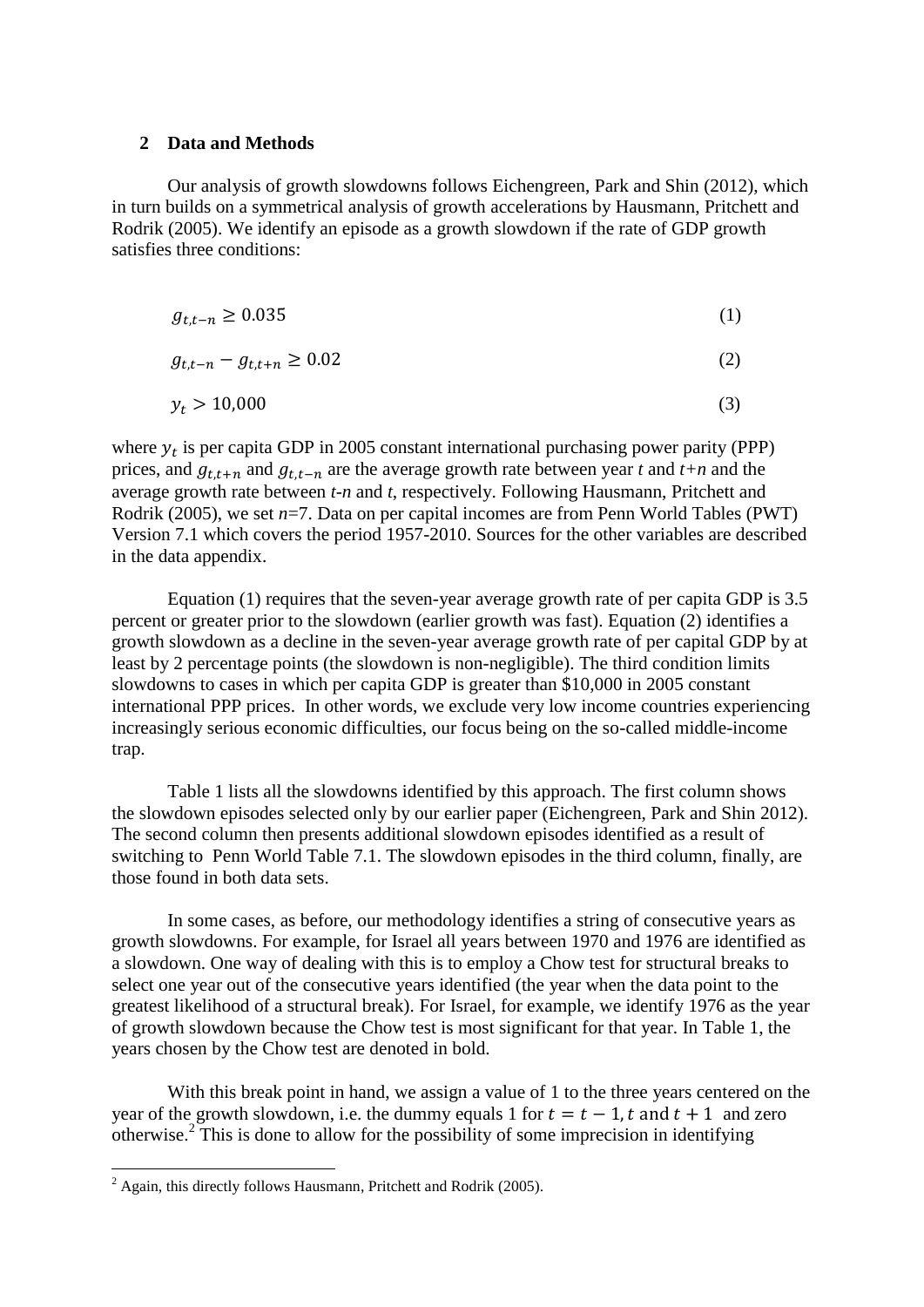## 2 Data and Methods

Our analysis of growth slowdowns follows Eichengreen, Park and Shin (2012), which in turn builds on a symmetrical analysis of growth accelerations by Hausmann, Pritchett and Rodrik (2005). We identify an episode as a growth slowdown if the rate of GDP growth satisfies three conditions:

$$g_{t,t-n} \geq 0.035 \tag{1}$$

$$g_{t,t-n} - g_{t,t+n} \geq 0.02 \tag{2}$$

$$y_t > 10{,}000 \tag{3}$$

where $y_t$ is per capita GDP in 2005 constant international purchasing power parity (PPP) prices, and $g_{t,t+n}$ and $g_{t,t-n}$ are the average growth rate between year *t* and *t+n* and the average growth rate between *t-n* and *t*, respectively. Following Hausmann, Pritchett and Rodrik (2005), we set *n*=7. Data on per capital incomes are from Penn World Tables (PWT) Version 7.1 which covers the period 1957-2010. Sources for the other variables are described in the data appendix.

Equation (1) requires that the seven-year average growth rate of per capita GDP is 3.5 percent or greater prior to the slowdown (earlier growth was fast). Equation (2) identifies a growth slowdown as a decline in the seven-year average growth rate of per capital GDP by at least by 2 percentage points (the slowdown is non-negligible). The third condition limits slowdowns to cases in which per capita GDP is greater than $10,000 in 2005 constant international PPP prices. In other words, we exclude very low income countries experiencing increasingly serious economic difficulties, our focus being on the so-called middle-income trap.

Table 1 lists all the slowdowns identified by this approach. The first column shows the slowdown episodes selected only by our earlier paper (Eichengreen, Park and Shin 2012). The second column then presents additional slowdown episodes identified as a result of switching to Penn World Table 7.1. The slowdown episodes in the third column, finally, are those found in both data sets.

In some cases, as before, our methodology identifies a string of consecutive years as growth slowdowns. For example, for Israel all years between 1970 and 1976 are identified as a slowdown. One way of dealing with this is to employ a Chow test for structural breaks to select one year out of the consecutive years identified (the year when the data point to the greatest likelihood of a structural break). For Israel, for example, we identify 1976 as the year of growth slowdown because the Chow test is most significant for that year. In Table 1, the years chosen by the Chow test are denoted in bold.

With this break point in hand, we assign a value of 1 to the three years centered on the year of the growth slowdown, i.e. the dummy equals 1 for $t = t - 1, t$ and $t + 1$ and zero otherwise.[2] This is done to allow for the possibility of some imprecision in identifying

[2] Again, this directly follows Hausmann, Pritchett and Rodrik (2005).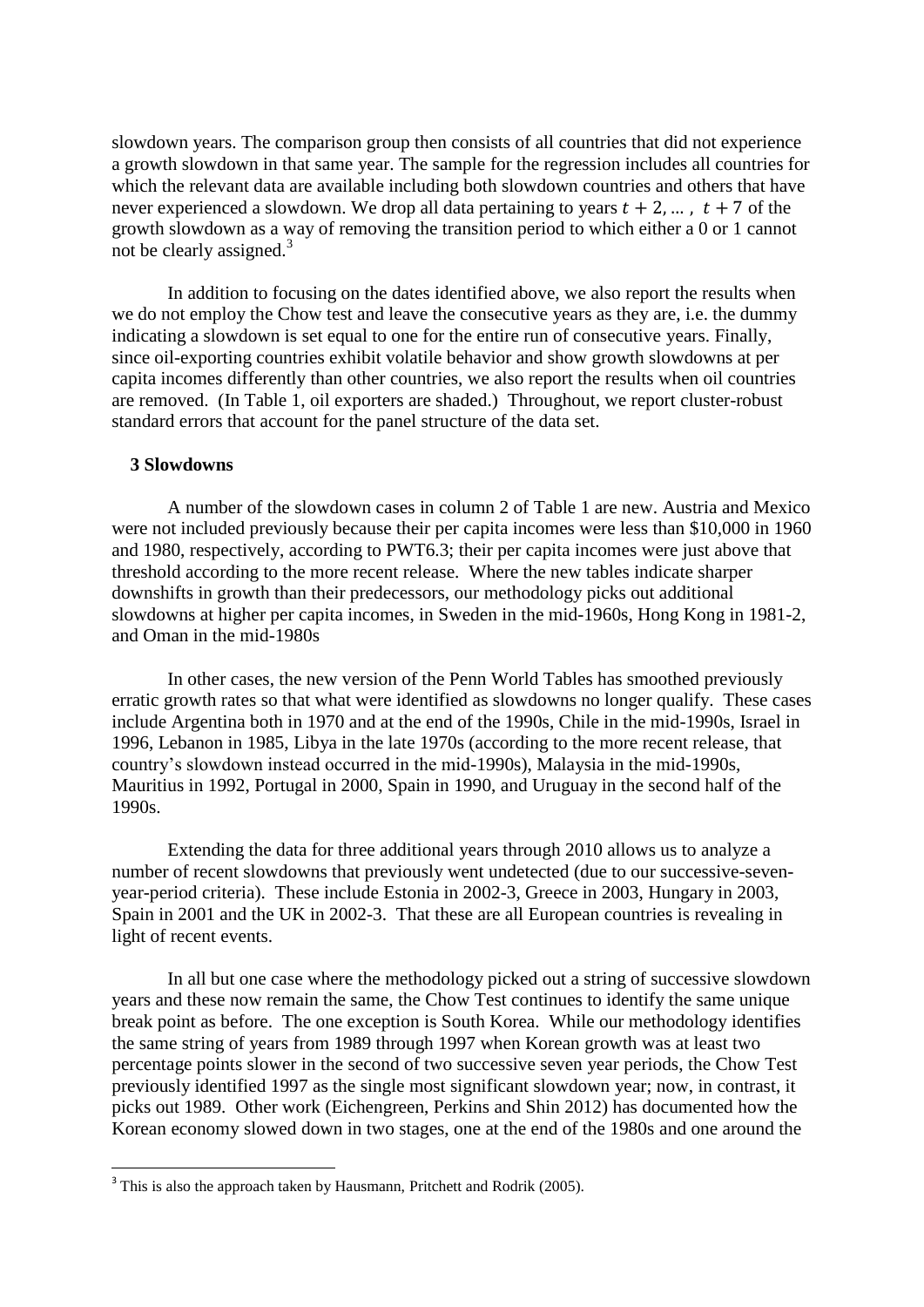slowdown years. The comparison group then consists of all countries that did not experience a growth slowdown in that same year. The sample for the regression includes all countries for which the relevant data are available including both slowdown countries and others that have never experienced a slowdown. We drop all data pertaining to years $t + 2, \ldots, t + 7$ of the growth slowdown as a way of removing the transition period to which either a 0 or 1 cannot not be clearly assigned.[3]

In addition to focusing on the dates identified above, we also report the results when we do not employ the Chow test and leave the consecutive years as they are, i.e. the dummy indicating a slowdown is set equal to one for the entire run of consecutive years. Finally, since oil-exporting countries exhibit volatile behavior and show growth slowdowns at per capita incomes differently than other countries, we also report the results when oil countries are removed. (In Table 1, oil exporters are shaded.) Throughout, we report cluster-robust standard errors that account for the panel structure of the data set.

## 3 Slowdowns

A number of the slowdown cases in column 2 of Table 1 are new. Austria and Mexico were not included previously because their per capita incomes were less than $10,000 in 1960 and 1980, respectively, according to PWT6.3; their per capita incomes were just above that threshold according to the more recent release. Where the new tables indicate sharper downshifts in growth than their predecessors, our methodology picks out additional slowdowns at higher per capita incomes, in Sweden in the mid-1960s, Hong Kong in 1981-2, and Oman in the mid-1980s

In other cases, the new version of the Penn World Tables has smoothed previously erratic growth rates so that what were identified as slowdowns no longer qualify. These cases include Argentina both in 1970 and at the end of the 1990s, Chile in the mid-1990s, Israel in 1996, Lebanon in 1985, Libya in the late 1970s (according to the more recent release, that country's slowdown instead occurred in the mid-1990s), Malaysia in the mid-1990s, Mauritius in 1992, Portugal in 2000, Spain in 1990, and Uruguay in the second half of the 1990s.

Extending the data for three additional years through 2010 allows us to analyze a number of recent slowdowns that previously went undetected (due to our successive-seven-year-period criteria). These include Estonia in 2002-3, Greece in 2003, Hungary in 2003, Spain in 2001 and the UK in 2002-3. That these are all European countries is revealing in light of recent events.

In all but one case where the methodology picked out a string of successive slowdown years and these now remain the same, the Chow Test continues to identify the same unique break point as before. The one exception is South Korea. While our methodology identifies the same string of years from 1989 through 1997 when Korean growth was at least two percentage points slower in the second of two successive seven year periods, the Chow Test previously identified 1997 as the single most significant slowdown year; now, in contrast, it picks out 1989. Other work (Eichengreen, Perkins and Shin 2012) has documented how the Korean economy slowed down in two stages, one at the end of the 1980s and one around the

[3] This is also the approach taken by Hausmann, Pritchett and Rodrik (2005).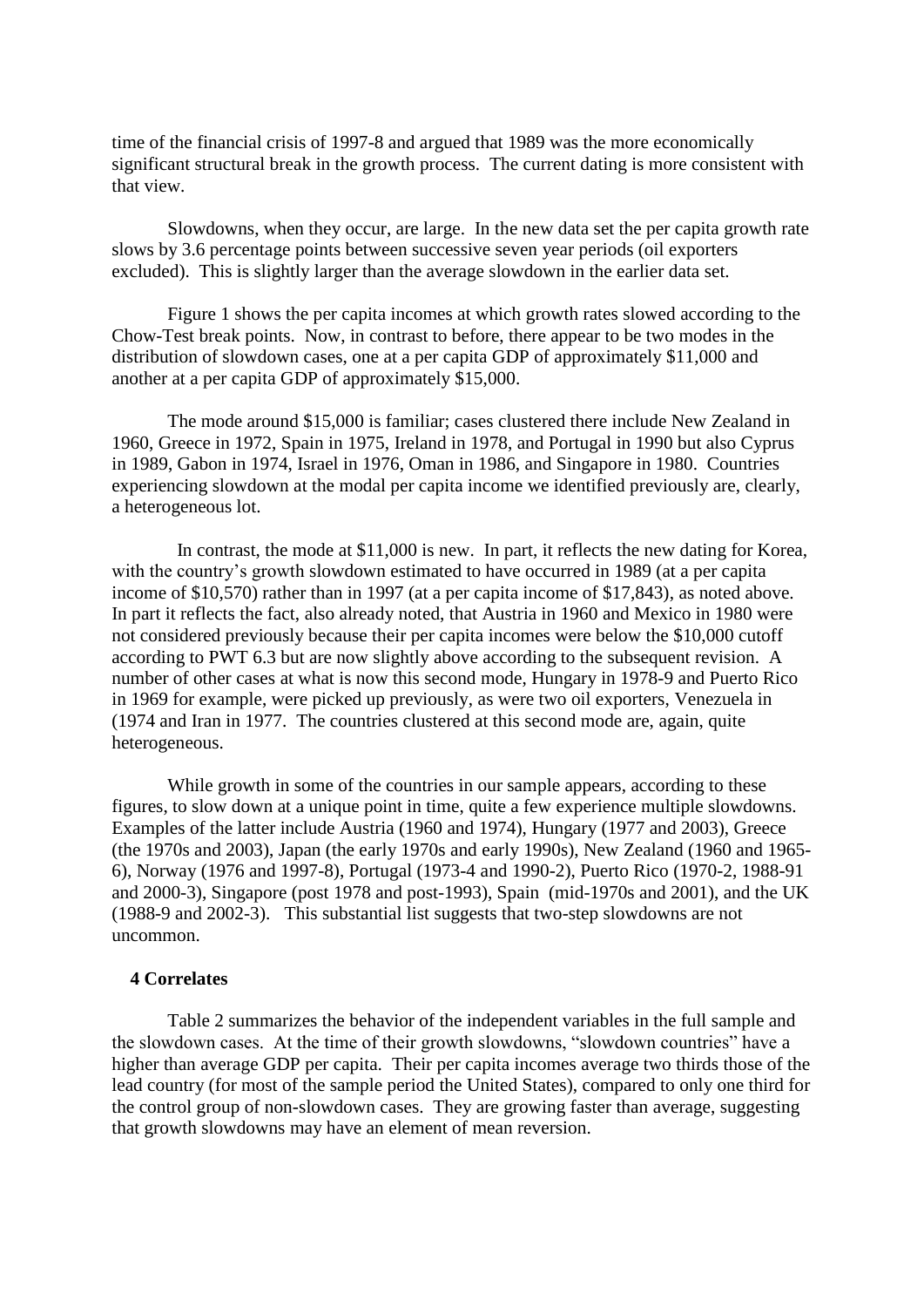time of the financial crisis of 1997-8 and argued that 1989 was the more economically significant structural break in the growth process. The current dating is more consistent with that view.

Slowdowns, when they occur, are large. In the new data set the per capita growth rate slows by 3.6 percentage points between successive seven year periods (oil exporters excluded). This is slightly larger than the average slowdown in the earlier data set.

Figure 1 shows the per capita incomes at which growth rates slowed according to the Chow-Test break points. Now, in contrast to before, there appear to be two modes in the distribution of slowdown cases, one at a per capita GDP of approximately $11,000 and another at a per capita GDP of approximately $15,000.

The mode around $15,000 is familiar; cases clustered there include New Zealand in 1960, Greece in 1972, Spain in 1975, Ireland in 1978, and Portugal in 1990 but also Cyprus in 1989, Gabon in 1974, Israel in 1976, Oman in 1986, and Singapore in 1980. Countries experiencing slowdown at the modal per capita income we identified previously are, clearly, a heterogeneous lot.

In contrast, the mode at $11,000 is new. In part, it reflects the new dating for Korea, with the country's growth slowdown estimated to have occurred in 1989 (at a per capita income of $10,570) rather than in 1997 (at a per capita income of $17,843), as noted above. In part it reflects the fact, also already noted, that Austria in 1960 and Mexico in 1980 were not considered previously because their per capita incomes were below the $10,000 cutoff according to PWT 6.3 but are now slightly above according to the subsequent revision. A number of other cases at what is now this second mode, Hungary in 1978-9 and Puerto Rico in 1969 for example, were picked up previously, as were two oil exporters, Venezuela in (1974 and Iran in 1977. The countries clustered at this second mode are, again, quite heterogeneous.

While growth in some of the countries in our sample appears, according to these figures, to slow down at a unique point in time, quite a few experience multiple slowdowns. Examples of the latter include Austria (1960 and 1974), Hungary (1977 and 2003), Greece (the 1970s and 2003), Japan (the early 1970s and early 1990s), New Zealand (1960 and 1965-6), Norway (1976 and 1997-8), Portugal (1973-4 and 1990-2), Puerto Rico (1970-2, 1988-91 and 2000-3), Singapore (post 1978 and post-1993), Spain (mid-1970s and 2001), and the UK (1988-9 and 2002-3). This substantial list suggests that two-step slowdowns are not uncommon.

## 4 Correlates

Table 2 summarizes the behavior of the independent variables in the full sample and the slowdown cases. At the time of their growth slowdowns, "slowdown countries" have a higher than average GDP per capita. Their per capita incomes average two thirds those of the lead country (for most of the sample period the United States), compared to only one third for the control group of non-slowdown cases. They are growing faster than average, suggesting that growth slowdowns may have an element of mean reversion.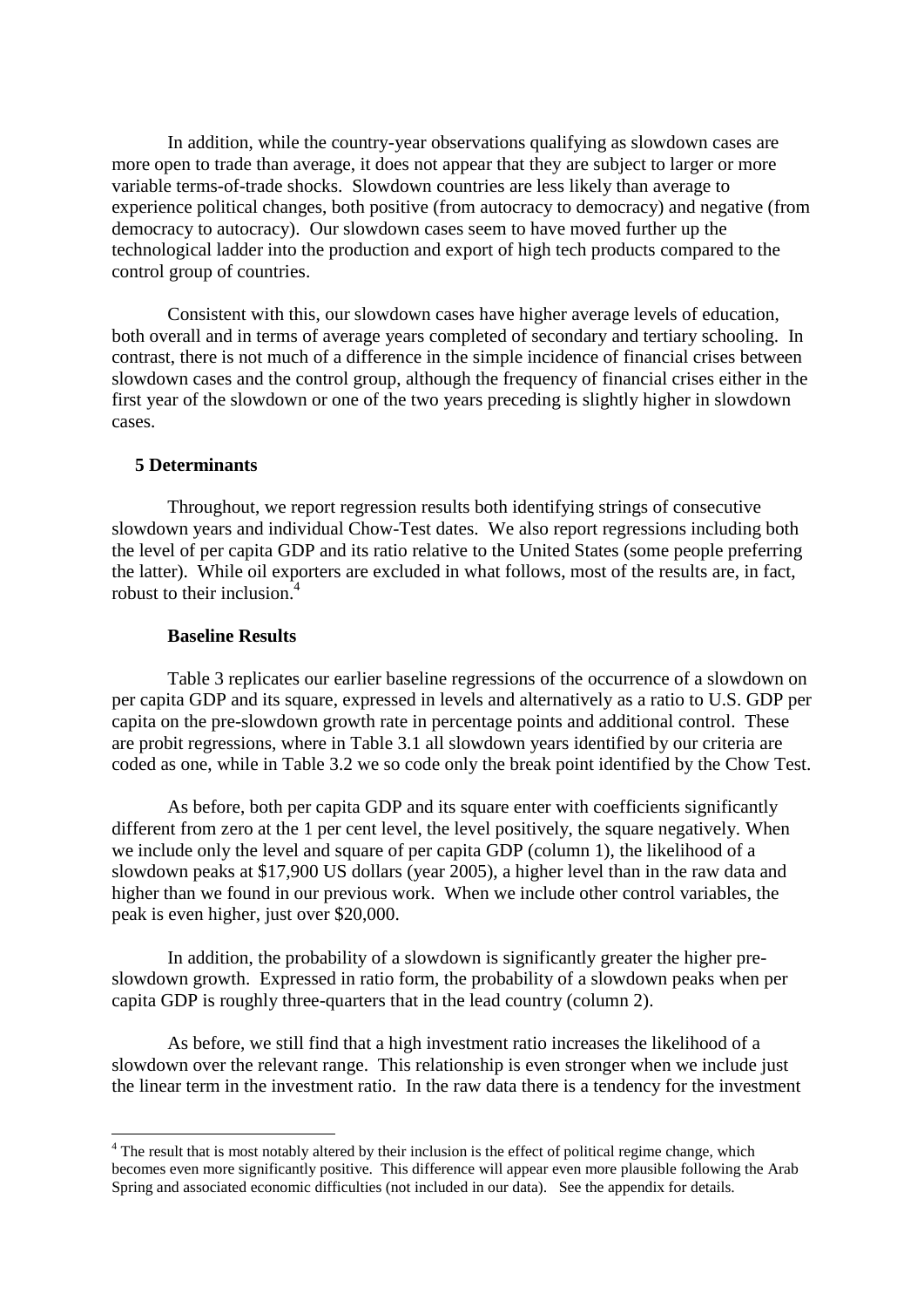In addition, while the country-year observations qualifying as slowdown cases are more open to trade than average, it does not appear that they are subject to larger or more variable terms-of-trade shocks. Slowdown countries are less likely than average to experience political changes, both positive (from autocracy to democracy) and negative (from democracy to autocracy). Our slowdown cases seem to have moved further up the technological ladder into the production and export of high tech products compared to the control group of countries.

Consistent with this, our slowdown cases have higher average levels of education, both overall and in terms of average years completed of secondary and tertiary schooling. In contrast, there is not much of a difference in the simple incidence of financial crises between slowdown cases and the control group, although the frequency of financial crises either in the first year of the slowdown or one of the two years preceding is slightly higher in slowdown cases.

## 5 Determinants

Throughout, we report regression results both identifying strings of consecutive slowdown years and individual Chow-Test dates. We also report regressions including both the level of per capita GDP and its ratio relative to the United States (some people preferring the latter). While oil exporters are excluded in what follows, most of the results are, in fact, robust to their inclusion.[4]

### Baseline Results

Table 3 replicates our earlier baseline regressions of the occurrence of a slowdown on per capita GDP and its square, expressed in levels and alternatively as a ratio to U.S. GDP per capita on the pre-slowdown growth rate in percentage points and additional control. These are probit regressions, where in Table 3.1 all slowdown years identified by our criteria are coded as one, while in Table 3.2 we so code only the break point identified by the Chow Test.

As before, both per capita GDP and its square enter with coefficients significantly different from zero at the 1 per cent level, the level positively, the square negatively. When we include only the level and square of per capita GDP (column 1), the likelihood of a slowdown peaks at $17,900 US dollars (year 2005), a higher level than in the raw data and higher than we found in our previous work. When we include other control variables, the peak is even higher, just over $20,000.

In addition, the probability of a slowdown is significantly greater the higher pre-slowdown growth. Expressed in ratio form, the probability of a slowdown peaks when per capita GDP is roughly three-quarters that in the lead country (column 2).

As before, we still find that a high investment ratio increases the likelihood of a slowdown over the relevant range. This relationship is even stronger when we include just the linear term in the investment ratio. In the raw data there is a tendency for the investment

[4] The result that is most notably altered by their inclusion is the effect of political regime change, which becomes even more significantly positive. This difference will appear even more plausible following the Arab Spring and associated economic difficulties (not included in our data). See the appendix for details.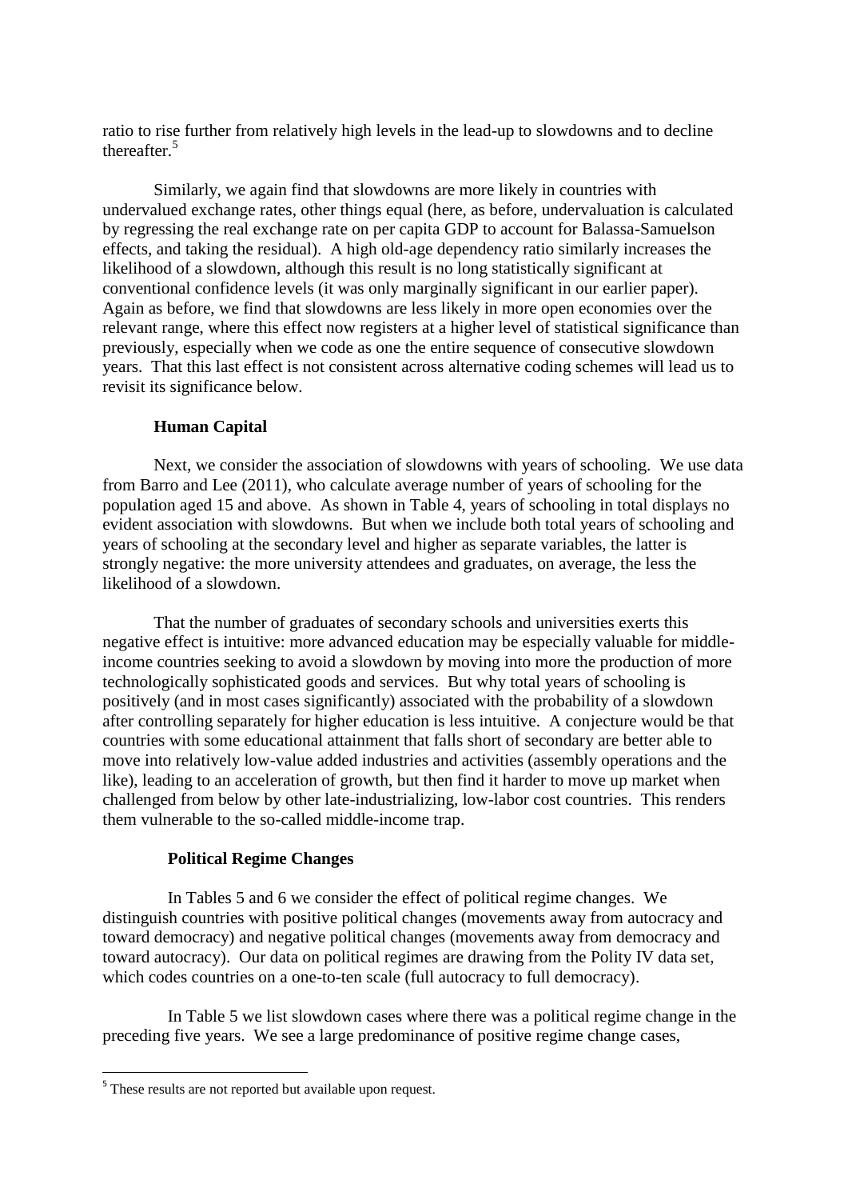ratio to rise further from relatively high levels in the lead-up to slowdowns and to decline thereafter.[5]

Similarly, we again find that slowdowns are more likely in countries with undervalued exchange rates, other things equal (here, as before, undervaluation is calculated by regressing the real exchange rate on per capita GDP to account for Balassa-Samuelson effects, and taking the residual). A high old-age dependency ratio similarly increases the likelihood of a slowdown, although this result is no long statistically significant at conventional confidence levels (it was only marginally significant in our earlier paper). Again as before, we find that slowdowns are less likely in more open economies over the relevant range, where this effect now registers at a higher level of statistical significance than previously, especially when we code as one the entire sequence of consecutive slowdown years. That this last effect is not consistent across alternative coding schemes will lead us to revisit its significance below.

**Human Capital**

Next, we consider the association of slowdowns with years of schooling. We use data from Barro and Lee (2011), who calculate average number of years of schooling for the population aged 15 and above. As shown in Table 4, years of schooling in total displays no evident association with slowdowns. But when we include both total years of schooling and years of schooling at the secondary level and higher as separate variables, the latter is strongly negative: the more university attendees and graduates, on average, the less the likelihood of a slowdown.

That the number of graduates of secondary schools and universities exerts this negative effect is intuitive: more advanced education may be especially valuable for middle-income countries seeking to avoid a slowdown by moving into more the production of more technologically sophisticated goods and services. But why total years of schooling is positively (and in most cases significantly) associated with the probability of a slowdown after controlling separately for higher education is less intuitive. A conjecture would be that countries with some educational attainment that falls short of secondary are better able to move into relatively low-value added industries and activities (assembly operations and the like), leading to an acceleration of growth, but then find it harder to move up market when challenged from below by other late-industrializing, low-labor cost countries. This renders them vulnerable to the so-called middle-income trap.

**Political Regime Changes**

In Tables 5 and 6 we consider the effect of political regime changes. We distinguish countries with positive political changes (movements away from autocracy and toward democracy) and negative political changes (movements away from democracy and toward autocracy). Our data on political regimes are drawing from the Polity IV data set, which codes countries on a one-to-ten scale (full autocracy to full democracy).

In Table 5 we list slowdown cases where there was a political regime change in the preceding five years. We see a large predominance of positive regime change cases,

[5] These results are not reported but available upon request.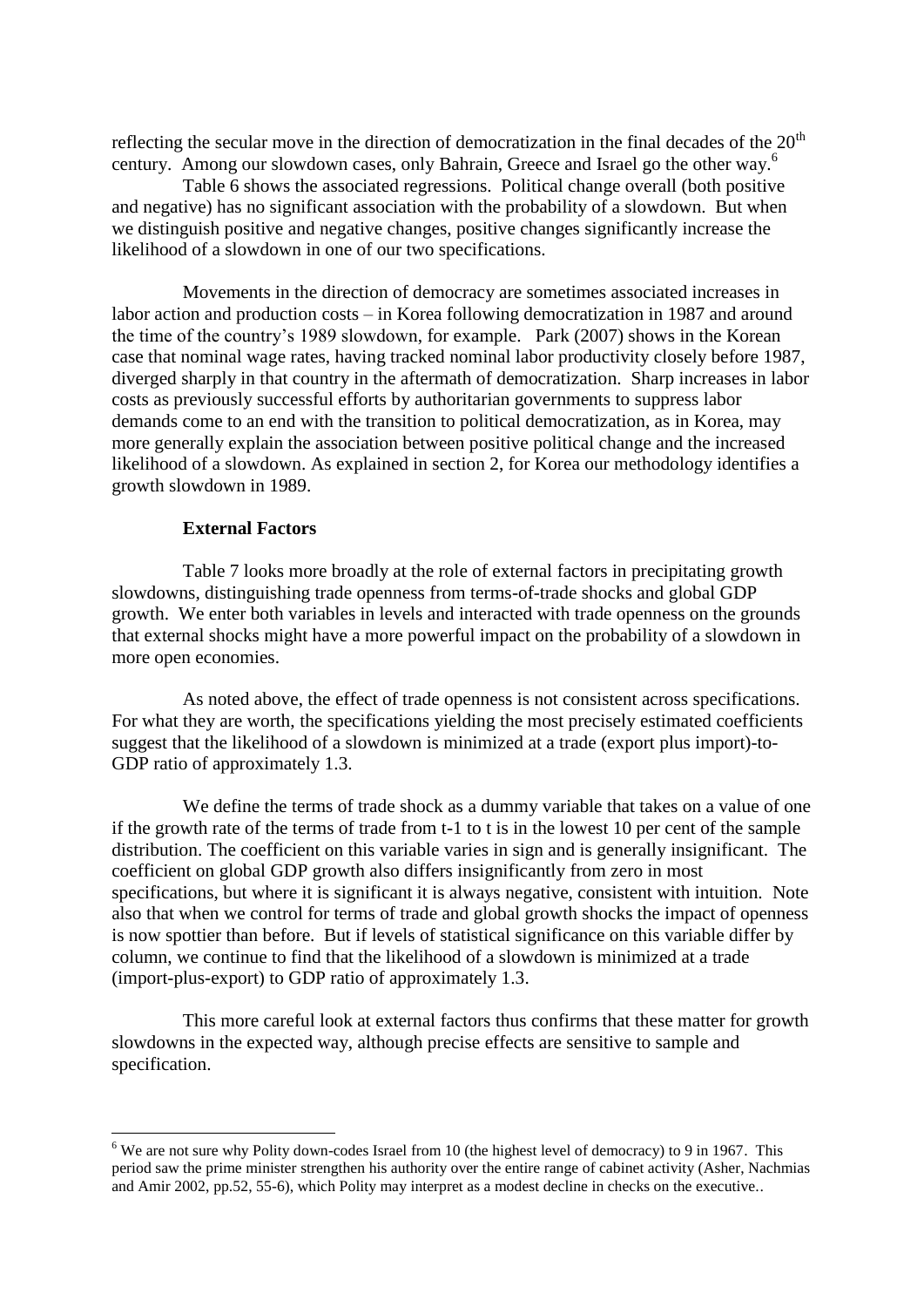reflecting the secular move in the direction of democratization in the final decades of the 20th century. Among our slowdown cases, only Bahrain, Greece and Israel go the other way.[6]

Table 6 shows the associated regressions. Political change overall (both positive and negative) has no significant association with the probability of a slowdown. But when we distinguish positive and negative changes, positive changes significantly increase the likelihood of a slowdown in one of our two specifications.

Movements in the direction of democracy are sometimes associated increases in labor action and production costs – in Korea following democratization in 1987 and around the time of the country's 1989 slowdown, for example. Park (2007) shows in the Korean case that nominal wage rates, having tracked nominal labor productivity closely before 1987, diverged sharply in that country in the aftermath of democratization. Sharp increases in labor costs as previously successful efforts by authoritarian governments to suppress labor demands come to an end with the transition to political democratization, as in Korea, may more generally explain the association between positive political change and the increased likelihood of a slowdown. As explained in section 2, for Korea our methodology identifies a growth slowdown in 1989.

**External Factors**

Table 7 looks more broadly at the role of external factors in precipitating growth slowdowns, distinguishing trade openness from terms-of-trade shocks and global GDP growth. We enter both variables in levels and interacted with trade openness on the grounds that external shocks might have a more powerful impact on the probability of a slowdown in more open economies.

As noted above, the effect of trade openness is not consistent across specifications. For what they are worth, the specifications yielding the most precisely estimated coefficients suggest that the likelihood of a slowdown is minimized at a trade (export plus import)-to-GDP ratio of approximately 1.3.

We define the terms of trade shock as a dummy variable that takes on a value of one if the growth rate of the terms of trade from t-1 to t is in the lowest 10 per cent of the sample distribution. The coefficient on this variable varies in sign and is generally insignificant. The coefficient on global GDP growth also differs insignificantly from zero in most specifications, but where it is significant it is always negative, consistent with intuition. Note also that when we control for terms of trade and global growth shocks the impact of openness is now spottier than before. But if levels of statistical significance on this variable differ by column, we continue to find that the likelihood of a slowdown is minimized at a trade (import-plus-export) to GDP ratio of approximately 1.3.

This more careful look at external factors thus confirms that these matter for growth slowdowns in the expected way, although precise effects are sensitive to sample and specification.

---

[6] We are not sure why Polity down-codes Israel from 10 (the highest level of democracy) to 9 in 1967. This period saw the prime minister strengthen his authority over the entire range of cabinet activity (Asher, Nachmias and Amir 2002, pp.52, 55-6), which Polity may interpret as a modest decline in checks on the executive..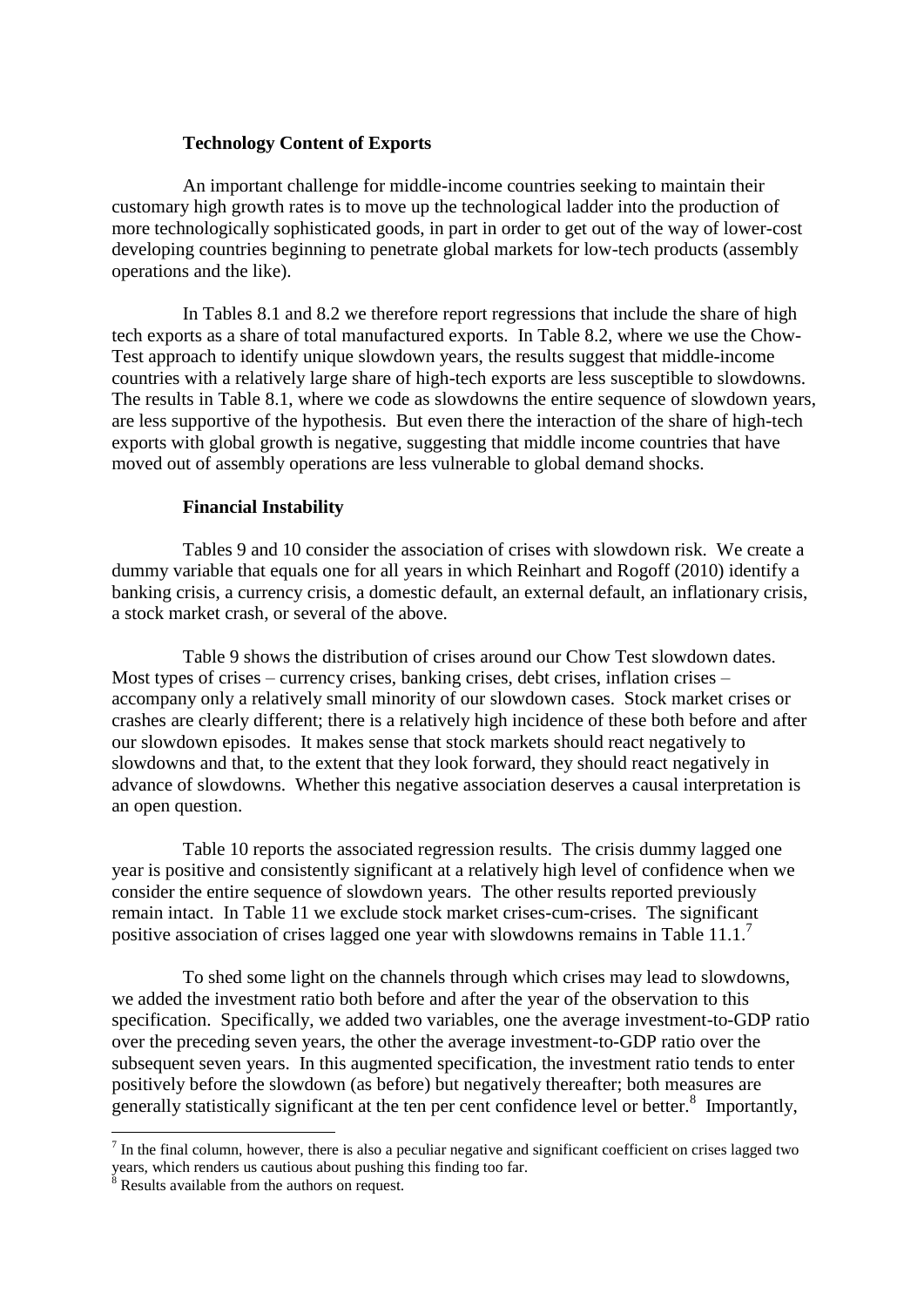### Technology Content of Exports

An important challenge for middle-income countries seeking to maintain their customary high growth rates is to move up the technological ladder into the production of more technologically sophisticated goods, in part in order to get out of the way of lower-cost developing countries beginning to penetrate global markets for low-tech products (assembly operations and the like).

In Tables 8.1 and 8.2 we therefore report regressions that include the share of high tech exports as a share of total manufactured exports. In Table 8.2, where we use the Chow-Test approach to identify unique slowdown years, the results suggest that middle-income countries with a relatively large share of high-tech exports are less susceptible to slowdowns. The results in Table 8.1, where we code as slowdowns the entire sequence of slowdown years, are less supportive of the hypothesis. But even there the interaction of the share of high-tech exports with global growth is negative, suggesting that middle income countries that have moved out of assembly operations are less vulnerable to global demand shocks.

### Financial Instability

Tables 9 and 10 consider the association of crises with slowdown risk. We create a dummy variable that equals one for all years in which Reinhart and Rogoff (2010) identify a banking crisis, a currency crisis, a domestic default, an external default, an inflationary crisis, a stock market crash, or several of the above.

Table 9 shows the distribution of crises around our Chow Test slowdown dates. Most types of crises – currency crises, banking crises, debt crises, inflation crises – accompany only a relatively small minority of our slowdown cases. Stock market crises or crashes are clearly different; there is a relatively high incidence of these both before and after our slowdown episodes. It makes sense that stock markets should react negatively to slowdowns and that, to the extent that they look forward, they should react negatively in advance of slowdowns. Whether this negative association deserves a causal interpretation is an open question.

Table 10 reports the associated regression results. The crisis dummy lagged one year is positive and consistently significant at a relatively high level of confidence when we consider the entire sequence of slowdown years. The other results reported previously remain intact. In Table 11 we exclude stock market crises-cum-crises. The significant positive association of crises lagged one year with slowdowns remains in Table 11.1.[7]

To shed some light on the channels through which crises may lead to slowdowns, we added the investment ratio both before and after the year of the observation to this specification. Specifically, we added two variables, one the average investment-to-GDP ratio over the preceding seven years, the other the average investment-to-GDP ratio over the subsequent seven years. In this augmented specification, the investment ratio tends to enter positively before the slowdown (as before) but negatively thereafter; both measures are generally statistically significant at the ten per cent confidence level or better.[8] Importantly,

---

[7] In the final column, however, there is also a peculiar negative and significant coefficient on crises lagged two years, which renders us cautious about pushing this finding too far.

[8] Results available from the authors on request.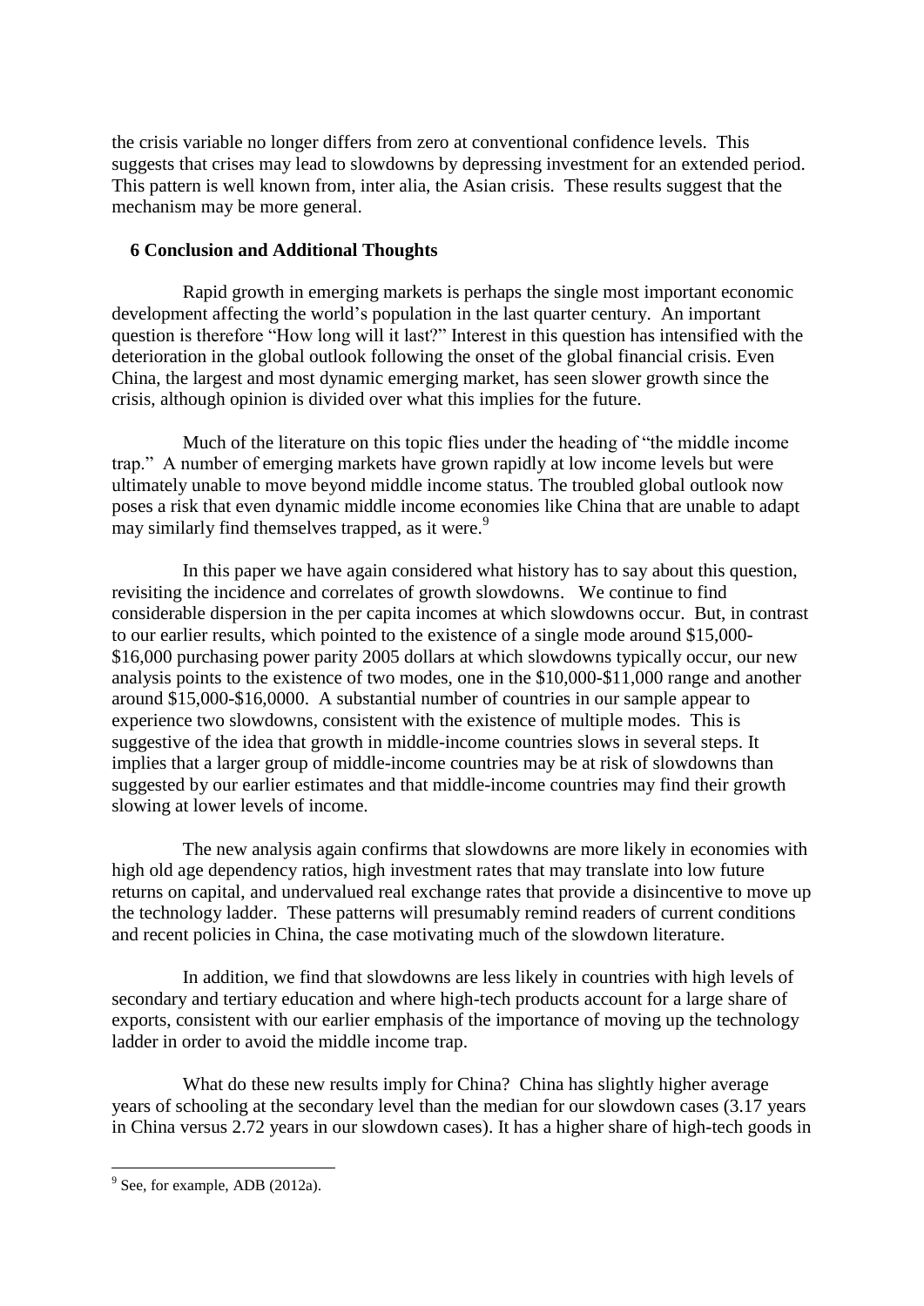the crisis variable no longer differs from zero at conventional confidence levels. This suggests that crises may lead to slowdowns by depressing investment for an extended period. This pattern is well known from, inter alia, the Asian crisis. These results suggest that the mechanism may be more general.

## 6 Conclusion and Additional Thoughts

Rapid growth in emerging markets is perhaps the single most important economic development affecting the world's population in the last quarter century. An important question is therefore "How long will it last?" Interest in this question has intensified with the deterioration in the global outlook following the onset of the global financial crisis. Even China, the largest and most dynamic emerging market, has seen slower growth since the crisis, although opinion is divided over what this implies for the future.

Much of the literature on this topic flies under the heading of "the middle income trap." A number of emerging markets have grown rapidly at low income levels but were ultimately unable to move beyond middle income status. The troubled global outlook now poses a risk that even dynamic middle income economies like China that are unable to adapt may similarly find themselves trapped, as it were.[9]

In this paper we have again considered what history has to say about this question, revisiting the incidence and correlates of growth slowdowns. We continue to find considerable dispersion in the per capita incomes at which slowdowns occur. But, in contrast to our earlier results, which pointed to the existence of a single mode around $15,000-$16,000 purchasing power parity 2005 dollars at which slowdowns typically occur, our new analysis points to the existence of two modes, one in the $10,000-$11,000 range and another around $15,000-$16,0000. A substantial number of countries in our sample appear to experience two slowdowns, consistent with the existence of multiple modes. This is suggestive of the idea that growth in middle-income countries slows in several steps. It implies that a larger group of middle-income countries may be at risk of slowdowns than suggested by our earlier estimates and that middle-income countries may find their growth slowing at lower levels of income.

The new analysis again confirms that slowdowns are more likely in economies with high old age dependency ratios, high investment rates that may translate into low future returns on capital, and undervalued real exchange rates that provide a disincentive to move up the technology ladder. These patterns will presumably remind readers of current conditions and recent policies in China, the case motivating much of the slowdown literature.

In addition, we find that slowdowns are less likely in countries with high levels of secondary and tertiary education and where high-tech products account for a large share of exports, consistent with our earlier emphasis of the importance of moving up the technology ladder in order to avoid the middle income trap.

What do these new results imply for China? China has slightly higher average years of schooling at the secondary level than the median for our slowdown cases (3.17 years in China versus 2.72 years in our slowdown cases). It has a higher share of high-tech goods in

---

[9] See, for example, ADB (2012a).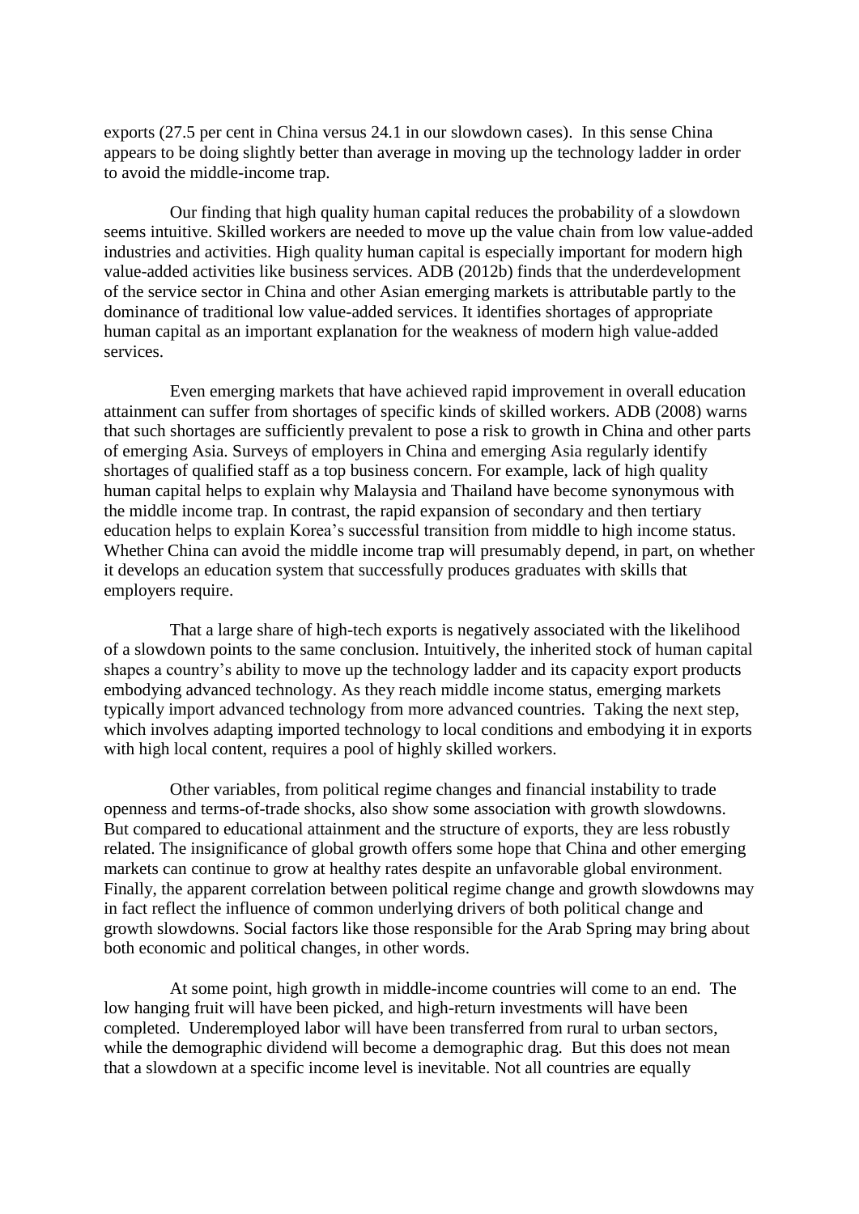exports (27.5 per cent in China versus 24.1 in our slowdown cases). In this sense China appears to be doing slightly better than average in moving up the technology ladder in order to avoid the middle-income trap.

Our finding that high quality human capital reduces the probability of a slowdown seems intuitive. Skilled workers are needed to move up the value chain from low value-added industries and activities. High quality human capital is especially important for modern high value-added activities like business services. ADB (2012b) finds that the underdevelopment of the service sector in China and other Asian emerging markets is attributable partly to the dominance of traditional low value-added services. It identifies shortages of appropriate human capital as an important explanation for the weakness of modern high value-added services.

Even emerging markets that have achieved rapid improvement in overall education attainment can suffer from shortages of specific kinds of skilled workers. ADB (2008) warns that such shortages are sufficiently prevalent to pose a risk to growth in China and other parts of emerging Asia. Surveys of employers in China and emerging Asia regularly identify shortages of qualified staff as a top business concern. For example, lack of high quality human capital helps to explain why Malaysia and Thailand have become synonymous with the middle income trap. In contrast, the rapid expansion of secondary and then tertiary education helps to explain Korea's successful transition from middle to high income status. Whether China can avoid the middle income trap will presumably depend, in part, on whether it develops an education system that successfully produces graduates with skills that employers require.

That a large share of high-tech exports is negatively associated with the likelihood of a slowdown points to the same conclusion. Intuitively, the inherited stock of human capital shapes a country's ability to move up the technology ladder and its capacity export products embodying advanced technology. As they reach middle income status, emerging markets typically import advanced technology from more advanced countries. Taking the next step, which involves adapting imported technology to local conditions and embodying it in exports with high local content, requires a pool of highly skilled workers.

Other variables, from political regime changes and financial instability to trade openness and terms-of-trade shocks, also show some association with growth slowdowns. But compared to educational attainment and the structure of exports, they are less robustly related. The insignificance of global growth offers some hope that China and other emerging markets can continue to grow at healthy rates despite an unfavorable global environment. Finally, the apparent correlation between political regime change and growth slowdowns may in fact reflect the influence of common underlying drivers of both political change and growth slowdowns. Social factors like those responsible for the Arab Spring may bring about both economic and political changes, in other words.

At some point, high growth in middle-income countries will come to an end. The low hanging fruit will have been picked, and high-return investments will have been completed. Underemployed labor will have been transferred from rural to urban sectors, while the demographic dividend will become a demographic drag. But this does not mean that a slowdown at a specific income level is inevitable. Not all countries are equally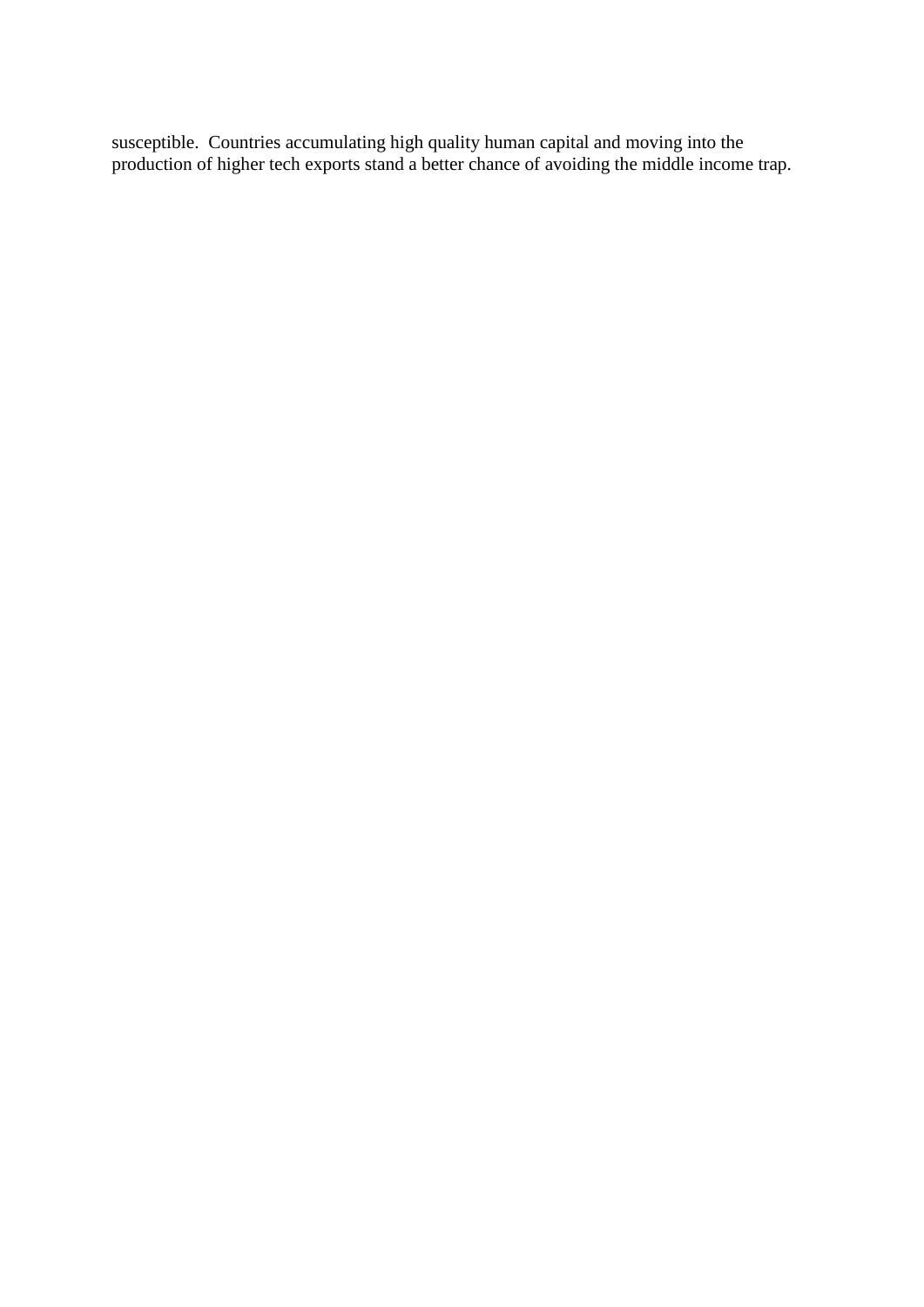susceptible. Countries accumulating high quality human capital and moving into the production of higher tech exports stand a better chance of avoiding the middle income trap.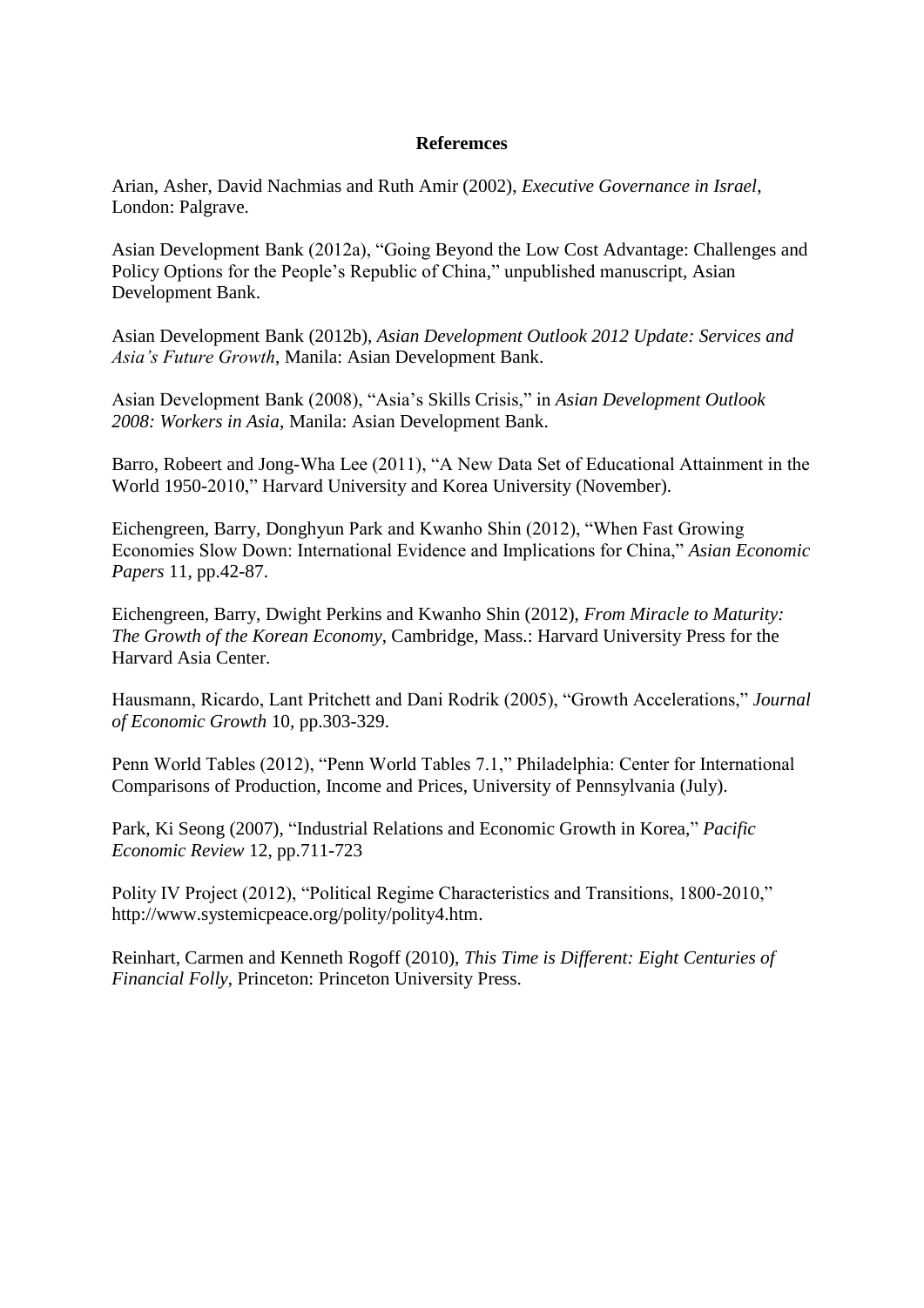**Referemces**

Arian, Asher, David Nachmias and Ruth Amir (2002), *Executive Governance in Israel*, London: Palgrave.

Asian Development Bank (2012a), "Going Beyond the Low Cost Advantage: Challenges and Policy Options for the People's Republic of China," unpublished manuscript, Asian Development Bank.

Asian Development Bank (2012b), *Asian Development Outlook 2012 Update: Services and Asia's Future Growth*, Manila: Asian Development Bank.

Asian Development Bank (2008), "Asia's Skills Crisis," in *Asian Development Outlook 2008: Workers in Asia*, Manila: Asian Development Bank.

Barro, Robeert and Jong-Wha Lee (2011), "A New Data Set of Educational Attainment in the World 1950-2010," Harvard University and Korea University (November).

Eichengreen, Barry, Donghyun Park and Kwanho Shin (2012), "When Fast Growing Economies Slow Down: International Evidence and Implications for China," *Asian Economic Papers* 11, pp.42-87.

Eichengreen, Barry, Dwight Perkins and Kwanho Shin (2012), *From Miracle to Maturity: The Growth of the Korean Economy*, Cambridge, Mass.: Harvard University Press for the Harvard Asia Center.

Hausmann, Ricardo, Lant Pritchett and Dani Rodrik (2005), "Growth Accelerations," *Journal of Economic Growth* 10, pp.303-329.

Penn World Tables (2012), "Penn World Tables 7.1," Philadelphia: Center for International Comparisons of Production, Income and Prices, University of Pennsylvania (July).

Park, Ki Seong (2007), "Industrial Relations and Economic Growth in Korea," *Pacific Economic Review* 12, pp.711-723

Polity IV Project (2012), "Political Regime Characteristics and Transitions, 1800-2010," http://www.systemicpeace.org/polity/polity4.htm.

Reinhart, Carmen and Kenneth Rogoff (2010), *This Time is Different: Eight Centuries of Financial Folly*, Princeton: Princeton University Press.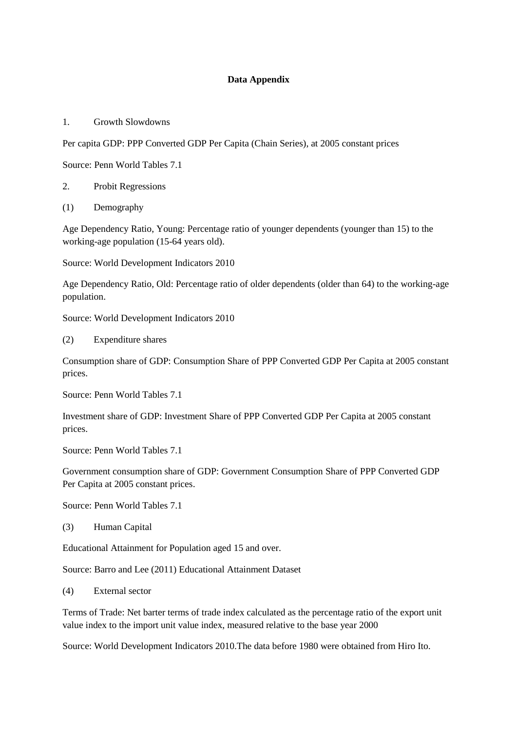# Data Appendix

1. Growth Slowdowns

Per capita GDP: PPP Converted GDP Per Capita (Chain Series), at 2005 constant prices

Source: Penn World Tables 7.1

2. Probit Regressions

(1) Demography

Age Dependency Ratio, Young: Percentage ratio of younger dependents (younger than 15) to the working-age population (15-64 years old).

Source: World Development Indicators 2010

Age Dependency Ratio, Old: Percentage ratio of older dependents (older than 64) to the working-age population.

Source: World Development Indicators 2010

(2) Expenditure shares

Consumption share of GDP: Consumption Share of PPP Converted GDP Per Capita at 2005 constant prices.

Source: Penn World Tables 7.1

Investment share of GDP: Investment Share of PPP Converted GDP Per Capita at 2005 constant prices.

Source: Penn World Tables 7.1

Government consumption share of GDP: Government Consumption Share of PPP Converted GDP Per Capita at 2005 constant prices.

Source: Penn World Tables 7.1

(3) Human Capital

Educational Attainment for Population aged 15 and over.

Source: Barro and Lee (2011) Educational Attainment Dataset

(4) External sector

Terms of Trade: Net barter terms of trade index calculated as the percentage ratio of the export unit value index to the import unit value index, measured relative to the base year 2000

Source: World Development Indicators 2010.The data before 1980 were obtained from Hiro Ito.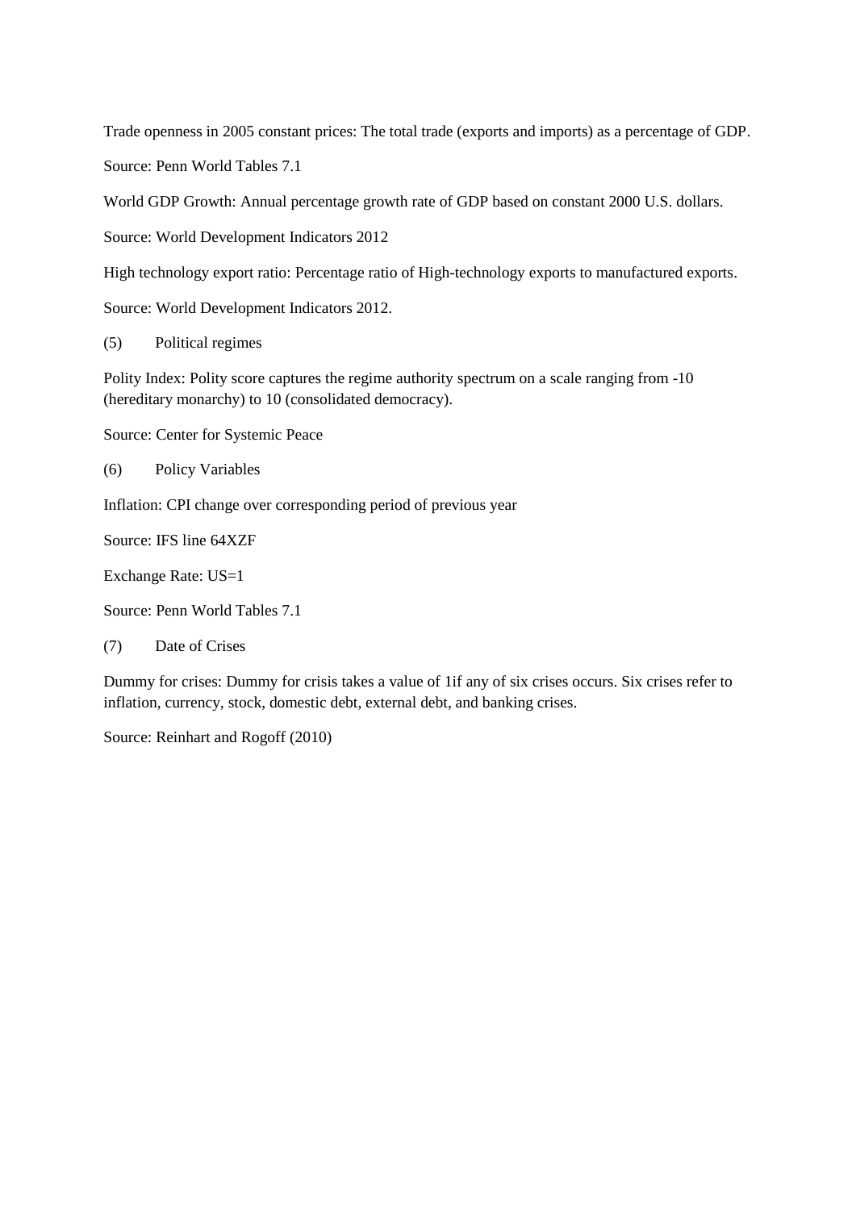Trade openness in 2005 constant prices: The total trade (exports and imports) as a percentage of GDP.

Source: Penn World Tables 7.1

World GDP Growth: Annual percentage growth rate of GDP based on constant 2000 U.S. dollars.

Source: World Development Indicators 2012

High technology export ratio: Percentage ratio of High-technology exports to manufactured exports.

Source: World Development Indicators 2012.

(5) Political regimes

Polity Index: Polity score captures the regime authority spectrum on a scale ranging from -10 (hereditary monarchy) to 10 (consolidated democracy).

Source: Center for Systemic Peace

(6) Policy Variables

Inflation: CPI change over corresponding period of previous year

Source: IFS line 64XZF

Exchange Rate: US=1

Source: Penn World Tables 7.1

(7) Date of Crises

Dummy for crises: Dummy for crisis takes a value of 1if any of six crises occurs. Six crises refer to inflation, currency, stock, domestic debt, external debt, and banking crises.

Source: Reinhart and Rogoff (2010)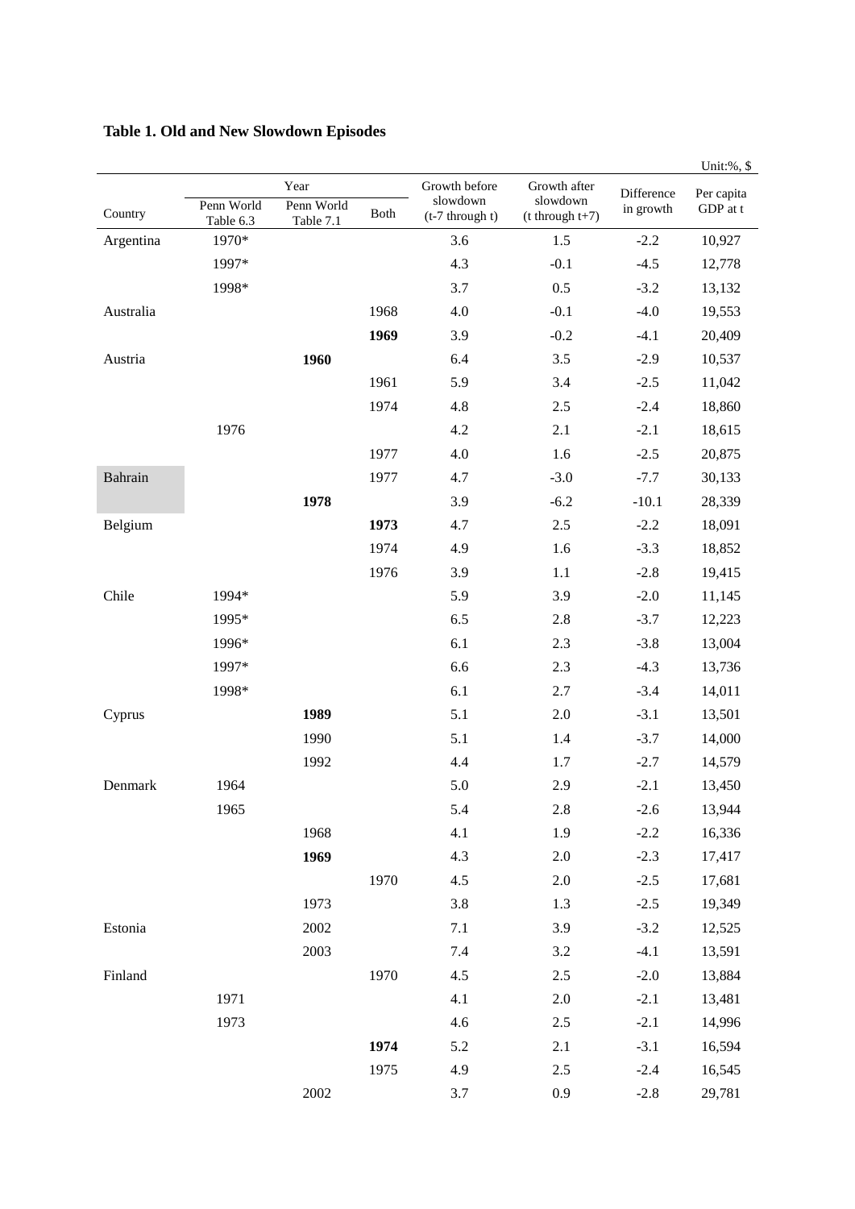**Table 1. Old and New Slowdown Episodes**

Unit:%, $

| Country | Year | | | Growth before slowdown (t-7 through t) | Growth after slowdown (t through t+7) | Difference in growth | Per capita GDP at t |
|---|---|---|---|---|---|---|---|
| | Penn World Table 6.3 | Penn World Table 7.1 | Both | | | | |
| Argentina | 1970* | | | 3.6 | 1.5 | -2.2 | 10,927 |
| | 1997* | | | 4.3 | -0.1 | -4.5 | 12,778 |
| | 1998* | | | 3.7 | 0.5 | -3.2 | 13,132 |
| Australia | | | 1968 | 4.0 | -0.1 | -4.0 | 19,553 |
| | | | **1969** | 3.9 | -0.2 | -4.1 | 20,409 |
| Austria | | **1960** | | 6.4 | 3.5 | -2.9 | 10,537 |
| | | | 1961 | 5.9 | 3.4 | -2.5 | 11,042 |
| | | | 1974 | 4.8 | 2.5 | -2.4 | 18,860 |
| | 1976 | | | 4.2 | 2.1 | -2.1 | 18,615 |
| | | | 1977 | 4.0 | 1.6 | -2.5 | 20,875 |
| Bahrain | | | 1977 | 4.7 | -3.0 | -7.7 | 30,133 |
| | | **1978** | | 3.9 | -6.2 | -10.1 | 28,339 |
| Belgium | | | **1973** | 4.7 | 2.5 | -2.2 | 18,091 |
| | | | 1974 | 4.9 | 1.6 | -3.3 | 18,852 |
| | | | 1976 | 3.9 | 1.1 | -2.8 | 19,415 |
| Chile | 1994* | | | 5.9 | 3.9 | -2.0 | 11,145 |
| | 1995* | | | 6.5 | 2.8 | -3.7 | 12,223 |
| | 1996* | | | 6.1 | 2.3 | -3.8 | 13,004 |
| | 1997* | | | 6.6 | 2.3 | -4.3 | 13,736 |
| | 1998* | | | 6.1 | 2.7 | -3.4 | 14,011 |
| Cyprus | | **1989** | | 5.1 | 2.0 | -3.1 | 13,501 |
| | | 1990 | | 5.1 | 1.4 | -3.7 | 14,000 |
| | | 1992 | | 4.4 | 1.7 | -2.7 | 14,579 |
| Denmark | 1964 | | | 5.0 | 2.9 | -2.1 | 13,450 |
| | 1965 | | | 5.4 | 2.8 | -2.6 | 13,944 |
| | | 1968 | | 4.1 | 1.9 | -2.2 | 16,336 |
| | | **1969** | | 4.3 | 2.0 | -2.3 | 17,417 |
| | | | 1970 | 4.5 | 2.0 | -2.5 | 17,681 |
| | | 1973 | | 3.8 | 1.3 | -2.5 | 19,349 |
| Estonia | | 2002 | | 7.1 | 3.9 | -3.2 | 12,525 |
| | | 2003 | | 7.4 | 3.2 | -4.1 | 13,591 |
| Finland | | | 1970 | 4.5 | 2.5 | -2.0 | 13,884 |
| | 1971 | | | 4.1 | 2.0 | -2.1 | 13,481 |
| | 1973 | | | 4.6 | 2.5 | -2.1 | 14,996 |
| | | | **1974** | 5.2 | 2.1 | -3.1 | 16,594 |
| | | | 1975 | 4.9 | 2.5 | -2.4 | 16,545 |
| | | 2002 | | 3.7 | 0.9 | -2.8 | 29,781 |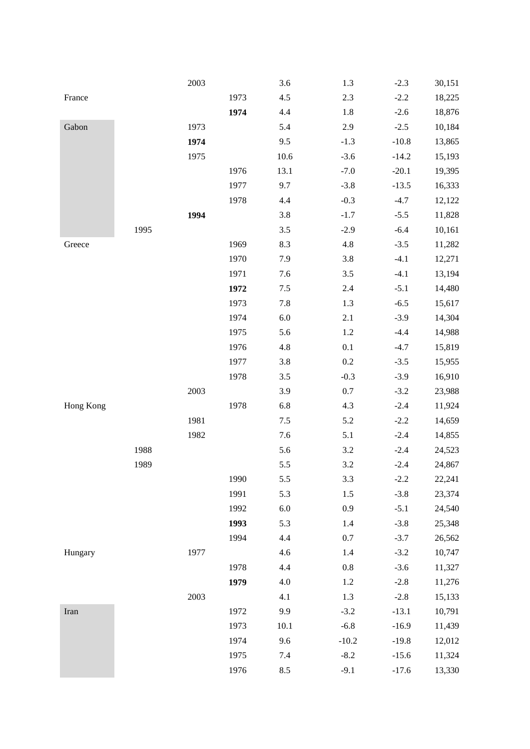| | | | | | | | |
|---|---|---|---|---|---|---|---|
| | | 2003 | | 3.6 | 1.3 | -2.3 | 30,151 |
| France | | | 1973 | 4.5 | 2.3 | -2.2 | 18,225 |
| | | | **1974** | 4.4 | 1.8 | -2.6 | 18,876 |
| Gabon | | 1973 | | 5.4 | 2.9 | -2.5 | 10,184 |
| | | **1974** | | 9.5 | -1.3 | -10.8 | 13,865 |
| | | 1975 | | 10.6 | -3.6 | -14.2 | 15,193 |
| | | | 1976 | 13.1 | -7.0 | -20.1 | 19,395 |
| | | | 1977 | 9.7 | -3.8 | -13.5 | 16,333 |
| | | | 1978 | 4.4 | -0.3 | -4.7 | 12,122 |
| | | **1994** | | 3.8 | -1.7 | -5.5 | 11,828 |
| | 1995 | | | 3.5 | -2.9 | -6.4 | 10,161 |
| Greece | | | 1969 | 8.3 | 4.8 | -3.5 | 11,282 |
| | | | 1970 | 7.9 | 3.8 | -4.1 | 12,271 |
| | | | 1971 | 7.6 | 3.5 | -4.1 | 13,194 |
| | | | **1972** | 7.5 | 2.4 | -5.1 | 14,480 |
| | | | 1973 | 7.8 | 1.3 | -6.5 | 15,617 |
| | | | 1974 | 6.0 | 2.1 | -3.9 | 14,304 |
| | | | 1975 | 5.6 | 1.2 | -4.4 | 14,988 |
| | | | 1976 | 4.8 | 0.1 | -4.7 | 15,819 |
| | | | 1977 | 3.8 | 0.2 | -3.5 | 15,955 |
| | | | 1978 | 3.5 | -0.3 | -3.9 | 16,910 |
| | | 2003 | | 3.9 | 0.7 | -3.2 | 23,988 |
| Hong Kong | | | 1978 | 6.8 | 4.3 | -2.4 | 11,924 |
| | | 1981 | | 7.5 | 5.2 | -2.2 | 14,659 |
| | | 1982 | | 7.6 | 5.1 | -2.4 | 14,855 |
| | 1988 | | | 5.6 | 3.2 | -2.4 | 24,523 |
| | 1989 | | | 5.5 | 3.2 | -2.4 | 24,867 |
| | | | 1990 | 5.5 | 3.3 | -2.2 | 22,241 |
| | | | 1991 | 5.3 | 1.5 | -3.8 | 23,374 |
| | | | 1992 | 6.0 | 0.9 | -5.1 | 24,540 |
| | | | **1993** | 5.3 | 1.4 | -3.8 | 25,348 |
| | | | 1994 | 4.4 | 0.7 | -3.7 | 26,562 |
| Hungary | | 1977 | | 4.6 | 1.4 | -3.2 | 10,747 |
| | | | 1978 | 4.4 | 0.8 | -3.6 | 11,327 |
| | | | **1979** | 4.0 | 1.2 | -2.8 | 11,276 |
| | | 2003 | | 4.1 | 1.3 | -2.8 | 15,133 |
| Iran | | | 1972 | 9.9 | -3.2 | -13.1 | 10,791 |
| | | | 1973 | 10.1 | -6.8 | -16.9 | 11,439 |
| | | | 1974 | 9.6 | -10.2 | -19.8 | 12,012 |
| | | | 1975 | 7.4 | -8.2 | -15.6 | 11,324 |
| | | | 1976 | 8.5 | -9.1 | -17.6 | 13,330 |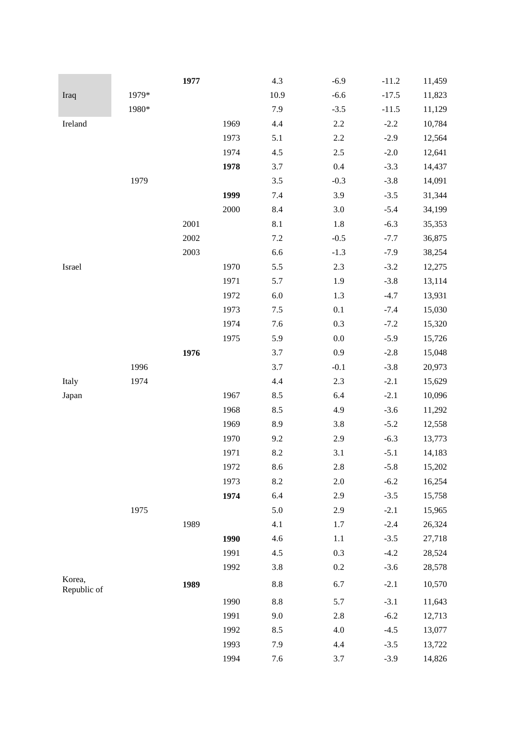| | | | | | | | |
|---|---|---|---|---|---|---|---|
| | | **1977** | | 4.3 | -6.9 | -11.2 | 11,459 |
| Iraq | 1979* | | | 10.9 | -6.6 | -17.5 | 11,823 |
| | 1980* | | | 7.9 | -3.5 | -11.5 | 11,129 |
| Ireland | | | 1969 | 4.4 | 2.2 | -2.2 | 10,784 |
| | | | 1973 | 5.1 | 2.2 | -2.9 | 12,564 |
| | | | 1974 | 4.5 | 2.5 | -2.0 | 12,641 |
| | | | **1978** | 3.7 | 0.4 | -3.3 | 14,437 |
| | 1979 | | | 3.5 | -0.3 | -3.8 | 14,091 |
| | | | **1999** | 7.4 | 3.9 | -3.5 | 31,344 |
| | | | 2000 | 8.4 | 3.0 | -5.4 | 34,199 |
| | | 2001 | | 8.1 | 1.8 | -6.3 | 35,353 |
| | | 2002 | | 7.2 | -0.5 | -7.7 | 36,875 |
| | | 2003 | | 6.6 | -1.3 | -7.9 | 38,254 |
| Israel | | | 1970 | 5.5 | 2.3 | -3.2 | 12,275 |
| | | | 1971 | 5.7 | 1.9 | -3.8 | 13,114 |
| | | | 1972 | 6.0 | 1.3 | -4.7 | 13,931 |
| | | | 1973 | 7.5 | 0.1 | -7.4 | 15,030 |
| | | | 1974 | 7.6 | 0.3 | -7.2 | 15,320 |
| | | | 1975 | 5.9 | 0.0 | -5.9 | 15,726 |
| | | **1976** | | 3.7 | 0.9 | -2.8 | 15,048 |
| | 1996 | | | 3.7 | -0.1 | -3.8 | 20,973 |
| Italy | 1974 | | | 4.4 | 2.3 | -2.1 | 15,629 |
| Japan | | | 1967 | 8.5 | 6.4 | -2.1 | 10,096 |
| | | | 1968 | 8.5 | 4.9 | -3.6 | 11,292 |
| | | | 1969 | 8.9 | 3.8 | -5.2 | 12,558 |
| | | | 1970 | 9.2 | 2.9 | -6.3 | 13,773 |
| | | | 1971 | 8.2 | 3.1 | -5.1 | 14,183 |
| | | | 1972 | 8.6 | 2.8 | -5.8 | 15,202 |
| | | | 1973 | 8.2 | 2.0 | -6.2 | 16,254 |
| | | | **1974** | 6.4 | 2.9 | -3.5 | 15,758 |
| | 1975 | | | 5.0 | 2.9 | -2.1 | 15,965 |
| | | 1989 | | 4.1 | 1.7 | -2.4 | 26,324 |
| | | | **1990** | 4.6 | 1.1 | -3.5 | 27,718 |
| | | | 1991 | 4.5 | 0.3 | -4.2 | 28,524 |
| | | | 1992 | 3.8 | 0.2 | -3.6 | 28,578 |
| Korea, Republic of | | **1989** | | 8.8 | 6.7 | -2.1 | 10,570 |
| | | | 1990 | 8.8 | 5.7 | -3.1 | 11,643 |
| | | | 1991 | 9.0 | 2.8 | -6.2 | 12,713 |
| | | | 1992 | 8.5 | 4.0 | -4.5 | 13,077 |
| | | | 1993 | 7.9 | 4.4 | -3.5 | 13,722 |
| | | | 1994 | 7.6 | 3.7 | -3.9 | 14,826 |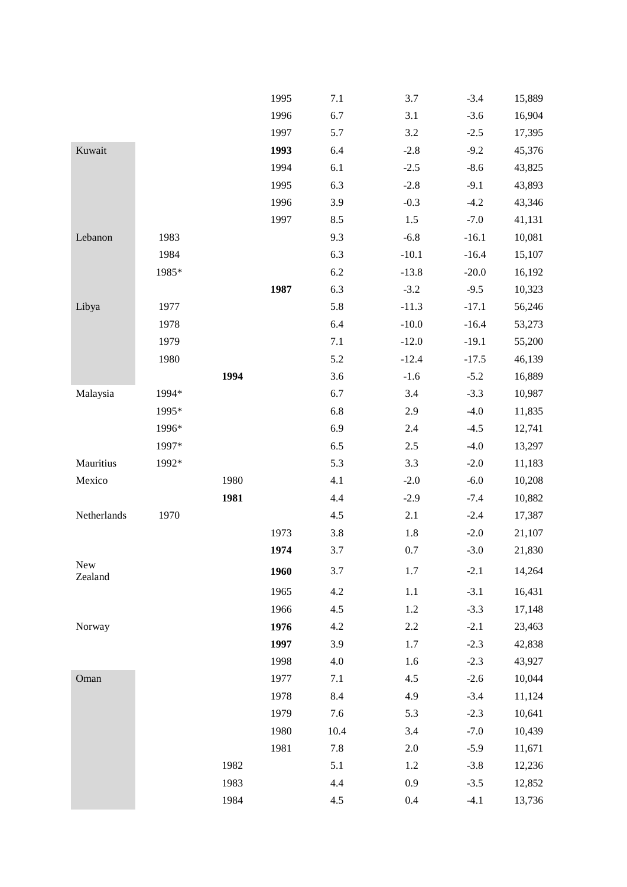| | | | | | | | |
|---|---|---|---|---|---|---|---|
| | | | 1995 | 7.1 | 3.7 | -3.4 | 15,889 |
| | | | 1996 | 6.7 | 3.1 | -3.6 | 16,904 |
| | | | 1997 | 5.7 | 3.2 | -2.5 | 17,395 |
| Kuwait | | | **1993** | 6.4 | -2.8 | -9.2 | 45,376 |
| | | | 1994 | 6.1 | -2.5 | -8.6 | 43,825 |
| | | | 1995 | 6.3 | -2.8 | -9.1 | 43,893 |
| | | | 1996 | 3.9 | -0.3 | -4.2 | 43,346 |
| | | | 1997 | 8.5 | 1.5 | -7.0 | 41,131 |
| Lebanon | 1983 | | | 9.3 | -6.8 | -16.1 | 10,081 |
| | 1984 | | | 6.3 | -10.1 | -16.4 | 15,107 |
| | 1985* | | | 6.2 | -13.8 | -20.0 | 16,192 |
| | | | **1987** | 6.3 | -3.2 | -9.5 | 10,323 |
| Libya | 1977 | | | 5.8 | -11.3 | -17.1 | 56,246 |
| | 1978 | | | 6.4 | -10.0 | -16.4 | 53,273 |
| | 1979 | | | 7.1 | -12.0 | -19.1 | 55,200 |
| | 1980 | | | 5.2 | -12.4 | -17.5 | 46,139 |
| | | **1994** | | 3.6 | -1.6 | -5.2 | 16,889 |
| Malaysia | 1994* | | | 6.7 | 3.4 | -3.3 | 10,987 |
| | 1995* | | | 6.8 | 2.9 | -4.0 | 11,835 |
| | 1996* | | | 6.9 | 2.4 | -4.5 | 12,741 |
| | 1997* | | | 6.5 | 2.5 | -4.0 | 13,297 |
| Mauritius | 1992* | | | 5.3 | 3.3 | -2.0 | 11,183 |
| Mexico | | 1980 | | 4.1 | -2.0 | -6.0 | 10,208 |
| | | **1981** | | 4.4 | -2.9 | -7.4 | 10,882 |
| Netherlands | 1970 | | | 4.5 | 2.1 | -2.4 | 17,387 |
| | | | 1973 | 3.8 | 1.8 | -2.0 | 21,107 |
| | | | **1974** | 3.7 | 0.7 | -3.0 | 21,830 |
| New Zealand | | | **1960** | 3.7 | 1.7 | -2.1 | 14,264 |
| | | | 1965 | 4.2 | 1.1 | -3.1 | 16,431 |
| | | | 1966 | 4.5 | 1.2 | -3.3 | 17,148 |
| Norway | | | **1976** | 4.2 | 2.2 | -2.1 | 23,463 |
| | | | **1997** | 3.9 | 1.7 | -2.3 | 42,838 |
| | | | 1998 | 4.0 | 1.6 | -2.3 | 43,927 |
| Oman | | | 1977 | 7.1 | 4.5 | -2.6 | 10,044 |
| | | | 1978 | 8.4 | 4.9 | -3.4 | 11,124 |
| | | | 1979 | 7.6 | 5.3 | -2.3 | 10,641 |
| | | | 1980 | 10.4 | 3.4 | -7.0 | 10,439 |
| | | | 1981 | 7.8 | 2.0 | -5.9 | 11,671 |
| | | 1982 | | 5.1 | 1.2 | -3.8 | 12,236 |
| | | 1983 | | 4.4 | 0.9 | -3.5 | 12,852 |
| | | 1984 | | 4.5 | 0.4 | -4.1 | 13,736 |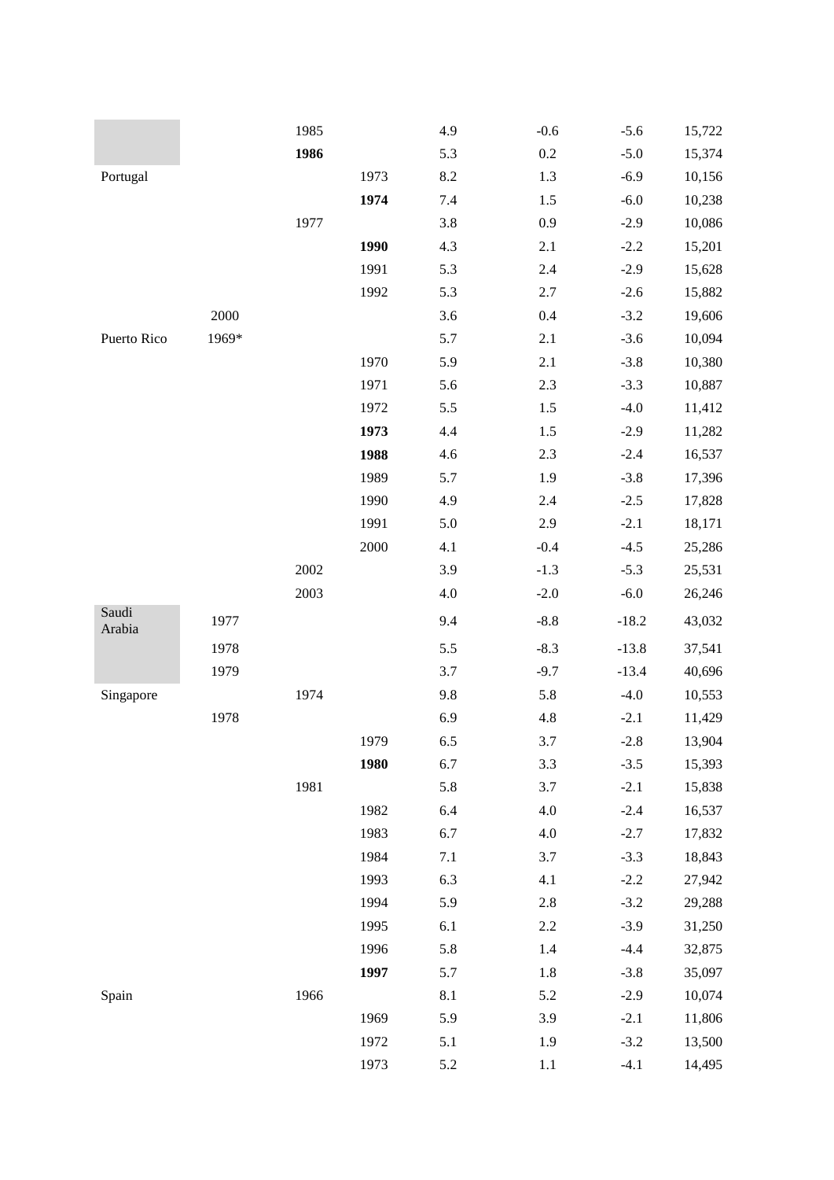| | | | | | | | |
|---|---|---|---|---|---|---|---|
| | | 1985 | | 4.9 | -0.6 | -5.6 | 15,722 |
| | | **1986** | | 5.3 | 0.2 | -5.0 | 15,374 |
| Portugal | | | 1973 | 8.2 | 1.3 | -6.9 | 10,156 |
| | | | **1974** | 7.4 | 1.5 | -6.0 | 10,238 |
| | | 1977 | | 3.8 | 0.9 | -2.9 | 10,086 |
| | | | **1990** | 4.3 | 2.1 | -2.2 | 15,201 |
| | | | 1991 | 5.3 | 2.4 | -2.9 | 15,628 |
| | | | 1992 | 5.3 | 2.7 | -2.6 | 15,882 |
| | 2000 | | | 3.6 | 0.4 | -3.2 | 19,606 |
| Puerto Rico | 1969* | | | 5.7 | 2.1 | -3.6 | 10,094 |
| | | | 1970 | 5.9 | 2.1 | -3.8 | 10,380 |
| | | | 1971 | 5.6 | 2.3 | -3.3 | 10,887 |
| | | | 1972 | 5.5 | 1.5 | -4.0 | 11,412 |
| | | | **1973** | 4.4 | 1.5 | -2.9 | 11,282 |
| | | | **1988** | 4.6 | 2.3 | -2.4 | 16,537 |
| | | | 1989 | 5.7 | 1.9 | -3.8 | 17,396 |
| | | | 1990 | 4.9 | 2.4 | -2.5 | 17,828 |
| | | | 1991 | 5.0 | 2.9 | -2.1 | 18,171 |
| | | | 2000 | 4.1 | -0.4 | -4.5 | 25,286 |
| | | 2002 | | 3.9 | -1.3 | -5.3 | 25,531 |
| | | 2003 | | 4.0 | -2.0 | -6.0 | 26,246 |
| Saudi Arabia | 1977 | | | 9.4 | -8.8 | -18.2 | 43,032 |
| | 1978 | | | 5.5 | -8.3 | -13.8 | 37,541 |
| | 1979 | | | 3.7 | -9.7 | -13.4 | 40,696 |
| Singapore | | 1974 | | 9.8 | 5.8 | -4.0 | 10,553 |
| | 1978 | | | 6.9 | 4.8 | -2.1 | 11,429 |
| | | | 1979 | 6.5 | 3.7 | -2.8 | 13,904 |
| | | | **1980** | 6.7 | 3.3 | -3.5 | 15,393 |
| | | 1981 | | 5.8 | 3.7 | -2.1 | 15,838 |
| | | | 1982 | 6.4 | 4.0 | -2.4 | 16,537 |
| | | | 1983 | 6.7 | 4.0 | -2.7 | 17,832 |
| | | | 1984 | 7.1 | 3.7 | -3.3 | 18,843 |
| | | | 1993 | 6.3 | 4.1 | -2.2 | 27,942 |
| | | | 1994 | 5.9 | 2.8 | -3.2 | 29,288 |
| | | | 1995 | 6.1 | 2.2 | -3.9 | 31,250 |
| | | | 1996 | 5.8 | 1.4 | -4.4 | 32,875 |
| | | | **1997** | 5.7 | 1.8 | -3.8 | 35,097 |
| Spain | | 1966 | | 8.1 | 5.2 | -2.9 | 10,074 |
| | | | 1969 | 5.9 | 3.9 | -2.1 | 11,806 |
| | | | 1972 | 5.1 | 1.9 | -3.2 | 13,500 |
| | | | 1973 | 5.2 | 1.1 | -4.1 | 14,495 |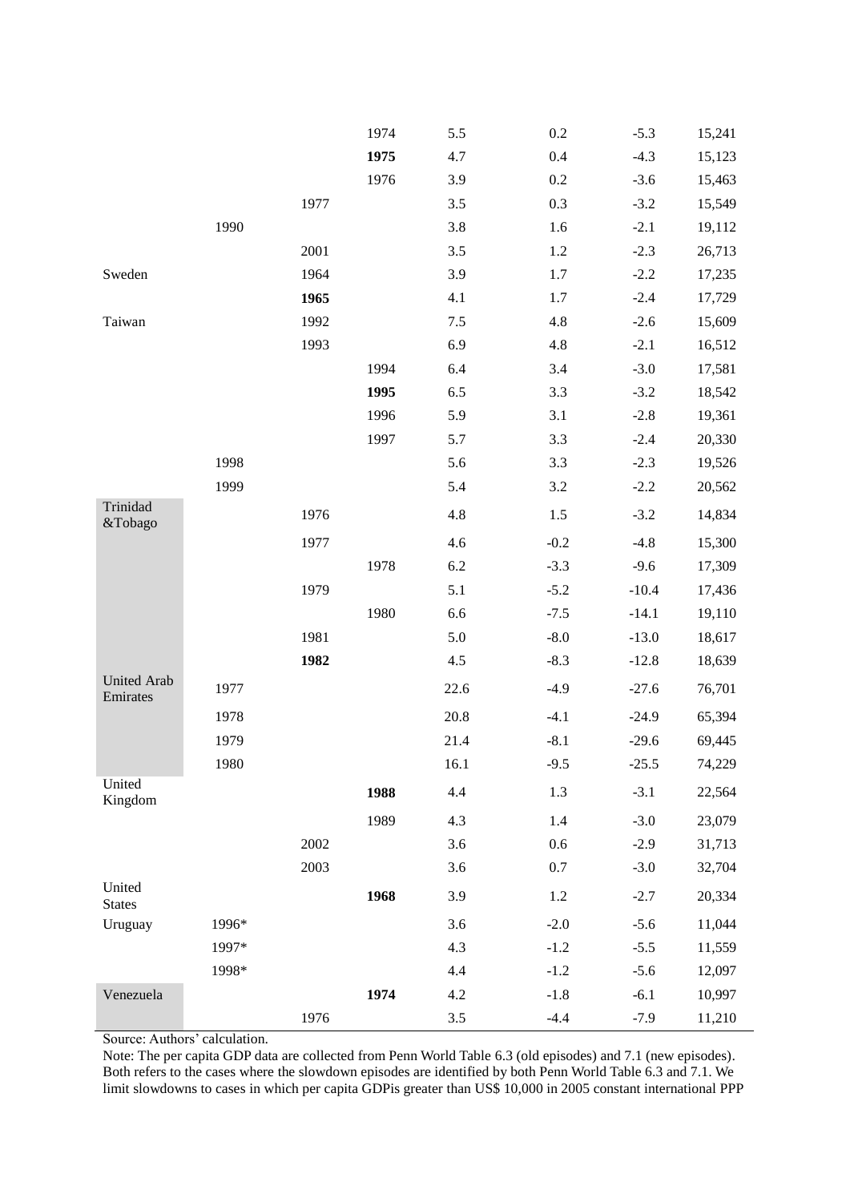| | | | | | | | |
|---|---|---|---|---|---|---|---|
| | | | 1974 | 5.5 | 0.2 | -5.3 | 15,241 |
| | | | **1975** | 4.7 | 0.4 | -4.3 | 15,123 |
| | | | 1976 | 3.9 | 0.2 | -3.6 | 15,463 |
| | | 1977 | | 3.5 | 0.3 | -3.2 | 15,549 |
| | 1990 | | | 3.8 | 1.6 | -2.1 | 19,112 |
| | | 2001 | | 3.5 | 1.2 | -2.3 | 26,713 |
| Sweden | | 1964 | | 3.9 | 1.7 | -2.2 | 17,235 |
| | | **1965** | | 4.1 | 1.7 | -2.4 | 17,729 |
| Taiwan | | 1992 | | 7.5 | 4.8 | -2.6 | 15,609 |
| | | 1993 | | 6.9 | 4.8 | -2.1 | 16,512 |
| | | | 1994 | 6.4 | 3.4 | -3.0 | 17,581 |
| | | | **1995** | 6.5 | 3.3 | -3.2 | 18,542 |
| | | | 1996 | 5.9 | 3.1 | -2.8 | 19,361 |
| | | | 1997 | 5.7 | 3.3 | -2.4 | 20,330 |
| | 1998 | | | 5.6 | 3.3 | -2.3 | 19,526 |
| | 1999 | | | 5.4 | 3.2 | -2.2 | 20,562 |
| Trinidad &Tobago | | 1976 | | 4.8 | 1.5 | -3.2 | 14,834 |
| | | 1977 | | 4.6 | -0.2 | -4.8 | 15,300 |
| | | | 1978 | 6.2 | -3.3 | -9.6 | 17,309 |
| | | 1979 | | 5.1 | -5.2 | -10.4 | 17,436 |
| | | | 1980 | 6.6 | -7.5 | -14.1 | 19,110 |
| | | 1981 | | 5.0 | -8.0 | -13.0 | 18,617 |
| | | **1982** | | 4.5 | -8.3 | -12.8 | 18,639 |
| United Arab Emirates | 1977 | | | 22.6 | -4.9 | -27.6 | 76,701 |
| | 1978 | | | 20.8 | -4.1 | -24.9 | 65,394 |
| | 1979 | | | 21.4 | -8.1 | -29.6 | 69,445 |
| | 1980 | | | 16.1 | -9.5 | -25.5 | 74,229 |
| United Kingdom | | | **1988** | 4.4 | 1.3 | -3.1 | 22,564 |
| | | | 1989 | 4.3 | 1.4 | -3.0 | 23,079 |
| | | 2002 | | 3.6 | 0.6 | -2.9 | 31,713 |
| | | 2003 | | 3.6 | 0.7 | -3.0 | 32,704 |
| United States | | | **1968** | 3.9 | 1.2 | -2.7 | 20,334 |
| Uruguay | 1996* | | | 3.6 | -2.0 | -5.6 | 11,044 |
| | 1997* | | | 4.3 | -1.2 | -5.5 | 11,559 |
| | 1998* | | | 4.4 | -1.2 | -5.6 | 12,097 |
| Venezuela | | | **1974** | 4.2 | -1.8 | -6.1 | 10,997 |
| | | 1976 | | 3.5 | -4.4 | -7.9 | 11,210 |

Source: Authors' calculation.

Note: The per capita GDP data are collected from Penn World Table 6.3 (old episodes) and 7.1 (new episodes). Both refers to the cases where the slowdown episodes are identified by both Penn World Table 6.3 and 7.1. We limit slowdowns to cases in which per capita GDPis greater than US$ 10,000 in 2005 constant international PPP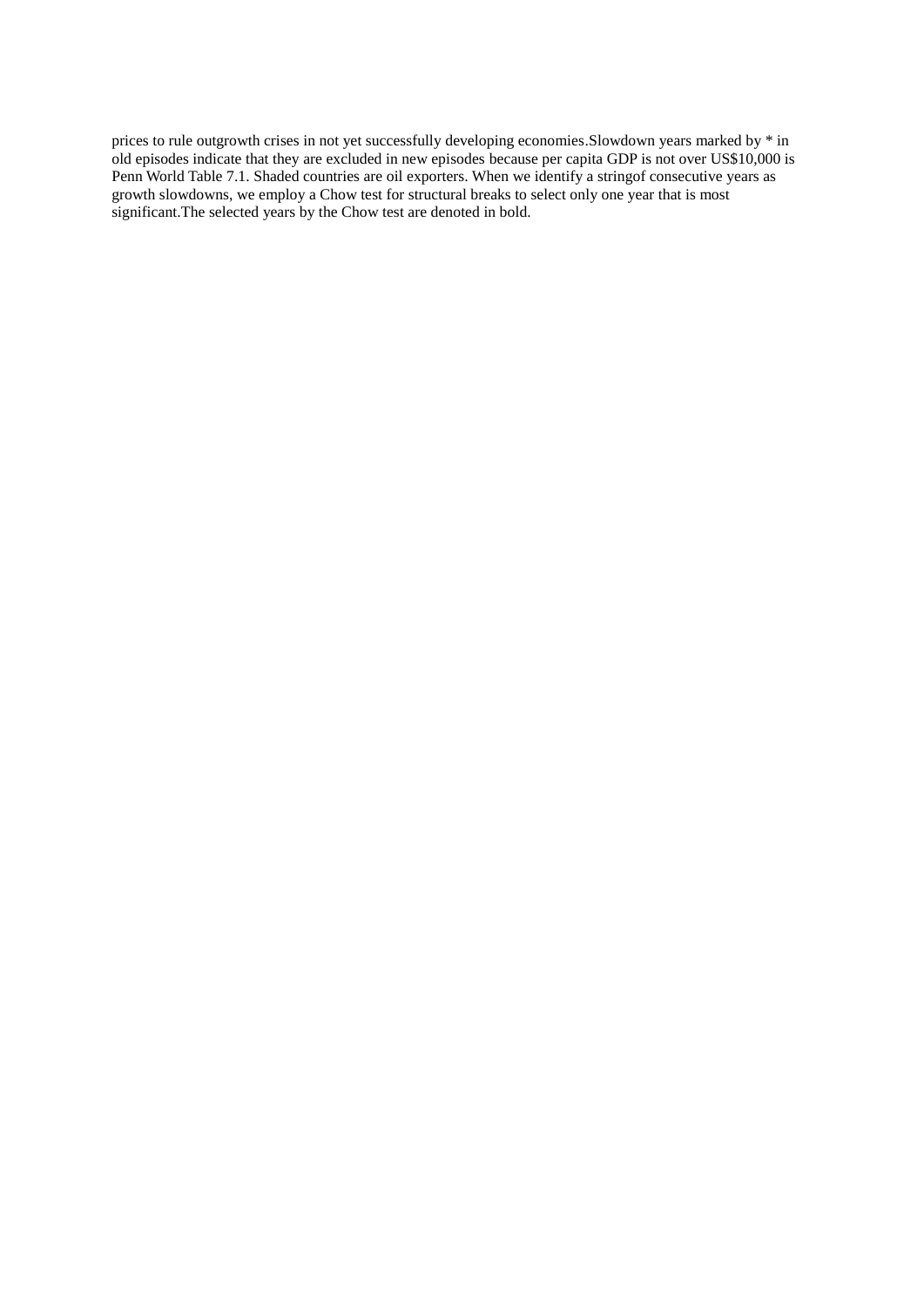prices to rule outgrowth crises in not yet successfully developing economies.Slowdown years marked by * in old episodes indicate that they are excluded in new episodes because per capita GDP is not over US$10,000 is Penn World Table 7.1. Shaded countries are oil exporters. When we identify a stringof consecutive years as growth slowdowns, we employ a Chow test for structural breaks to select only one year that is most significant.The selected years by the Chow test are denoted in bold.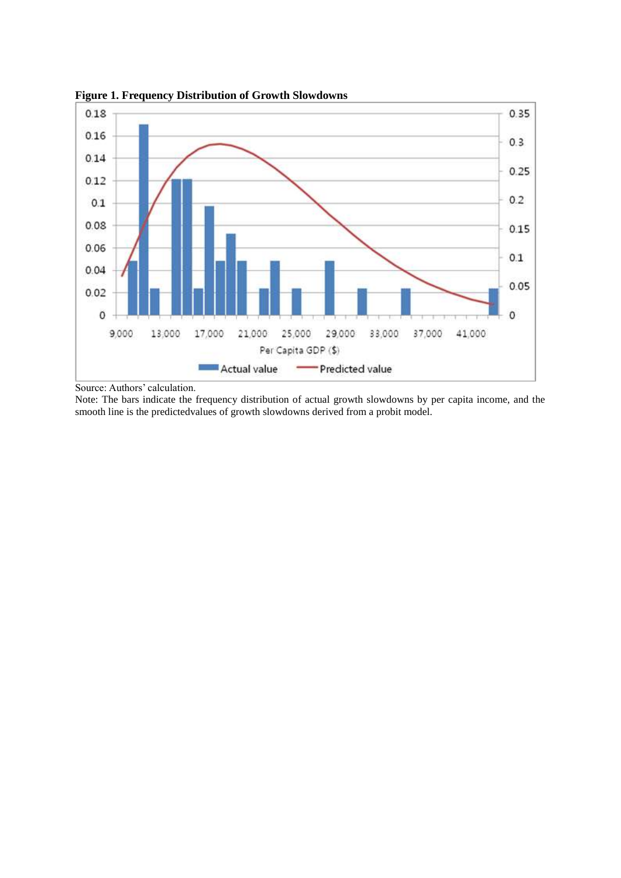**Figure 1. Frequency Distribution of Growth Slowdowns**

Source: Authors' calculation.

Note: The bars indicate the frequency distribution of actual growth slowdowns by per capita income, and the smooth line is the predictedvalues of growth slowdowns derived from a probit model.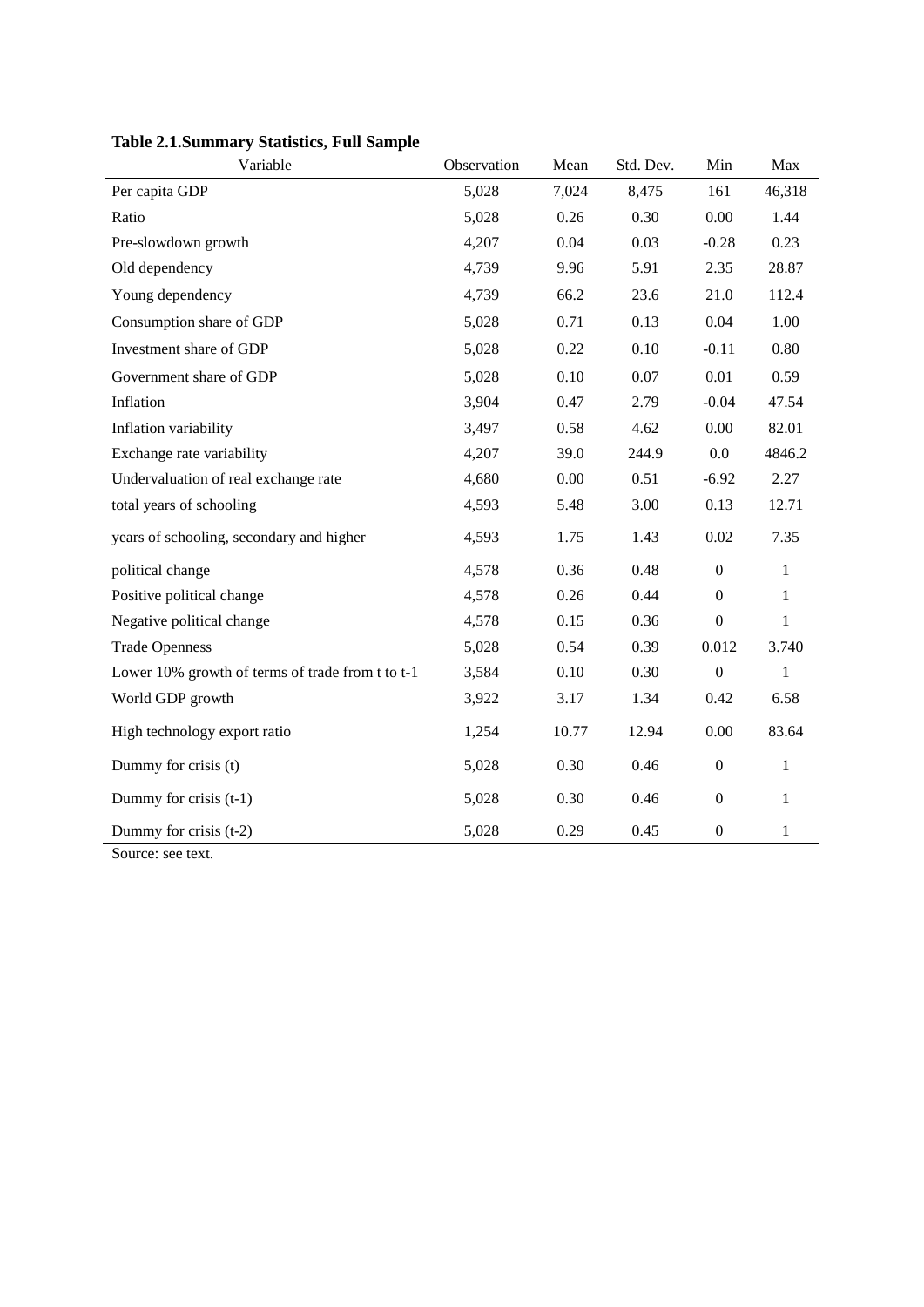**Table 2.1.Summary Statistics, Full Sample**

| Variable | Observation | Mean | Std. Dev. | Min | Max |
|---|---|---|---|---|---|
| Per capita GDP | 5,028 | 7,024 | 8,475 | 161 | 46,318 |
| Ratio | 5,028 | 0.26 | 0.30 | 0.00 | 1.44 |
| Pre-slowdown growth | 4,207 | 0.04 | 0.03 | -0.28 | 0.23 |
| Old dependency | 4,739 | 9.96 | 5.91 | 2.35 | 28.87 |
| Young dependency | 4,739 | 66.2 | 23.6 | 21.0 | 112.4 |
| Consumption share of GDP | 5,028 | 0.71 | 0.13 | 0.04 | 1.00 |
| Investment share of GDP | 5,028 | 0.22 | 0.10 | -0.11 | 0.80 |
| Government share of GDP | 5,028 | 0.10 | 0.07 | 0.01 | 0.59 |
| Inflation | 3,904 | 0.47 | 2.79 | -0.04 | 47.54 |
| Inflation variability | 3,497 | 0.58 | 4.62 | 0.00 | 82.01 |
| Exchange rate variability | 4,207 | 39.0 | 244.9 | 0.0 | 4846.2 |
| Undervaluation of real exchange rate | 4,680 | 0.00 | 0.51 | -6.92 | 2.27 |
| total years of schooling | 4,593 | 5.48 | 3.00 | 0.13 | 12.71 |
| years of schooling, secondary and higher | 4,593 | 1.75 | 1.43 | 0.02 | 7.35 |
| political change | 4,578 | 0.36 | 0.48 | 0 | 1 |
| Positive political change | 4,578 | 0.26 | 0.44 | 0 | 1 |
| Negative political change | 4,578 | 0.15 | 0.36 | 0 | 1 |
| Trade Openness | 5,028 | 0.54 | 0.39 | 0.012 | 3.740 |
| Lower 10% growth of terms of trade from t to t-1 | 3,584 | 0.10 | 0.30 | 0 | 1 |
| World GDP growth | 3,922 | 3.17 | 1.34 | 0.42 | 6.58 |
| High technology export ratio | 1,254 | 10.77 | 12.94 | 0.00 | 83.64 |
| Dummy for crisis (t) | 5,028 | 0.30 | 0.46 | 0 | 1 |
| Dummy for crisis (t-1) | 5,028 | 0.30 | 0.46 | 0 | 1 |
| Dummy for crisis (t-2) | 5,028 | 0.29 | 0.45 | 0 | 1 |

Source: see text.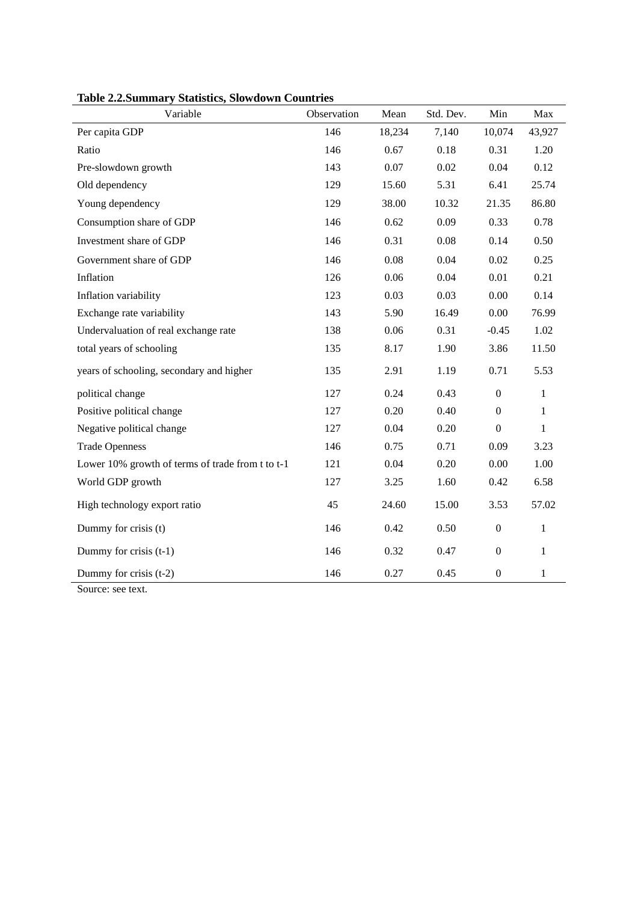**Table 2.2.Summary Statistics, Slowdown Countries**

| Variable | Observation | Mean | Std. Dev. | Min | Max |
|---|---|---|---|---|---|
| Per capita GDP | 146 | 18,234 | 7,140 | 10,074 | 43,927 |
| Ratio | 146 | 0.67 | 0.18 | 0.31 | 1.20 |
| Pre-slowdown growth | 143 | 0.07 | 0.02 | 0.04 | 0.12 |
| Old dependency | 129 | 15.60 | 5.31 | 6.41 | 25.74 |
| Young dependency | 129 | 38.00 | 10.32 | 21.35 | 86.80 |
| Consumption share of GDP | 146 | 0.62 | 0.09 | 0.33 | 0.78 |
| Investment share of GDP | 146 | 0.31 | 0.08 | 0.14 | 0.50 |
| Government share of GDP | 146 | 0.08 | 0.04 | 0.02 | 0.25 |
| Inflation | 126 | 0.06 | 0.04 | 0.01 | 0.21 |
| Inflation variability | 123 | 0.03 | 0.03 | 0.00 | 0.14 |
| Exchange rate variability | 143 | 5.90 | 16.49 | 0.00 | 76.99 |
| Undervaluation of real exchange rate | 138 | 0.06 | 0.31 | -0.45 | 1.02 |
| total years of schooling | 135 | 8.17 | 1.90 | 3.86 | 11.50 |
| years of schooling, secondary and higher | 135 | 2.91 | 1.19 | 0.71 | 5.53 |
| political change | 127 | 0.24 | 0.43 | 0 | 1 |
| Positive political change | 127 | 0.20 | 0.40 | 0 | 1 |
| Negative political change | 127 | 0.04 | 0.20 | 0 | 1 |
| Trade Openness | 146 | 0.75 | 0.71 | 0.09 | 3.23 |
| Lower 10% growth of terms of trade from t to t-1 | 121 | 0.04 | 0.20 | 0.00 | 1.00 |
| World GDP growth | 127 | 3.25 | 1.60 | 0.42 | 6.58 |
| High technology export ratio | 45 | 24.60 | 15.00 | 3.53 | 57.02 |
| Dummy for crisis (t) | 146 | 0.42 | 0.50 | 0 | 1 |
| Dummy for crisis (t-1) | 146 | 0.32 | 0.47 | 0 | 1 |
| Dummy for crisis (t-2) | 146 | 0.27 | 0.45 | 0 | 1 |

Source: see text.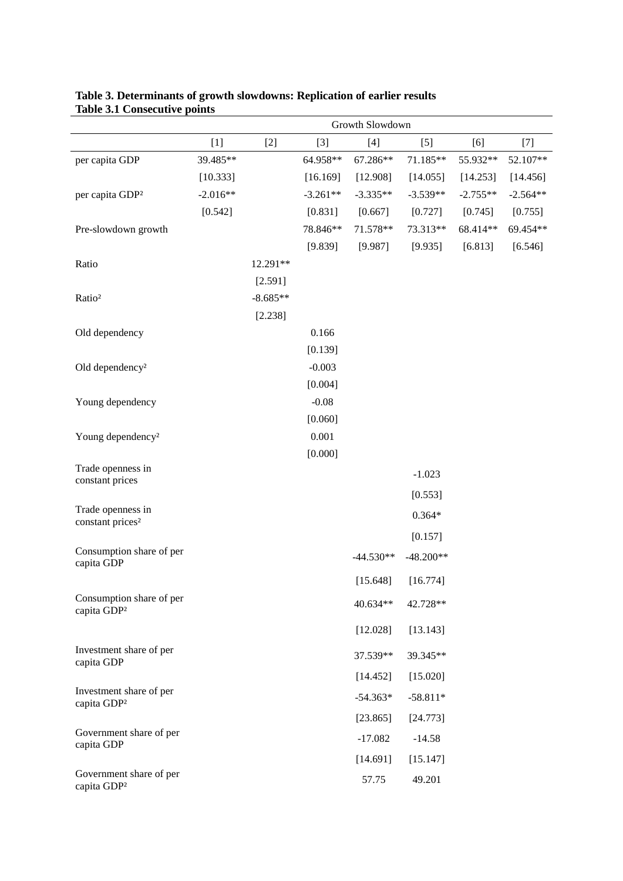**Table 3. Determinants of growth slowdowns: Replication of earlier results**
**Table 3.1 Consecutive points**

| | Growth Slowdown | | | | | | |
|---|---|---|---|---|---|---|---|
| | [1] | [2] | [3] | [4] | [5] | [6] | [7] |
| per capita GDP | 39.485** | | 64.958** | 67.286** | 71.185** | 55.932** | 52.107** |
| | [10.333] | | [16.169] | [12.908] | [14.055] | [14.253] | [14.456] |
| per capita GDP² | -2.016** | | -3.261** | -3.335** | -3.539** | -2.755** | -2.564** |
| | [0.542] | | [0.831] | [0.667] | [0.727] | [0.745] | [0.755] |
| Pre-slowdown growth | | | 78.846** | 71.578** | 73.313** | 68.414** | 69.454** |
| | | | [9.839] | [9.987] | [9.935] | [6.813] | [6.546] |
| Ratio | | 12.291** | | | | | |
| | | [2.591] | | | | | |
| Ratio² | | -8.685** | | | | | |
| | | [2.238] | | | | | |
| Old dependency | | | 0.166 | | | | |
| | | | [0.139] | | | | |
| Old dependency² | | | -0.003 | | | | |
| | | | [0.004] | | | | |
| Young dependency | | | -0.08 | | | | |
| | | | [0.060] | | | | |
| Young dependency² | | | 0.001 | | | | |
| | | | [0.000] | | | | |
| Trade openness in constant prices | | | | | -1.023 | | |
| | | | | | [0.553] | | |
| Trade openness in constant prices² | | | | | 0.364* | | |
| | | | | | [0.157] | | |
| Consumption share of per capita GDP | | | | -44.530** | -48.200** | | |
| | | | | [15.648] | [16.774] | | |
| Consumption share of per capita GDP² | | | | 40.634** | 42.728** | | |
| | | | | [12.028] | [13.143] | | |
| Investment share of per capita GDP | | | | 37.539** | 39.345** | | |
| | | | | [14.452] | [15.020] | | |
| Investment share of per capita GDP² | | | | -54.363* | -58.811* | | |
| | | | | [23.865] | [24.773] | | |
| Government share of per capita GDP | | | | -17.082 | -14.58 | | |
| | | | | [14.691] | [15.147] | | |
| Government share of per capita GDP² | | | | 57.75 | 49.201 | | |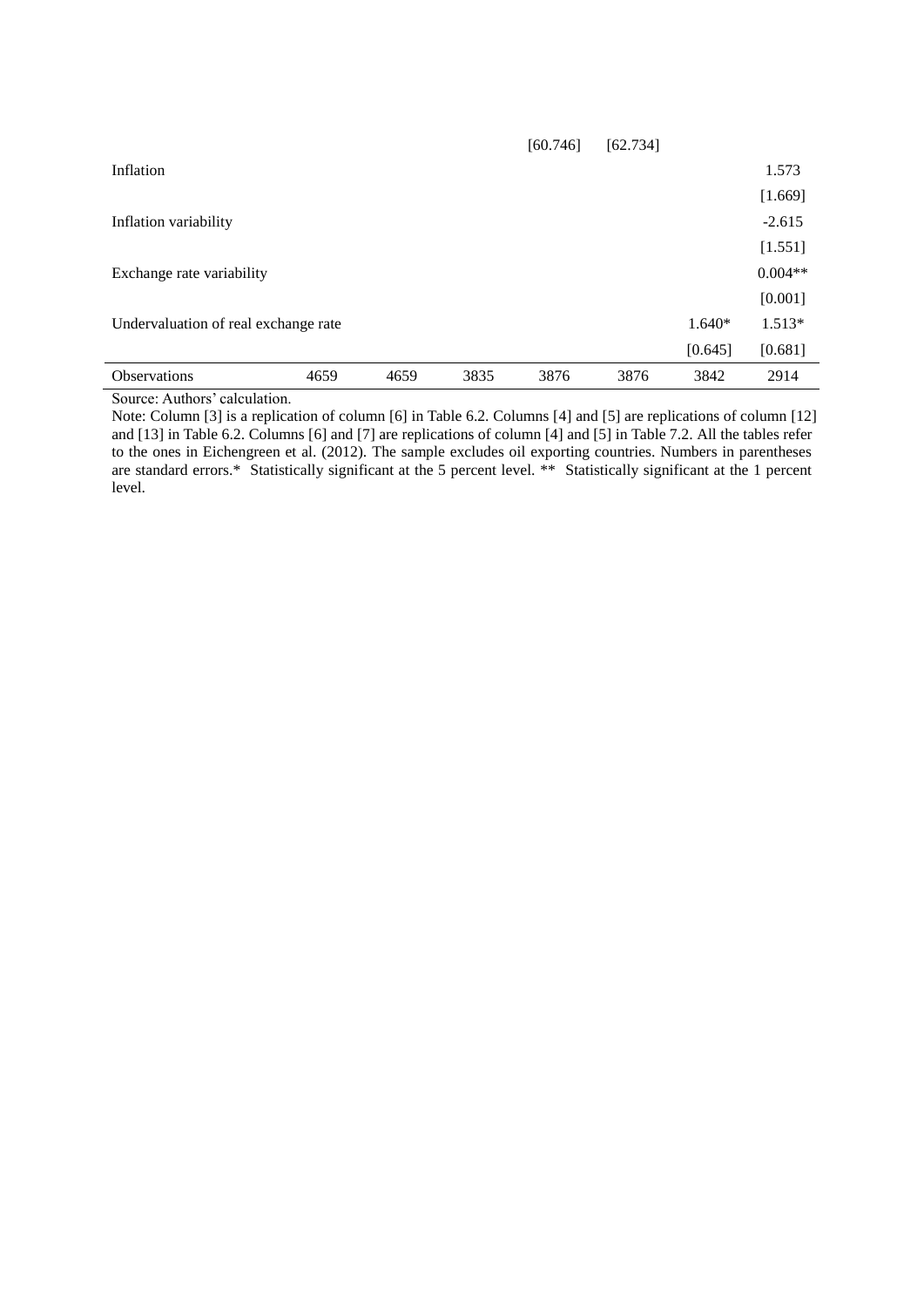| | | | | | | | |
|---|---|---|---|---|---|---|---|
| | | | | [60.746] | [62.734] | | |
| Inflation | | | | | | | 1.573 |
| | | | | | | | [1.669] |
| Inflation variability | | | | | | | -2.615 |
| | | | | | | | [1.551] |
| Exchange rate variability | | | | | | | 0.004** |
| | | | | | | | [0.001] |
| Undervaluation of real exchange rate | | | | | | 1.640* | 1.513* |
| | | | | | | [0.645] | [0.681] |
| Observations | 4659 | 4659 | 3835 | 3876 | 3876 | 3842 | 2914 |

Source: Authors' calculation.

Note: Column [3] is a replication of column [6] in Table 6.2. Columns [4] and [5] are replications of column [12] and [13] in Table 6.2. Columns [6] and [7] are replications of column [4] and [5] in Table 7.2. All the tables refer to the ones in Eichengreen et al. (2012). The sample excludes oil exporting countries. Numbers in parentheses are standard errors.* Statistically significant at the 5 percent level. ** Statistically significant at the 1 percent level.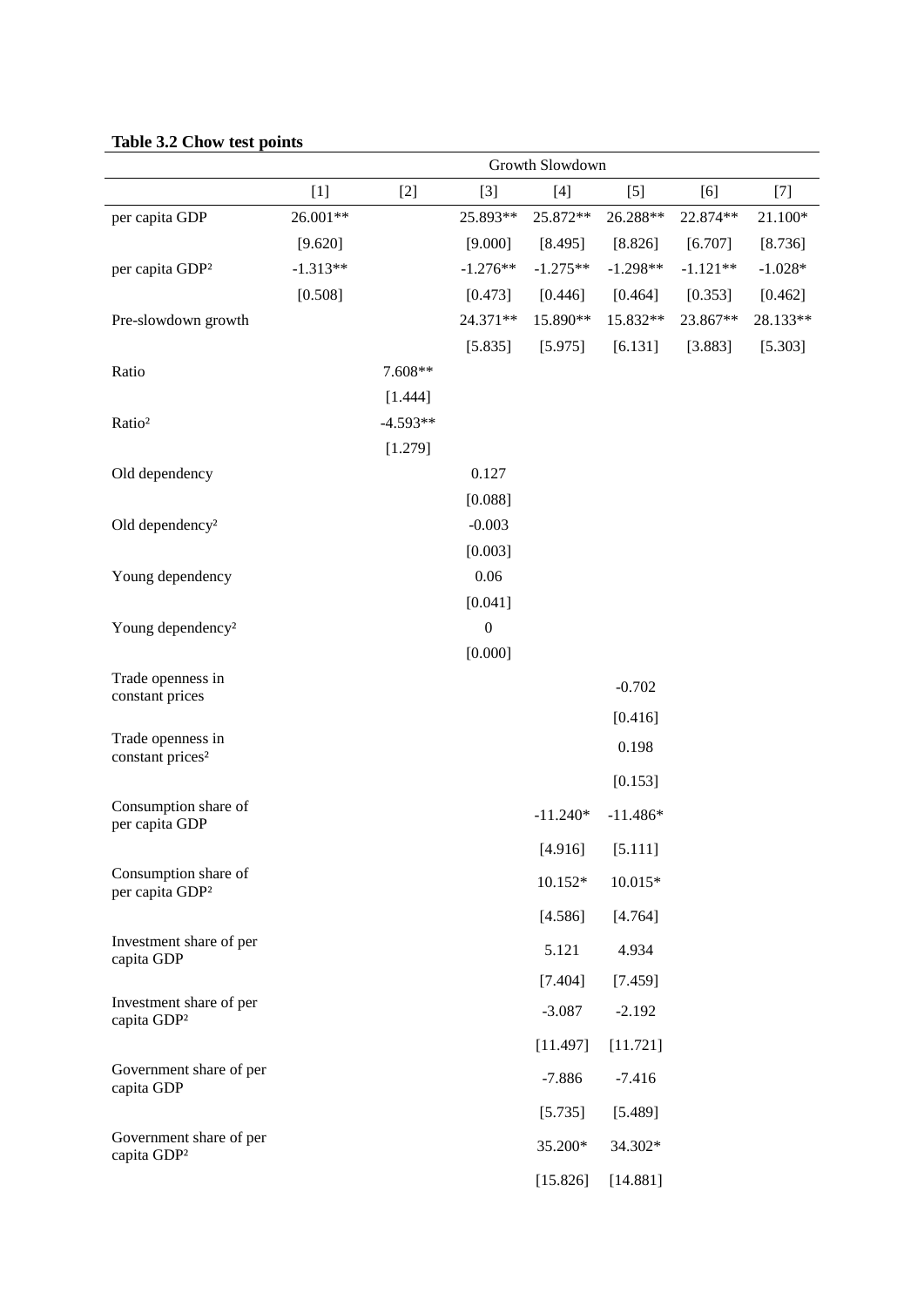**Table 3.2 Chow test points**

| | Growth Slowdown | | | | | | |
|---|---|---|---|---|---|---|---|
| | [1] | [2] | [3] | [4] | [5] | [6] | [7] |
| per capita GDP | 26.001** | | 25.893** | 25.872** | 26.288** | 22.874** | 21.100* |
| | [9.620] | | [9.000] | [8.495] | [8.826] | [6.707] | [8.736] |
| per capita GDP² | -1.313** | | -1.276** | -1.275** | -1.298** | -1.121** | -1.028* |
| | [0.508] | | [0.473] | [0.446] | [0.464] | [0.353] | [0.462] |
| Pre-slowdown growth | | | 24.371** | 15.890** | 15.832** | 23.867** | 28.133** |
| | | | [5.835] | [5.975] | [6.131] | [3.883] | [5.303] |
| Ratio | | 7.608** | | | | | |
| | | [1.444] | | | | | |
| Ratio² | | -4.593** | | | | | |
| | | [1.279] | | | | | |
| Old dependency | | | 0.127 | | | | |
| | | | [0.088] | | | | |
| Old dependency² | | | -0.003 | | | | |
| | | | [0.003] | | | | |
| Young dependency | | | 0.06 | | | | |
| | | | [0.041] | | | | |
| Young dependency² | | | 0 | | | | |
| | | | [0.000] | | | | |
| Trade openness in constant prices | | | | | -0.702 | | |
| | | | | | [0.416] | | |
| Trade openness in constant prices² | | | | | 0.198 | | |
| | | | | | [0.153] | | |
| Consumption share of per capita GDP | | | | -11.240* | -11.486* | | |
| | | | | [4.916] | [5.111] | | |
| Consumption share of per capita GDP² | | | | 10.152* | 10.015* | | |
| | | | | [4.586] | [4.764] | | |
| Investment share of per capita GDP | | | | 5.121 | 4.934 | | |
| | | | | [7.404] | [7.459] | | |
| Investment share of per capita GDP² | | | | -3.087 | -2.192 | | |
| | | | | [11.497] | [11.721] | | |
| Government share of per capita GDP | | | | -7.886 | -7.416 | | |
| | | | | [5.735] | [5.489] | | |
| Government share of per capita GDP² | | | | 35.200* | 34.302* | | |
| | | | | [15.826] | [14.881] | | |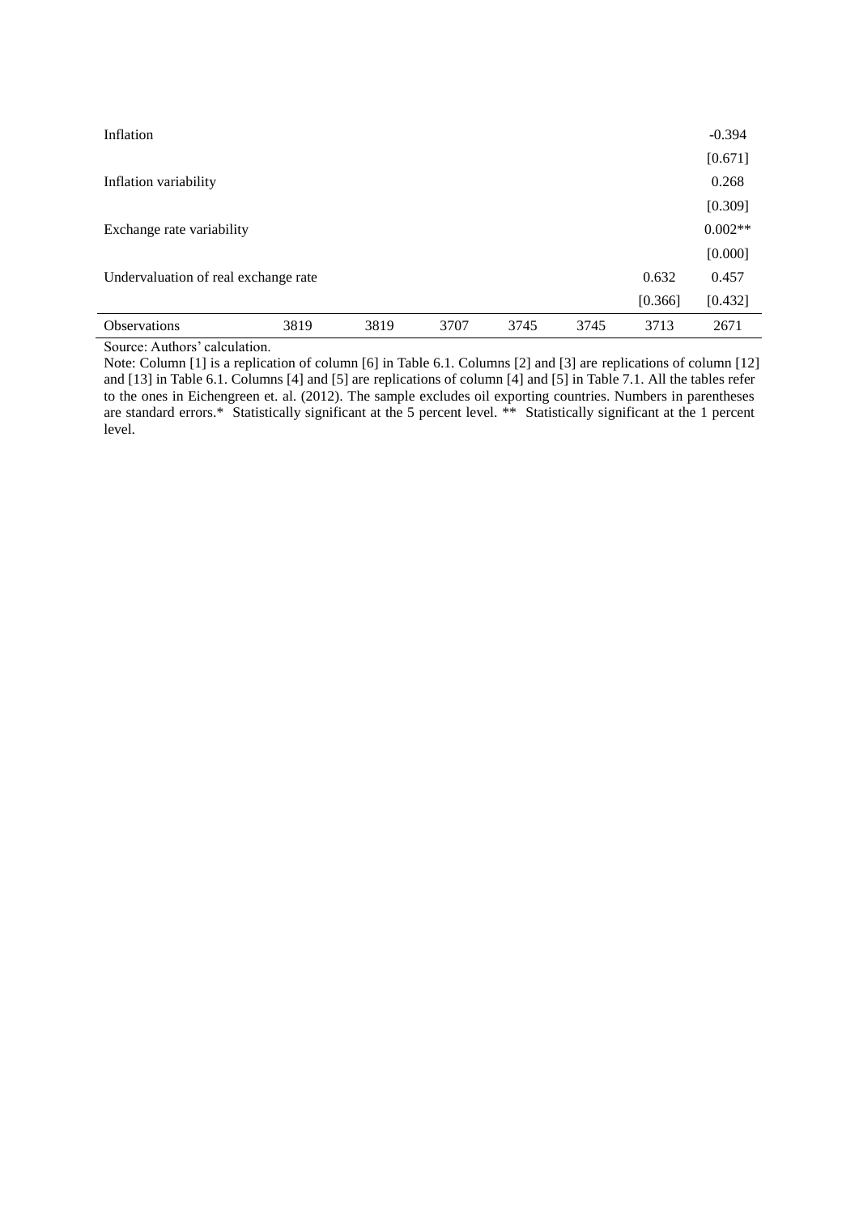| | | | | | | | |
|---|---|---|---|---|---|---|---|
| Inflation | | | | | | | -0.394 |
| | | | | | | | [0.671] |
| Inflation variability | | | | | | | 0.268 |
| | | | | | | | [0.309] |
| Exchange rate variability | | | | | | | 0.002** |
| | | | | | | | [0.000] |
| Undervaluation of real exchange rate | | | | | | 0.632 | 0.457 |
| | | | | | | [0.366] | [0.432] |
| Observations | 3819 | 3819 | 3707 | 3745 | 3745 | 3713 | 2671 |

Source: Authors' calculation.

Note: Column [1] is a replication of column [6] in Table 6.1. Columns [2] and [3] are replications of column [12] and [13] in Table 6.1. Columns [4] and [5] are replications of column [4] and [5] in Table 7.1. All the tables refer to the ones in Eichengreen et. al. (2012). The sample excludes oil exporting countries. Numbers in parentheses are standard errors.* Statistically significant at the 5 percent level. ** Statistically significant at the 1 percent level.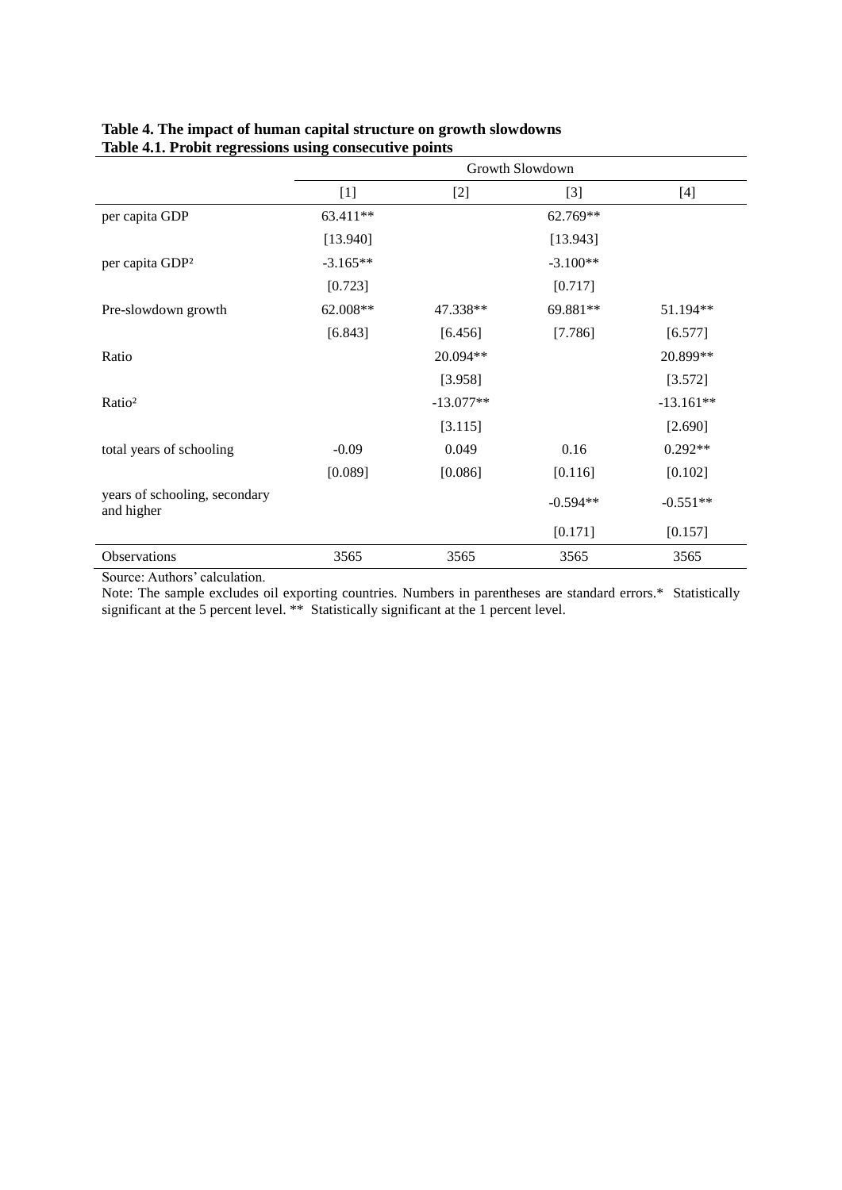**Table 4. The impact of human capital structure on growth slowdowns**
**Table 4.1. Probit regressions using consecutive points**

| | Growth Slowdown | | | |
|---|---|---|---|---|
| | [1] | [2] | [3] | [4] |
| per capita GDP | 63.411** | | 62.769** | |
| | [13.940] | | [13.943] | |
| per capita GDP² | -3.165** | | -3.100** | |
| | [0.723] | | [0.717] | |
| Pre-slowdown growth | 62.008** | 47.338** | 69.881** | 51.194** |
| | [6.843] | [6.456] | [7.786] | [6.577] |
| Ratio | | 20.094** | | 20.899** |
| | | [3.958] | | [3.572] |
| Ratio² | | -13.077** | | -13.161** |
| | | [3.115] | | [2.690] |
| total years of schooling | -0.09 | 0.049 | 0.16 | 0.292** |
| | [0.089] | [0.086] | [0.116] | [0.102] |
| years of schooling, secondary and higher | | | -0.594** | -0.551** |
| | | | [0.171] | [0.157] |
| Observations | 3565 | 3565 | 3565 | 3565 |

Source: Authors' calculation.

Note: The sample excludes oil exporting countries. Numbers in parentheses are standard errors.* Statistically significant at the 5 percent level. ** Statistically significant at the 1 percent level.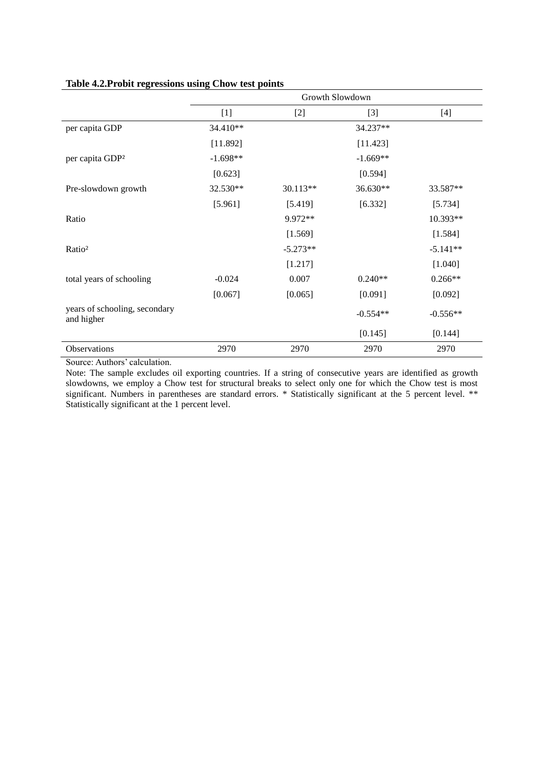**Table 4.2.Probit regressions using Chow test points**

| | Growth Slowdown | | | |
|---|---|---|---|---|
| | [1] | [2] | [3] | [4] |
| per capita GDP | 34.410** | | 34.237** | |
| | [11.892] | | [11.423] | |
| per capita GDP² | -1.698** | | -1.669** | |
| | [0.623] | | [0.594] | |
| Pre-slowdown growth | 32.530** | 30.113** | 36.630** | 33.587** |
| | [5.961] | [5.419] | [6.332] | [5.734] |
| Ratio | | 9.972** | | 10.393** |
| | | [1.569] | | [1.584] |
| Ratio² | | -5.273** | | -5.141** |
| | | [1.217] | | [1.040] |
| total years of schooling | -0.024 | 0.007 | 0.240** | 0.266** |
| | [0.067] | [0.065] | [0.091] | [0.092] |
| years of schooling, secondary and higher | | | -0.554** | -0.556** |
| | | | [0.145] | [0.144] |
| Observations | 2970 | 2970 | 2970 | 2970 |

Source: Authors' calculation.

Note: The sample excludes oil exporting countries. If a string of consecutive years are identified as growth slowdowns, we employ a Chow test for structural breaks to select only one for which the Chow test is most significant. Numbers in parentheses are standard errors. * Statistically significant at the 5 percent level. ** Statistically significant at the 1 percent level.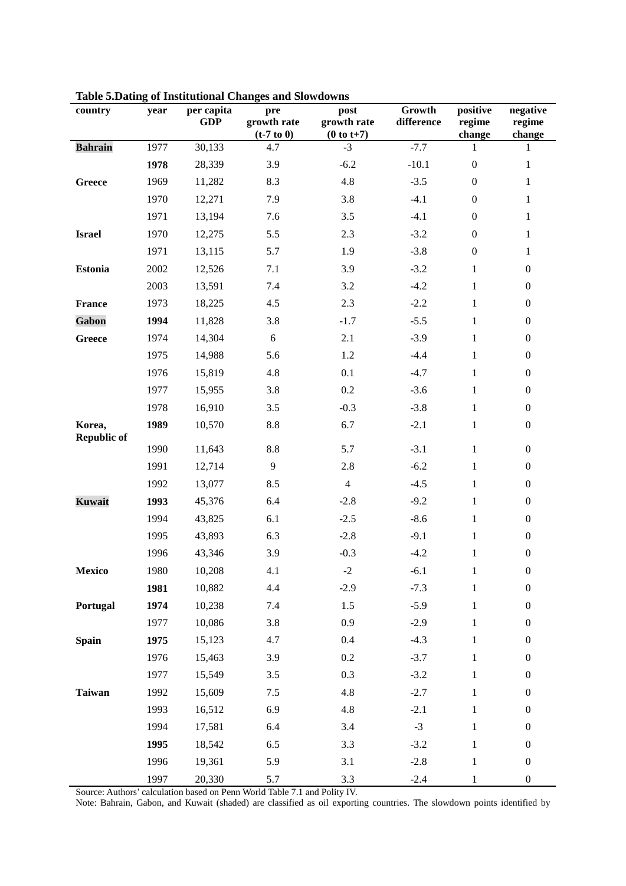**Table 5.Dating of Institutional Changes and Slowdowns**

| country | year | per capita GDP | pre growth rate (t-7 to 0) | post growth rate (0 to t+7) | Growth difference | positive regime change | negative regime change |
|---|---|---|---|---|---|---|---|
| **Bahrain** | 1977 | 30,133 | 4.7 | -3 | -7.7 | 1 | 1 |
| | **1978** | 28,339 | 3.9 | -6.2 | -10.1 | 0 | 1 |
| **Greece** | 1969 | 11,282 | 8.3 | 4.8 | -3.5 | 0 | 1 |
| | 1970 | 12,271 | 7.9 | 3.8 | -4.1 | 0 | 1 |
| | 1971 | 13,194 | 7.6 | 3.5 | -4.1 | 0 | 1 |
| **Israel** | 1970 | 12,275 | 5.5 | 2.3 | -3.2 | 0 | 1 |
| | 1971 | 13,115 | 5.7 | 1.9 | -3.8 | 0 | 1 |
| **Estonia** | 2002 | 12,526 | 7.1 | 3.9 | -3.2 | 1 | 0 |
| | 2003 | 13,591 | 7.4 | 3.2 | -4.2 | 1 | 0 |
| **France** | 1973 | 18,225 | 4.5 | 2.3 | -2.2 | 1 | 0 |
| **Gabon** | **1994** | 11,828 | 3.8 | -1.7 | -5.5 | 1 | 0 |
| **Greece** | 1974 | 14,304 | 6 | 2.1 | -3.9 | 1 | 0 |
| | 1975 | 14,988 | 5.6 | 1.2 | -4.4 | 1 | 0 |
| | 1976 | 15,819 | 4.8 | 0.1 | -4.7 | 1 | 0 |
| | 1977 | 15,955 | 3.8 | 0.2 | -3.6 | 1 | 0 |
| | 1978 | 16,910 | 3.5 | -0.3 | -3.8 | 1 | 0 |
| **Korea, Republic of** | **1989** | 10,570 | 8.8 | 6.7 | -2.1 | 1 | 0 |
| | 1990 | 11,643 | 8.8 | 5.7 | -3.1 | 1 | 0 |
| | 1991 | 12,714 | 9 | 2.8 | -6.2 | 1 | 0 |
| | 1992 | 13,077 | 8.5 | 4 | -4.5 | 1 | 0 |
| **Kuwait** | **1993** | 45,376 | 6.4 | -2.8 | -9.2 | 1 | 0 |
| | 1994 | 43,825 | 6.1 | -2.5 | -8.6 | 1 | 0 |
| | 1995 | 43,893 | 6.3 | -2.8 | -9.1 | 1 | 0 |
| | 1996 | 43,346 | 3.9 | -0.3 | -4.2 | 1 | 0 |
| **Mexico** | 1980 | 10,208 | 4.1 | -2 | -6.1 | 1 | 0 |
| | **1981** | 10,882 | 4.4 | -2.9 | -7.3 | 1 | 0 |
| **Portugal** | **1974** | 10,238 | 7.4 | 1.5 | -5.9 | 1 | 0 |
| | 1977 | 10,086 | 3.8 | 0.9 | -2.9 | 1 | 0 |
| **Spain** | **1975** | 15,123 | 4.7 | 0.4 | -4.3 | 1 | 0 |
| | 1976 | 15,463 | 3.9 | 0.2 | -3.7 | 1 | 0 |
| | 1977 | 15,549 | 3.5 | 0.3 | -3.2 | 1 | 0 |
| **Taiwan** | 1992 | 15,609 | 7.5 | 4.8 | -2.7 | 1 | 0 |
| | 1993 | 16,512 | 6.9 | 4.8 | -2.1 | 1 | 0 |
| | 1994 | 17,581 | 6.4 | 3.4 | -3 | 1 | 0 |
| | **1995** | 18,542 | 6.5 | 3.3 | -3.2 | 1 | 0 |
| | 1996 | 19,361 | 5.9 | 3.1 | -2.8 | 1 | 0 |
| | 1997 | 20,330 | 5.7 | 3.3 | -2.4 | 1 | 0 |

Source: Authors' calculation based on Penn World Table 7.1 and Polity IV.

Note: Bahrain, Gabon, and Kuwait (shaded) are classified as oil exporting countries. The slowdown points identified by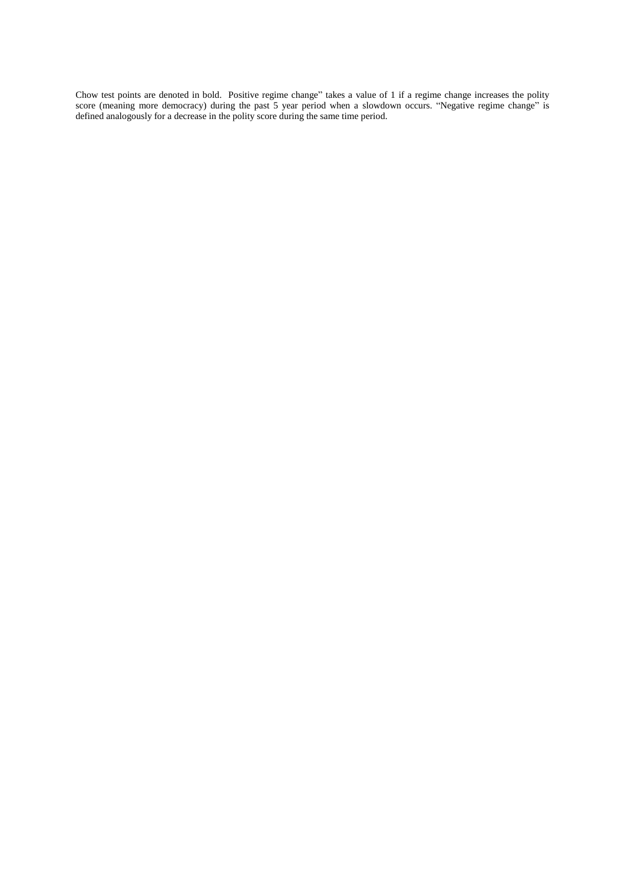Chow test points are denoted in bold. Positive regime change" takes a value of 1 if a regime change increases the polity score (meaning more democracy) during the past 5 year period when a slowdown occurs. "Negative regime change" is defined analogously for a decrease in the polity score during the same time period.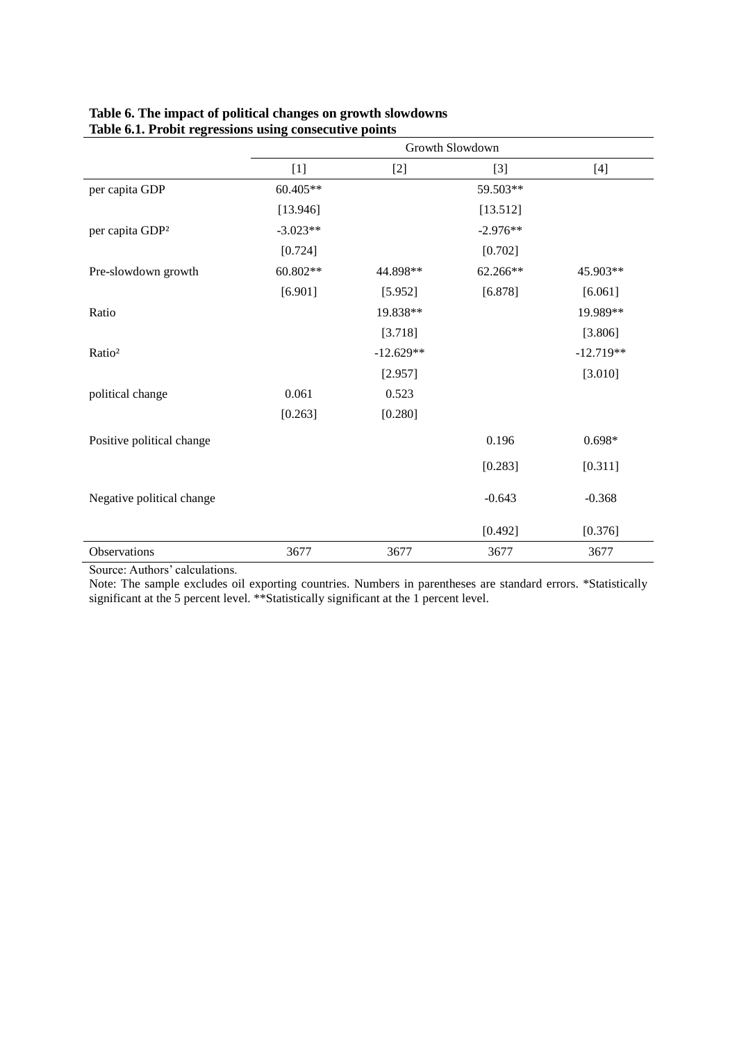**Table 6. The impact of political changes on growth slowdowns**
**Table 6.1. Probit regressions using consecutive points**

| | Growth Slowdown | | | |
|---|---|---|---|---|
| | [1] | [2] | [3] | [4] |
| per capita GDP | 60.405** | | 59.503** | |
| | [13.946] | | [13.512] | |
| per capita GDP² | -3.023** | | -2.976** | |
| | [0.724] | | [0.702] | |
| Pre-slowdown growth | 60.802** | 44.898** | 62.266** | 45.903** |
| | [6.901] | [5.952] | [6.878] | [6.061] |
| Ratio | | 19.838** | | 19.989** |
| | | [3.718] | | [3.806] |
| Ratio² | | -12.629** | | -12.719** |
| | | [2.957] | | [3.010] |
| political change | 0.061 | 0.523 | | |
| | [0.263] | [0.280] | | |
| Positive political change | | | 0.196 | 0.698* |
| | | | [0.283] | [0.311] |
| Negative political change | | | -0.643 | -0.368 |
| | | | [0.492] | [0.376] |
| Observations | 3677 | 3677 | 3677 | 3677 |

Source: Authors' calculations.

Note: The sample excludes oil exporting countries. Numbers in parentheses are standard errors. *Statistically significant at the 5 percent level. **Statistically significant at the 1 percent level.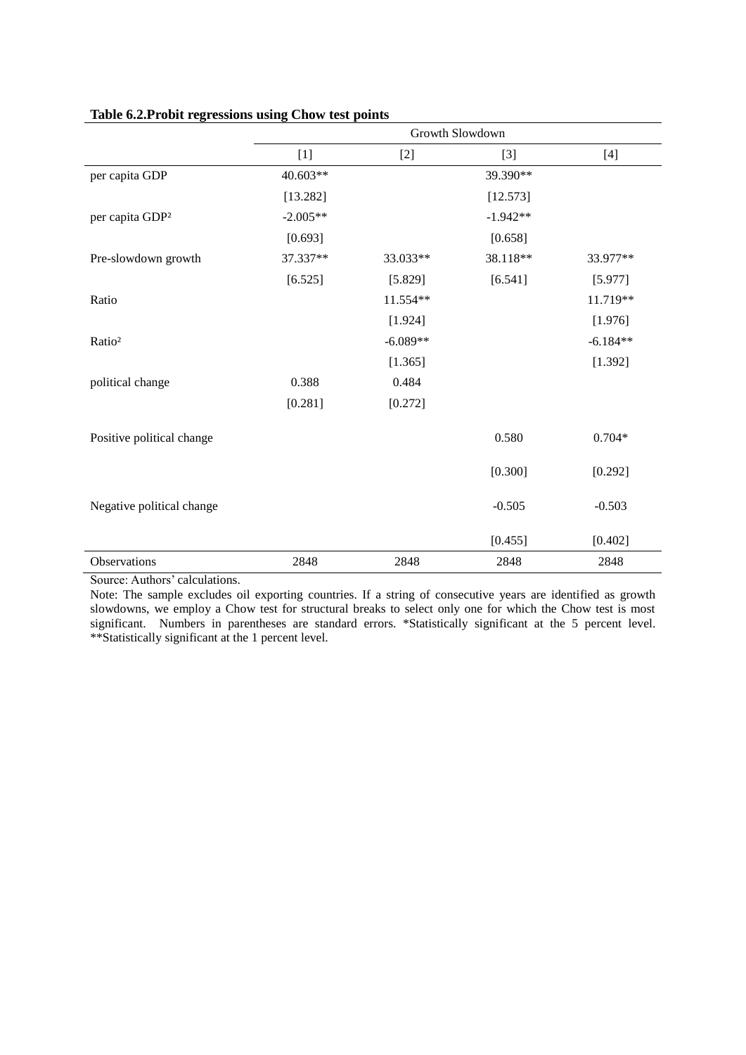**Table 6.2.Probit regressions using Chow test points**

| | Growth Slowdown | | | |
|---|---|---|---|---|
| | [1] | [2] | [3] | [4] |
| per capita GDP | 40.603** | | 39.390** | |
| | [13.282] | | [12.573] | |
| per capita GDP² | -2.005** | | -1.942** | |
| | [0.693] | | [0.658] | |
| Pre-slowdown growth | 37.337** | 33.033** | 38.118** | 33.977** |
| | [6.525] | [5.829] | [6.541] | [5.977] |
| Ratio | | 11.554** | | 11.719** |
| | | [1.924] | | [1.976] |
| Ratio² | | -6.089** | | -6.184** |
| | | [1.365] | | [1.392] |
| political change | 0.388 | 0.484 | | |
| | [0.281] | [0.272] | | |
| Positive political change | | | 0.580 | 0.704* |
| | | | [0.300] | [0.292] |
| Negative political change | | | -0.505 | -0.503 |
| | | | [0.455] | [0.402] |
| Observations | 2848 | 2848 | 2848 | 2848 |

Source: Authors' calculations.

Note: The sample excludes oil exporting countries. If a string of consecutive years are identified as growth slowdowns, we employ a Chow test for structural breaks to select only one for which the Chow test is most significant. Numbers in parentheses are standard errors. *Statistically significant at the 5 percent level. **Statistically significant at the 1 percent level.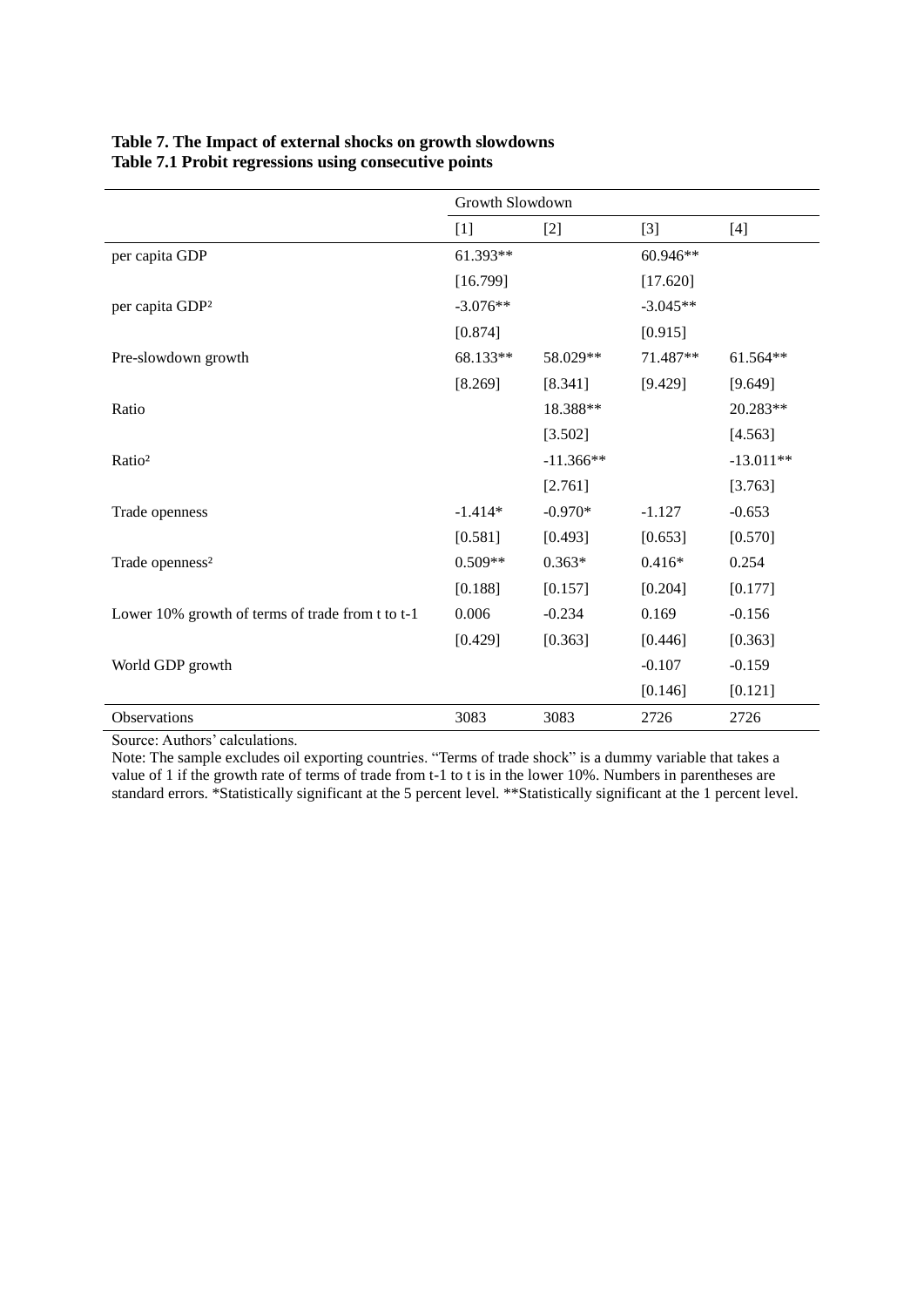**Table 7. The Impact of external shocks on growth slowdowns**
**Table 7.1 Probit regressions using consecutive points**

| | Growth Slowdown | | | |
|---|---|---|---|---|
| | [1] | [2] | [3] | [4] |
| per capita GDP | 61.393** | | 60.946** | |
| | [16.799] | | [17.620] | |
| per capita GDP² | -3.076** | | -3.045** | |
| | [0.874] | | [0.915] | |
| Pre-slowdown growth | 68.133** | 58.029** | 71.487** | 61.564** |
| | [8.269] | [8.341] | [9.429] | [9.649] |
| Ratio | | 18.388** | | 20.283** |
| | | [3.502] | | [4.563] |
| Ratio² | | -11.366** | | -13.011** |
| | | [2.761] | | [3.763] |
| Trade openness | -1.414* | -0.970* | -1.127 | -0.653 |
| | [0.581] | [0.493] | [0.653] | [0.570] |
| Trade openness² | 0.509** | 0.363* | 0.416* | 0.254 |
| | [0.188] | [0.157] | [0.204] | [0.177] |
| Lower 10% growth of terms of trade from t to t-1 | 0.006 | -0.234 | 0.169 | -0.156 |
| | [0.429] | [0.363] | [0.446] | [0.363] |
| World GDP growth | | | -0.107 | -0.159 |
| | | | [0.146] | [0.121] |
| Observations | 3083 | 3083 | 2726 | 2726 |

Source: Authors' calculations.

Note: The sample excludes oil exporting countries. "Terms of trade shock" is a dummy variable that takes a value of 1 if the growth rate of terms of trade from t-1 to t is in the lower 10%. Numbers in parentheses are standard errors. *Statistically significant at the 5 percent level. **Statistically significant at the 1 percent level.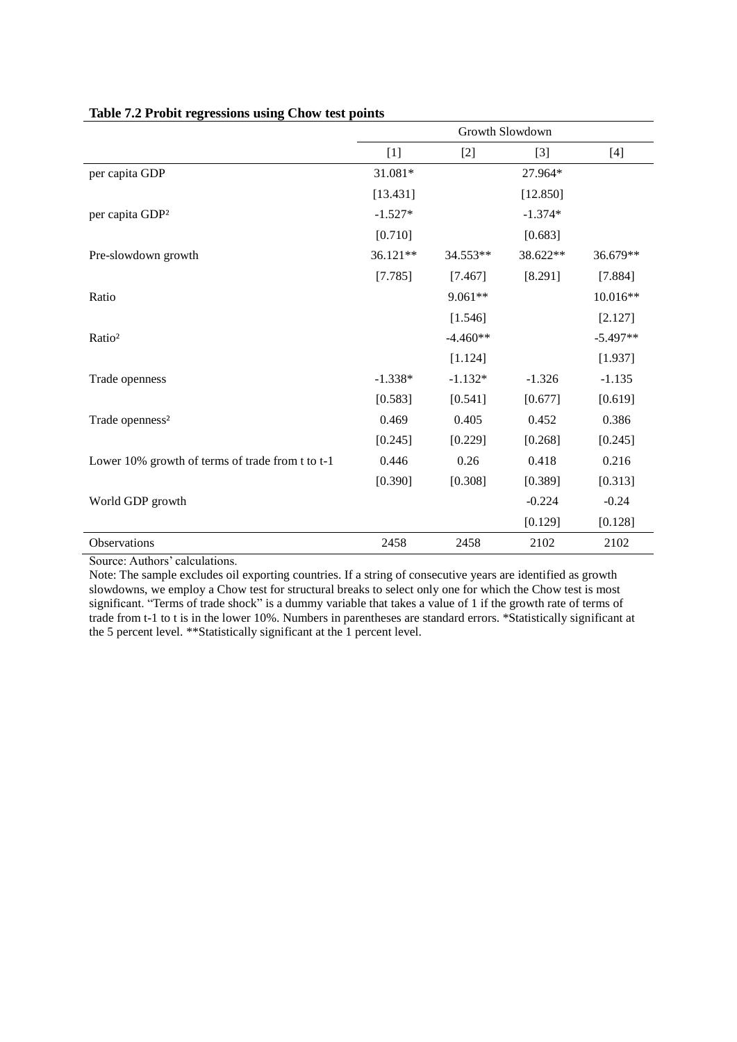**Table 7.2 Probit regressions using Chow test points**

| | Growth Slowdown | | | |
|---|---|---|---|---|
| | [1] | [2] | [3] | [4] |
| per capita GDP | 31.081* | | 27.964* | |
| | [13.431] | | [12.850] | |
| per capita GDP² | -1.527* | | -1.374* | |
| | [0.710] | | [0.683] | |
| Pre-slowdown growth | 36.121** | 34.553** | 38.622** | 36.679** |
| | [7.785] | [7.467] | [8.291] | [7.884] |
| Ratio | | 9.061** | | 10.016** |
| | | [1.546] | | [2.127] |
| Ratio² | | -4.460** | | -5.497** |
| | | [1.124] | | [1.937] |
| Trade openness | -1.338* | -1.132* | -1.326 | -1.135 |
| | [0.583] | [0.541] | [0.677] | [0.619] |
| Trade openness² | 0.469 | 0.405 | 0.452 | 0.386 |
| | [0.245] | [0.229] | [0.268] | [0.245] |
| Lower 10% growth of terms of trade from t to t-1 | 0.446 | 0.26 | 0.418 | 0.216 |
| | [0.390] | [0.308] | [0.389] | [0.313] |
| World GDP growth | | | -0.224 | -0.24 |
| | | | [0.129] | [0.128] |
| Observations | 2458 | 2458 | 2102 | 2102 |

Source: Authors' calculations.

Note: The sample excludes oil exporting countries. If a string of consecutive years are identified as growth slowdowns, we employ a Chow test for structural breaks to select only one for which the Chow test is most significant. "Terms of trade shock" is a dummy variable that takes a value of 1 if the growth rate of terms of trade from t-1 to t is in the lower 10%. Numbers in parentheses are standard errors. *Statistically significant at the 5 percent level. **Statistically significant at the 1 percent level.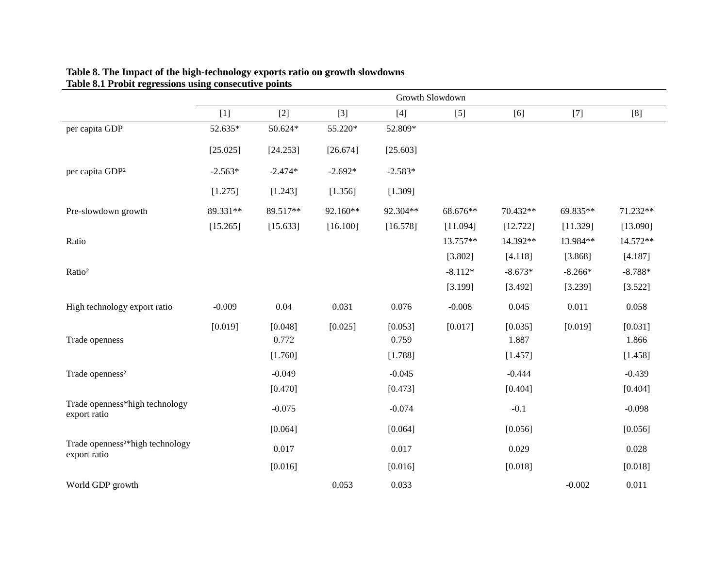**Table 8. The Impact of the high-technology exports ratio on growth slowdowns**
**Table 8.1 Probit regressions using consecutive points**

| | Growth Slowdown | | | | | | | |
|---|---|---|---|---|---|---|---|---|
| | [1] | [2] | [3] | [4] | [5] | [6] | [7] | [8] |
| per capita GDP | 52.635* | 50.624* | 55.220* | 52.809* | | | | |
| | [25.025] | [24.253] | [26.674] | [25.603] | | | | |
| per capita GDP² | -2.563* | -2.474* | -2.692* | -2.583* | | | | |
| | [1.275] | [1.243] | [1.356] | [1.309] | | | | |
| Pre-slowdown growth | 89.331** | 89.517** | 92.160** | 92.304** | 68.676** | 70.432** | 69.835** | 71.232** |
| | [15.265] | [15.633] | [16.100] | [16.578] | [11.094] | [12.722] | [11.329] | [13.090] |
| Ratio | | | | | 13.757** | 14.392** | 13.984** | 14.572** |
| | | | | | [3.802] | [4.118] | [3.868] | [4.187] |
| Ratio² | | | | | -8.112* | -8.673* | -8.266* | -8.788* |
| | | | | | [3.199] | [3.492] | [3.239] | [3.522] |
| High technology export ratio | -0.009 | 0.04 | 0.031 | 0.076 | -0.008 | 0.045 | 0.011 | 0.058 |
| | [0.019] | [0.048] | [0.025] | [0.053] | [0.017] | [0.035] | [0.019] | [0.031] |
| Trade openness | | 0.772 | | 0.759 | | 1.887 | | 1.866 |
| | | [1.760] | | [1.788] | | [1.457] | | [1.458] |
| Trade openness² | | -0.049 | | -0.045 | | -0.444 | | -0.439 |
| | | [0.470] | | [0.473] | | [0.404] | | [0.404] |
| Trade openness*high technology export ratio | | -0.075 | | -0.074 | | -0.1 | | -0.098 |
| | | [0.064] | | [0.064] | | [0.056] | | [0.056] |
| Trade openness²*high technology export ratio | | 0.017 | | 0.017 | | 0.029 | | 0.028 |
| | | [0.016] | | [0.016] | | [0.018] | | [0.018] |
| World GDP growth | | | 0.053 | 0.033 | | | -0.002 | 0.011 |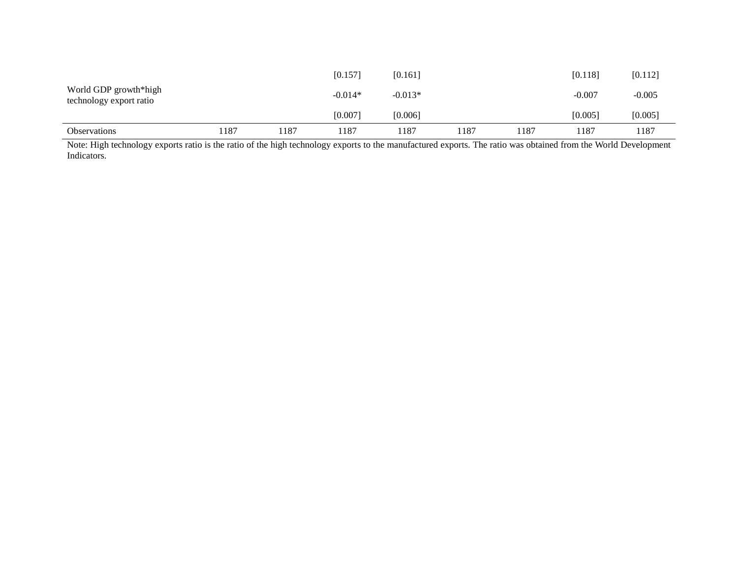| | | | | | | | | |
|---|---|---|---|---|---|---|---|---|
| | | | [0.157] | [0.161] | | | [0.118] | [0.112] |
| World GDP growth*high technology export ratio | | | -0.014* | -0.013* | | | -0.007 | -0.005 |
| | | | [0.007] | [0.006] | | | [0.005] | [0.005] |
| Observations | 1187 | 1187 | 1187 | 1187 | 1187 | 1187 | 1187 | 1187 |

Note: High technology exports ratio is the ratio of the high technology exports to the manufactured exports. The ratio was obtained from the World Development Indicators.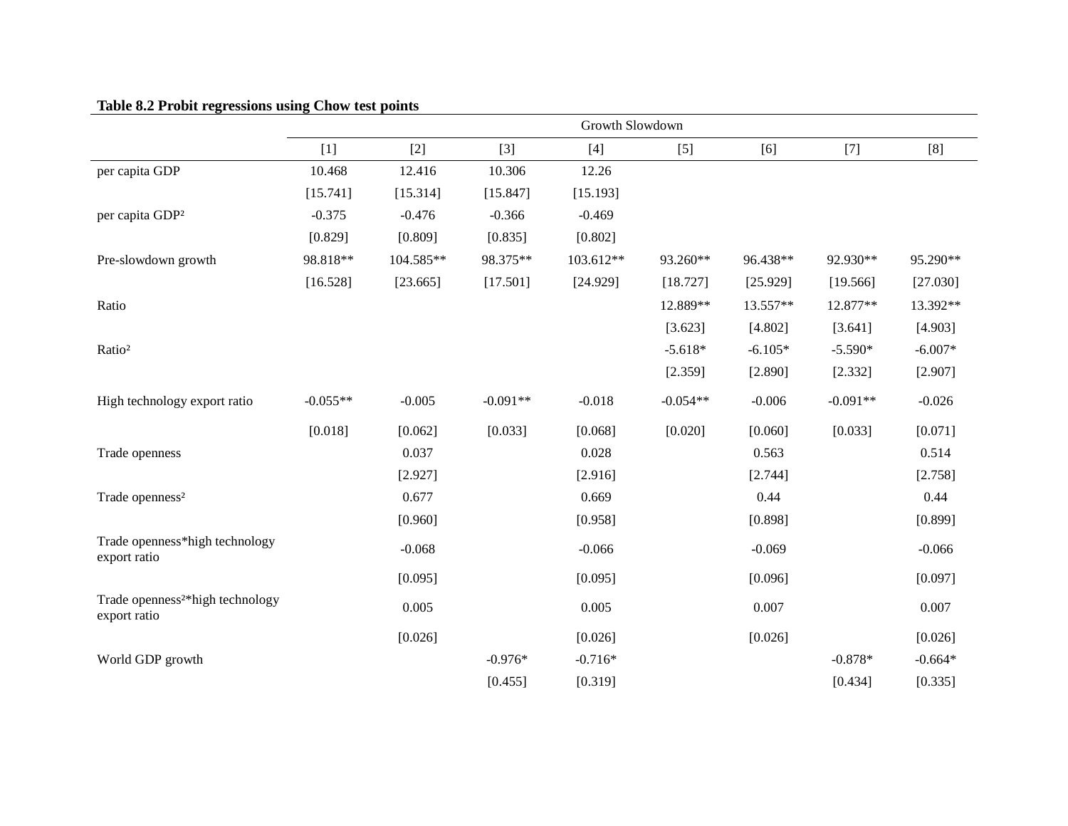**Table 8.2 Probit regressions using Chow test points**

| | Growth Slowdown | | | | | | | |
|---|---|---|---|---|---|---|---|---|
| | [1] | [2] | [3] | [4] | [5] | [6] | [7] | [8] |
| per capita GDP | 10.468 | 12.416 | 10.306 | 12.26 | | | | |
| | [15.741] | [15.314] | [15.847] | [15.193] | | | | |
| per capita GDP² | -0.375 | -0.476 | -0.366 | -0.469 | | | | |
| | [0.829] | [0.809] | [0.835] | [0.802] | | | | |
| Pre-slowdown growth | 98.818** | 104.585** | 98.375** | 103.612** | 93.260** | 96.438** | 92.930** | 95.290** |
| | [16.528] | [23.665] | [17.501] | [24.929] | [18.727] | [25.929] | [19.566] | [27.030] |
| Ratio | | | | | 12.889** | 13.557** | 12.877** | 13.392** |
| | | | | | [3.623] | [4.802] | [3.641] | [4.903] |
| Ratio² | | | | | -5.618* | -6.105* | -5.590* | -6.007* |
| | | | | | [2.359] | [2.890] | [2.332] | [2.907] |
| High technology export ratio | -0.055** | -0.005 | -0.091** | -0.018 | -0.054** | -0.006 | -0.091** | -0.026 |
| | [0.018] | [0.062] | [0.033] | [0.068] | [0.020] | [0.060] | [0.033] | [0.071] |
| Trade openness | | 0.037 | | 0.028 | | 0.563 | | 0.514 |
| | | [2.927] | | [2.916] | | [2.744] | | [2.758] |
| Trade openness² | | 0.677 | | 0.669 | | 0.44 | | 0.44 |
| | | [0.960] | | [0.958] | | [0.898] | | [0.899] |
| Trade openness*high technology export ratio | | -0.068 | | -0.066 | | -0.069 | | -0.066 |
| | | [0.095] | | [0.095] | | [0.096] | | [0.097] |
| Trade openness²*high technology export ratio | | 0.005 | | 0.005 | | 0.007 | | 0.007 |
| | | [0.026] | | [0.026] | | [0.026] | | [0.026] |
| World GDP growth | | | -0.976* | -0.716* | | | -0.878* | -0.664* |
| | | | [0.455] | [0.319] | | | [0.434] | [0.335] |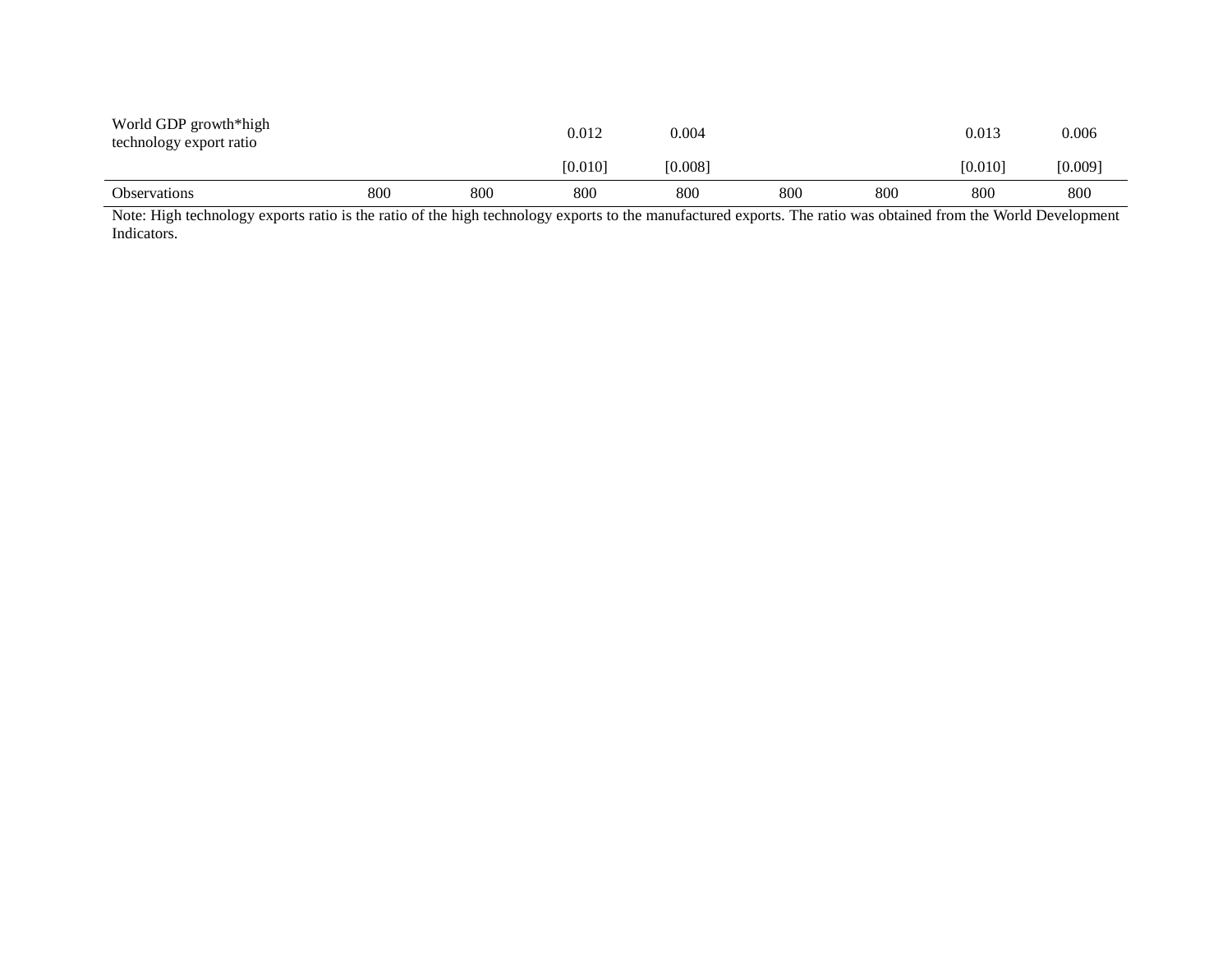|  |  |  |  |  |  |  |  |  |
|---|---|---|---|---|---|---|---|---|
| World GDP growth*high technology export ratio |  |  | 0.012 | 0.004 |  |  | 0.013 | 0.006 |
|  |  |  | [0.010] | [0.008] |  |  | [0.010] | [0.009] |
| Observations | 800 | 800 | 800 | 800 | 800 | 800 | 800 | 800 |

Note: High technology exports ratio is the ratio of the high technology exports to the manufactured exports. The ratio was obtained from the World Development Indicators.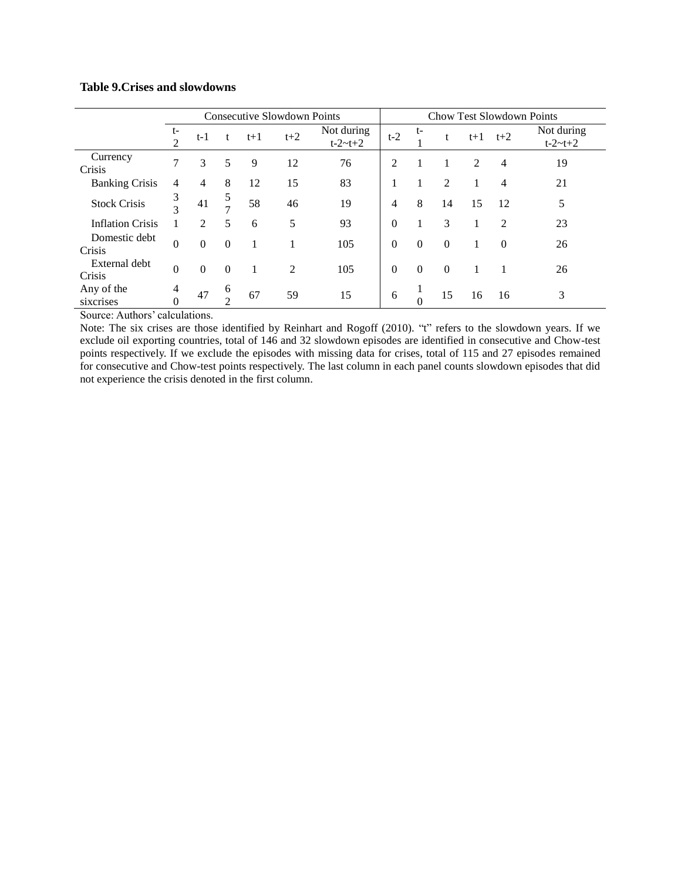**Table 9.Crises and slowdowns**

| | Consecutive Slowdown Points | | | | | | Chow Test Slowdown Points | | | | | |
|---|---|---|---|---|---|---|---|---|---|---|---|---|
| | t-2 | t-1 | t | t+1 | t+2 | Not during t-2~t+2 | t-2 | t-1 | t | t+1 | t+2 | Not during t-2~t+2 |
| Currency Crisis | 7 | 3 | 5 | 9 | 12 | 76 | 2 | 1 | 1 | 2 | 4 | 19 |
| Banking Crisis | 4 | 4 | 8 | 12 | 15 | 83 | 1 | 1 | 2 | 1 | 4 | 21 |
| Stock Crisis | 33 | 41 | 57 | 58 | 46 | 19 | 4 | 8 | 14 | 15 | 12 | 5 |
| Inflation Crisis | 1 | 2 | 5 | 6 | 5 | 93 | 0 | 1 | 3 | 1 | 2 | 23 |
| Domestic debt Crisis | 0 | 0 | 0 | 1 | 1 | 105 | 0 | 0 | 0 | 1 | 0 | 26 |
| External debt Crisis | 0 | 0 | 0 | 1 | 2 | 105 | 0 | 0 | 0 | 1 | 1 | 26 |
| Any of the sixcrises | 40 | 47 | 62 | 67 | 59 | 15 | 6 | 10 | 15 | 16 | 16 | 3 |

Source: Authors' calculations.

Note: The six crises are those identified by Reinhart and Rogoff (2010). "t" refers to the slowdown years. If we exclude oil exporting countries, total of 146 and 32 slowdown episodes are identified in consecutive and Chow-test points respectively. If we exclude the episodes with missing data for crises, total of 115 and 27 episodes remained for consecutive and Chow-test points respectively. The last column in each panel counts slowdown episodes that did not experience the crisis denoted in the first column.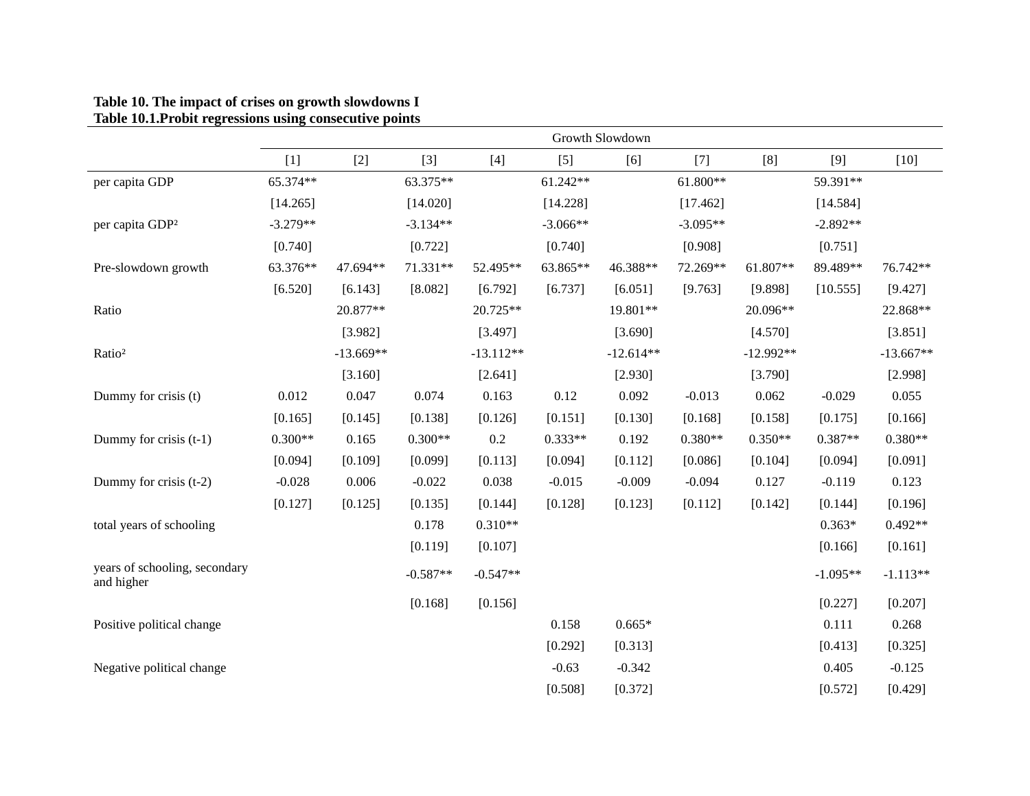**Table 10. The impact of crises on growth slowdowns I**

**Table 10.1.Probit regressions using consecutive points**

| | Growth Slowdown | | | | | | | | | |
|---|---|---|---|---|---|---|---|---|---|---|
| | [1] | [2] | [3] | [4] | [5] | [6] | [7] | [8] | [9] | [10] |
| per capita GDP | 65.374** | | 63.375** | | 61.242** | | 61.800** | | 59.391** | |
| | [14.265] | | [14.020] | | [14.228] | | [17.462] | | [14.584] | |
| per capita GDP² | -3.279** | | -3.134** | | -3.066** | | -3.095** | | -2.892** | |
| | [0.740] | | [0.722] | | [0.740] | | [0.908] | | [0.751] | |
| Pre-slowdown growth | 63.376** | 47.694** | 71.331** | 52.495** | 63.865** | 46.388** | 72.269** | 61.807** | 89.489** | 76.742** |
| | [6.520] | [6.143] | [8.082] | [6.792] | [6.737] | [6.051] | [9.763] | [9.898] | [10.555] | [9.427] |
| Ratio | | 20.877** | | 20.725** | | 19.801** | | 20.096** | | 22.868** |
| | | [3.982] | | [3.497] | | [3.690] | | [4.570] | | [3.851] |
| Ratio² | | -13.669** | | -13.112** | | -12.614** | | -12.992** | | -13.667** |
| | | [3.160] | | [2.641] | | [2.930] | | [3.790] | | [2.998] |
| Dummy for crisis (t) | 0.012 | 0.047 | 0.074 | 0.163 | 0.12 | 0.092 | -0.013 | 0.062 | -0.029 | 0.055 |
| | [0.165] | [0.145] | [0.138] | [0.126] | [0.151] | [0.130] | [0.168] | [0.158] | [0.175] | [0.166] |
| Dummy for crisis (t-1) | 0.300** | 0.165 | 0.300** | 0.2 | 0.333** | 0.192 | 0.380** | 0.350** | 0.387** | 0.380** |
| | [0.094] | [0.109] | [0.099] | [0.113] | [0.094] | [0.112] | [0.086] | [0.104] | [0.094] | [0.091] |
| Dummy for crisis (t-2) | -0.028 | 0.006 | -0.022 | 0.038 | -0.015 | -0.009 | -0.094 | 0.127 | -0.119 | 0.123 |
| | [0.127] | [0.125] | [0.135] | [0.144] | [0.128] | [0.123] | [0.112] | [0.142] | [0.144] | [0.196] |
| total years of schooling | | | 0.178 | 0.310** | | | | | 0.363* | 0.492** |
| | | | [0.119] | [0.107] | | | | | [0.166] | [0.161] |
| years of schooling, secondary and higher | | | -0.587** | -0.547** | | | | | -1.095** | -1.113** |
| | | | [0.168] | [0.156] | | | | | [0.227] | [0.207] |
| Positive political change | | | | | 0.158 | 0.665* | | | 0.111 | 0.268 |
| | | | | | [0.292] | [0.313] | | | [0.413] | [0.325] |
| Negative political change | | | | | -0.63 | -0.342 | | | 0.405 | -0.125 |
| | | | | | [0.508] | [0.372] | | | [0.572] | [0.429] |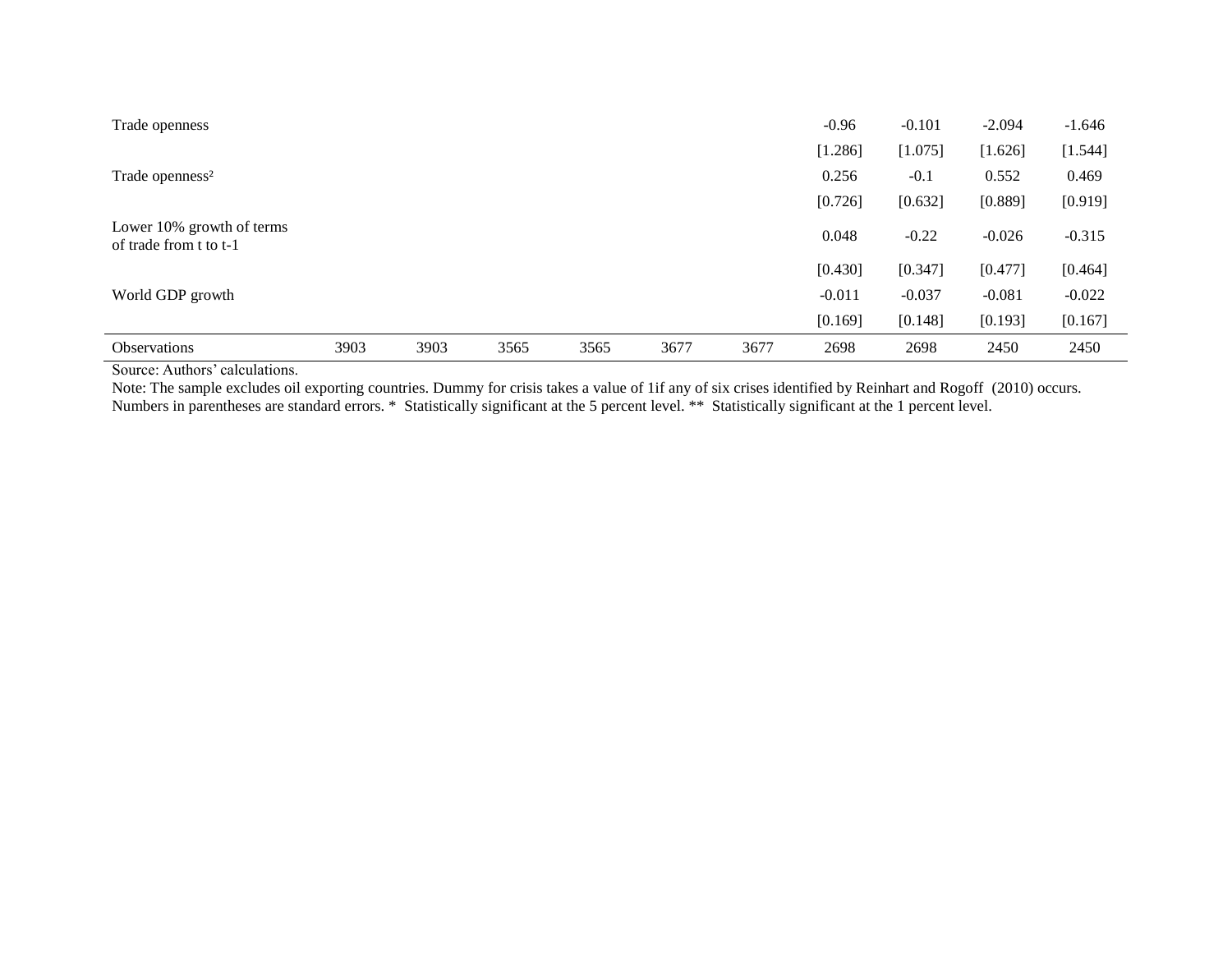| | | | | | | | | | | |
|---|---|---|---|---|---|---|---|---|---|---|
| Trade openness | | | | | | | -0.96 | -0.101 | -2.094 | -1.646 |
| | | | | | | | [1.286] | [1.075] | [1.626] | [1.544] |
| Trade openness² | | | | | | | 0.256 | -0.1 | 0.552 | 0.469 |
| | | | | | | | [0.726] | [0.632] | [0.889] | [0.919] |
| Lower 10% growth of terms of trade from t to t-1 | | | | | | | 0.048 | -0.22 | -0.026 | -0.315 |
| | | | | | | | [0.430] | [0.347] | [0.477] | [0.464] |
| World GDP growth | | | | | | | -0.011 | -0.037 | -0.081 | -0.022 |
| | | | | | | | [0.169] | [0.148] | [0.193] | [0.167] |
| Observations | 3903 | 3903 | 3565 | 3565 | 3677 | 3677 | 2698 | 2698 | 2450 | 2450 |

Source: Authors' calculations.

Note: The sample excludes oil exporting countries. Dummy for crisis takes a value of 1if any of six crises identified by Reinhart and Rogoff (2010) occurs. Numbers in parentheses are standard errors. * Statistically significant at the 5 percent level. ** Statistically significant at the 1 percent level.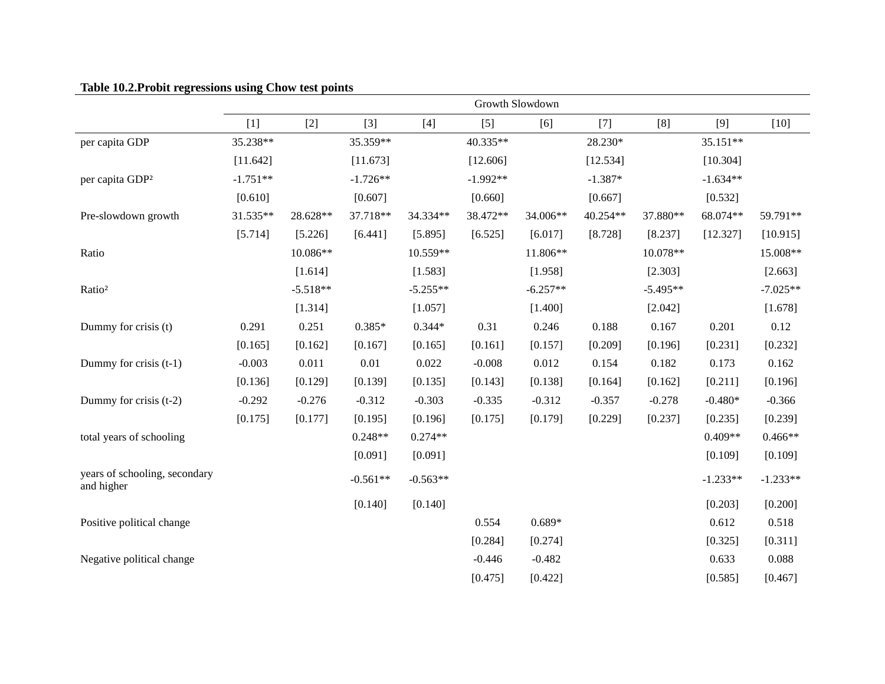**Table 10.2.Probit regressions using Chow test points**

| | Growth Slowdown | | | | | | | | | |
|---|---|---|---|---|---|---|---|---|---|---|
| | [1] | [2] | [3] | [4] | [5] | [6] | [7] | [8] | [9] | [10] |
| per capita GDP | 35.238** | | 35.359** | | 40.335** | | 28.230* | | 35.151** | |
| | [11.642] | | [11.673] | | [12.606] | | [12.534] | | [10.304] | |
| per capita GDP² | -1.751** | | -1.726** | | -1.992** | | -1.387* | | -1.634** | |
| | [0.610] | | [0.607] | | [0.660] | | [0.667] | | [0.532] | |
| Pre-slowdown growth | 31.535** | 28.628** | 37.718** | 34.334** | 38.472** | 34.006** | 40.254** | 37.880** | 68.074** | 59.791** |
| | [5.714] | [5.226] | [6.441] | [5.895] | [6.525] | [6.017] | [8.728] | [8.237] | [12.327] | [10.915] |
| Ratio | | 10.086** | | 10.559** | | 11.806** | | 10.078** | | 15.008** |
| | | [1.614] | | [1.583] | | [1.958] | | [2.303] | | [2.663] |
| Ratio² | | -5.518** | | -5.255** | | -6.257** | | -5.495** | | -7.025** |
| | | [1.314] | | [1.057] | | [1.400] | | [2.042] | | [1.678] |
| Dummy for crisis (t) | 0.291 | 0.251 | 0.385* | 0.344* | 0.31 | 0.246 | 0.188 | 0.167 | 0.201 | 0.12 |
| | [0.165] | [0.162] | [0.167] | [0.165] | [0.161] | [0.157] | [0.209] | [0.196] | [0.231] | [0.232] |
| Dummy for crisis (t-1) | -0.003 | 0.011 | 0.01 | 0.022 | -0.008 | 0.012 | 0.154 | 0.182 | 0.173 | 0.162 |
| | [0.136] | [0.129] | [0.139] | [0.135] | [0.143] | [0.138] | [0.164] | [0.162] | [0.211] | [0.196] |
| Dummy for crisis (t-2) | -0.292 | -0.276 | -0.312 | -0.303 | -0.335 | -0.312 | -0.357 | -0.278 | -0.480* | -0.366 |
| | [0.175] | [0.177] | [0.195] | [0.196] | [0.175] | [0.179] | [0.229] | [0.237] | [0.235] | [0.239] |
| total years of schooling | | | 0.248** | 0.274** | | | | | 0.409** | 0.466** |
| | | | [0.091] | [0.091] | | | | | [0.109] | [0.109] |
| years of schooling, secondary and higher | | | -0.561** | -0.563** | | | | | -1.233** | -1.233** |
| | | | [0.140] | [0.140] | | | | | [0.203] | [0.200] |
| Positive political change | | | | | 0.554 | 0.689* | | | 0.612 | 0.518 |
| | | | | | [0.284] | [0.274] | | | [0.325] | [0.311] |
| Negative political change | | | | | -0.446 | -0.482 | | | 0.633 | 0.088 |
| | | | | | [0.475] | [0.422] | | | [0.585] | [0.467] |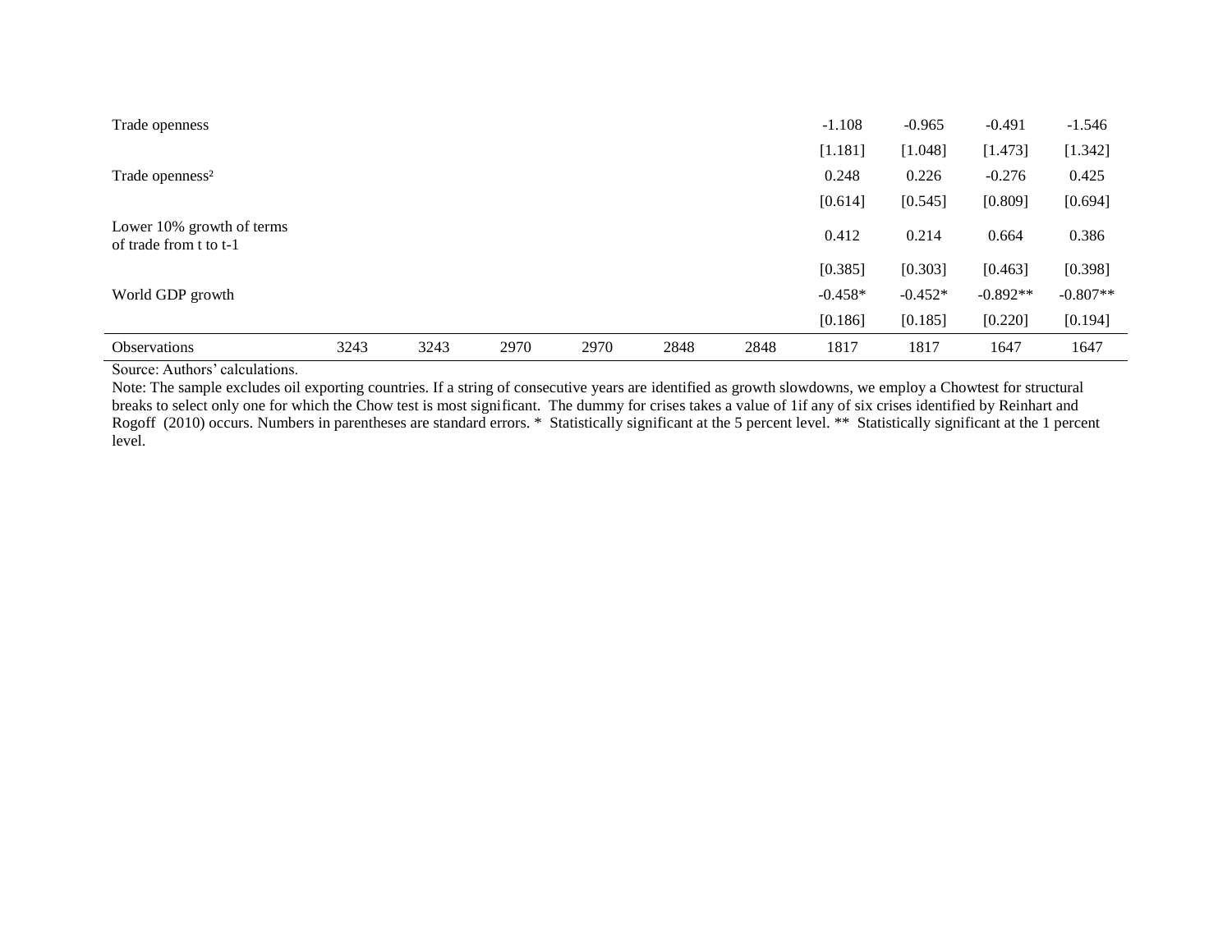| | | | | | | | | | | |
|---|---|---|---|---|---|---|---|---|---|---|
| Trade openness | | | | | | | -1.108 | -0.965 | -0.491 | -1.546 |
| | | | | | | | [1.181] | [1.048] | [1.473] | [1.342] |
| Trade openness² | | | | | | | 0.248 | 0.226 | -0.276 | 0.425 |
| | | | | | | | [0.614] | [0.545] | [0.809] | [0.694] |
| Lower 10% growth of terms of trade from t to t-1 | | | | | | | 0.412 | 0.214 | 0.664 | 0.386 |
| | | | | | | | [0.385] | [0.303] | [0.463] | [0.398] |
| World GDP growth | | | | | | | -0.458* | -0.452* | -0.892** | -0.807** |
| | | | | | | | [0.186] | [0.185] | [0.220] | [0.194] |
| Observations | 3243 | 3243 | 2970 | 2970 | 2848 | 2848 | 1817 | 1817 | 1647 | 1647 |

Source: Authors' calculations.

Note: The sample excludes oil exporting countries. If a string of consecutive years are identified as growth slowdowns, we employ a Chowtest for structural breaks to select only one for which the Chow test is most significant. The dummy for crises takes a value of 1if any of six crises identified by Reinhart and Rogoff (2010) occurs. Numbers in parentheses are standard errors. * Statistically significant at the 5 percent level. ** Statistically significant at the 1 percent level.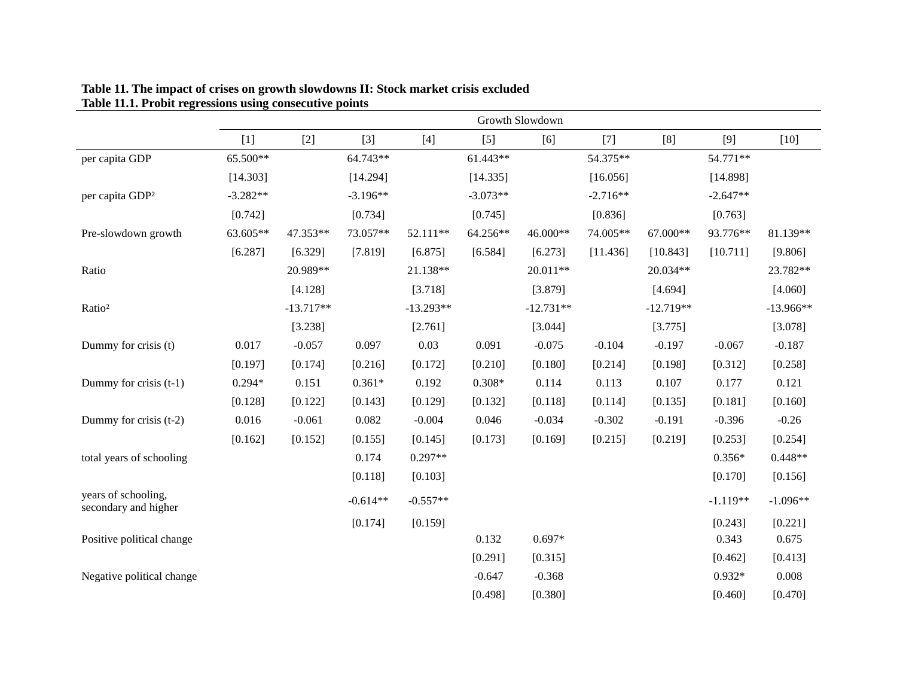**Table 11. The impact of crises on growth slowdowns II: Stock market crisis excluded**
**Table 11.1. Probit regressions using consecutive points**

| | Growth Slowdown | | | | | | | | | |
|---|---|---|---|---|---|---|---|---|---|---|
| | [1] | [2] | [3] | [4] | [5] | [6] | [7] | [8] | [9] | [10] |
| per capita GDP | 65.500** | | 64.743** | | 61.443** | | 54.375** | | 54.771** | |
| | [14.303] | | [14.294] | | [14.335] | | [16.056] | | [14.898] | |
| per capita GDP² | -3.282** | | -3.196** | | -3.073** | | -2.716** | | -2.647** | |
| | [0.742] | | [0.734] | | [0.745] | | [0.836] | | [0.763] | |
| Pre-slowdown growth | 63.605** | 47.353** | 73.057** | 52.111** | 64.256** | 46.000** | 74.005** | 67.000** | 93.776** | 81.139** |
| | [6.287] | [6.329] | [7.819] | [6.875] | [6.584] | [6.273] | [11.436] | [10.843] | [10.711] | [9.806] |
| Ratio | | 20.989** | | 21.138** | | 20.011** | | 20.034** | | 23.782** |
| | | [4.128] | | [3.718] | | [3.879] | | [4.694] | | [4.060] |
| Ratio² | | -13.717** | | -13.293** | | -12.731** | | -12.719** | | -13.966** |
| | | [3.238] | | [2.761] | | [3.044] | | [3.775] | | [3.078] |
| Dummy for crisis (t) | 0.017 | -0.057 | 0.097 | 0.03 | 0.091 | -0.075 | -0.104 | -0.197 | -0.067 | -0.187 |
| | [0.197] | [0.174] | [0.216] | [0.172] | [0.210] | [0.180] | [0.214] | [0.198] | [0.312] | [0.258] |
| Dummy for crisis (t-1) | 0.294* | 0.151 | 0.361* | 0.192 | 0.308* | 0.114 | 0.113 | 0.107 | 0.177 | 0.121 |
| | [0.128] | [0.122] | [0.143] | [0.129] | [0.132] | [0.118] | [0.114] | [0.135] | [0.181] | [0.160] |
| Dummy for crisis (t-2) | 0.016 | -0.061 | 0.082 | -0.004 | 0.046 | -0.034 | -0.302 | -0.191 | -0.396 | -0.26 |
| | [0.162] | [0.152] | [0.155] | [0.145] | [0.173] | [0.169] | [0.215] | [0.219] | [0.253] | [0.254] |
| total years of schooling | | | 0.174 | 0.297** | | | | | 0.356* | 0.448** |
| | | | [0.118] | [0.103] | | | | | [0.170] | [0.156] |
| years of schooling, secondary and higher | | | -0.614** | -0.557** | | | | | -1.119** | -1.096** |
| | | | [0.174] | [0.159] | | | | | [0.243] | [0.221] |
| Positive political change | | | | | 0.132 | 0.697* | | | 0.343 | 0.675 |
| | | | | | [0.291] | [0.315] | | | [0.462] | [0.413] |
| Negative political change | | | | | -0.647 | -0.368 | | | 0.932* | 0.008 |
| | | | | | [0.498] | [0.380] | | | [0.460] | [0.470] |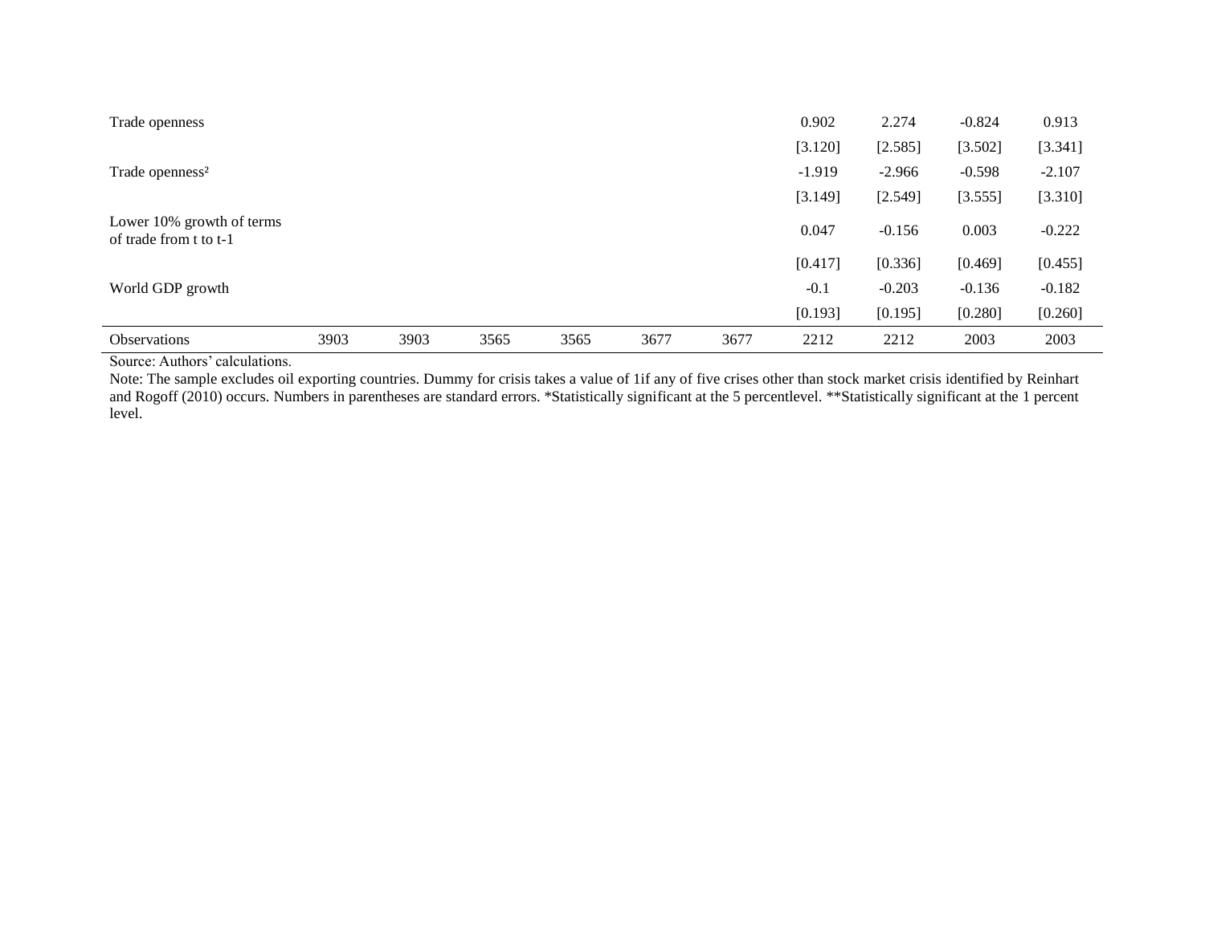| | | | | | | | | | | |
|---|---|---|---|---|---|---|---|---|---|---|
| Trade openness | | | | | | | 0.902 | 2.274 | -0.824 | 0.913 |
| | | | | | | | [3.120] | [2.585] | [3.502] | [3.341] |
| Trade openness² | | | | | | | -1.919 | -2.966 | -0.598 | -2.107 |
| | | | | | | | [3.149] | [2.549] | [3.555] | [3.310] |
| Lower 10% growth of terms of trade from t to t-1 | | | | | | | 0.047 | -0.156 | 0.003 | -0.222 |
| | | | | | | | [0.417] | [0.336] | [0.469] | [0.455] |
| World GDP growth | | | | | | | -0.1 | -0.203 | -0.136 | -0.182 |
| | | | | | | | [0.193] | [0.195] | [0.280] | [0.260] |
| Observations | 3903 | 3903 | 3565 | 3565 | 3677 | 3677 | 2212 | 2212 | 2003 | 2003 |

Source: Authors' calculations.

Note: The sample excludes oil exporting countries. Dummy for crisis takes a value of 1if any of five crises other than stock market crisis identified by Reinhart and Rogoff (2010) occurs. Numbers in parentheses are standard errors. *Statistically significant at the 5 percentlevel. **Statistically significant at the 1 percent level.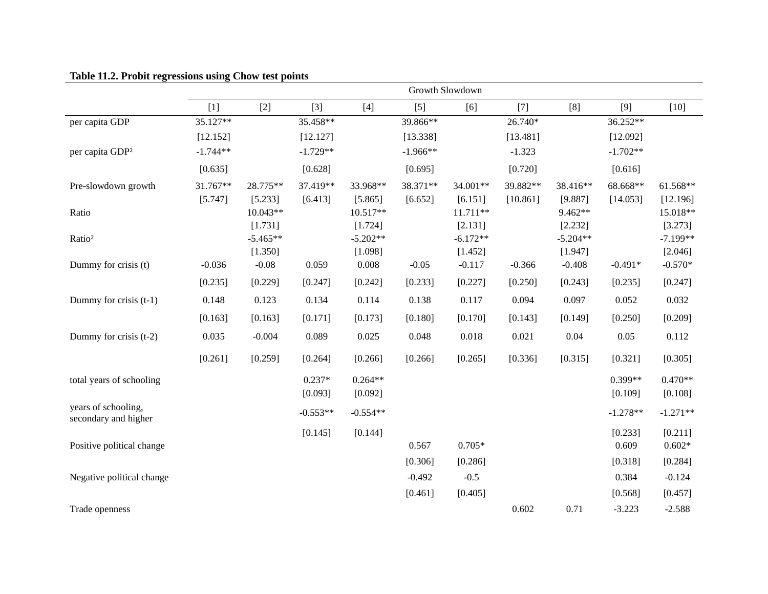**Table 11.2. Probit regressions using Chow test points**

| | Growth Slowdown | | | | | | | | | |
|---|---|---|---|---|---|---|---|---|---|---|
| | [1] | [2] | [3] | [4] | [5] | [6] | [7] | [8] | [9] | [10] |
| per capita GDP | 35.127** | | 35.458** | | 39.866** | | 26.740* | | 36.252** | |
| | [12.152] | | [12.127] | | [13.338] | | [13.481] | | [12.092] | |
| per capita GDP² | -1.744** | | -1.729** | | -1.966** | | -1.323 | | -1.702** | |
| | [0.635] | | [0.628] | | [0.695] | | [0.720] | | [0.616] | |
| Pre-slowdown growth | 31.767** | 28.775** | 37.419** | 33.968** | 38.371** | 34.001** | 39.882** | 38.416** | 68.668** | 61.568** |
| | [5.747] | [5.233] | [6.413] | [5.865] | [6.652] | [6.151] | [10.861] | [9.887] | [14.053] | [12.196] |
| Ratio | | 10.043** | | 10.517** | | 11.711** | | 9.462** | | 15.018** |
| | | [1.731] | | [1.724] | | [2.131] | | [2.232] | | [3.273] |
| Ratio² | | -5.465** | | -5.202** | | -6.172** | | -5.204** | | -7.199** |
| | | [1.350] | | [1.098] | | [1.452] | | [1.947] | | [2.046] |
| Dummy for crisis (t) | -0.036 | -0.08 | 0.059 | 0.008 | -0.05 | -0.117 | -0.366 | -0.408 | -0.491* | -0.570* |
| | [0.235] | [0.229] | [0.247] | [0.242] | [0.233] | [0.227] | [0.250] | [0.243] | [0.235] | [0.247] |
| Dummy for crisis (t-1) | 0.148 | 0.123 | 0.134 | 0.114 | 0.138 | 0.117 | 0.094 | 0.097 | 0.052 | 0.032 |
| | [0.163] | [0.163] | [0.171] | [0.173] | [0.180] | [0.170] | [0.143] | [0.149] | [0.250] | [0.209] |
| Dummy for crisis (t-2) | 0.035 | -0.004 | 0.089 | 0.025 | 0.048 | 0.018 | 0.021 | 0.04 | 0.05 | 0.112 |
| | [0.261] | [0.259] | [0.264] | [0.266] | [0.266] | [0.265] | [0.336] | [0.315] | [0.321] | [0.305] |
| total years of schooling | | | 0.237* | 0.264** | | | | | 0.399** | 0.470** |
| | | | [0.093] | [0.092] | | | | | [0.109] | [0.108] |
| years of schooling, secondary and higher | | | -0.553** | -0.554** | | | | | -1.278** | -1.271** |
| | | | [0.145] | [0.144] | | | | | [0.233] | [0.211] |
| Positive political change | | | | | 0.567 | 0.705* | | | 0.609 | 0.602* |
| | | | | | [0.306] | [0.286] | | | [0.318] | [0.284] |
| Negative political change | | | | | -0.492 | -0.5 | | | 0.384 | -0.124 |
| | | | | | [0.461] | [0.405] | | | [0.568] | [0.457] |
| Trade openness | | | | | | | 0.602 | 0.71 | -3.223 | -2.588 |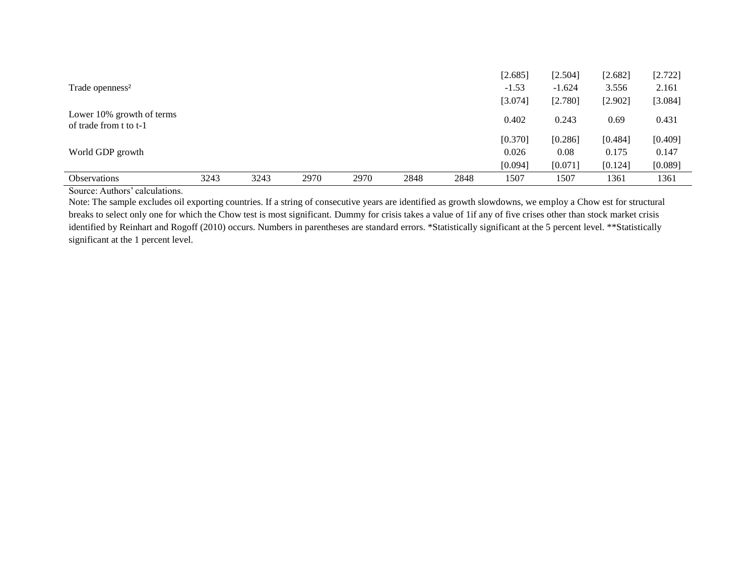| | | | | | | | | | | |
|---|---|---|---|---|---|---|---|---|---|---|
| | | | | | | | [2.685] | [2.504] | [2.682] | [2.722] |
| Trade openness² | | | | | | | -1.53 | -1.624 | 3.556 | 2.161 |
| | | | | | | | [3.074] | [2.780] | [2.902] | [3.084] |
| Lower 10% growth of terms of trade from t to t-1 | | | | | | | 0.402 | 0.243 | 0.69 | 0.431 |
| | | | | | | | [0.370] | [0.286] | [0.484] | [0.409] |
| World GDP growth | | | | | | | 0.026 | 0.08 | 0.175 | 0.147 |
| | | | | | | | [0.094] | [0.071] | [0.124] | [0.089] |
| Observations | 3243 | 3243 | 2970 | 2970 | 2848 | 2848 | 1507 | 1507 | 1361 | 1361 |

Source: Authors' calculations.

Note: The sample excludes oil exporting countries. If a string of consecutive years are identified as growth slowdowns, we employ a Chow est for structural breaks to select only one for which the Chow test is most significant. Dummy for crisis takes a value of 1if any of five crises other than stock market crisis identified by Reinhart and Rogoff (2010) occurs. Numbers in parentheses are standard errors. *Statistically significant at the 5 percent level. **Statistically significant at the 1 percent level.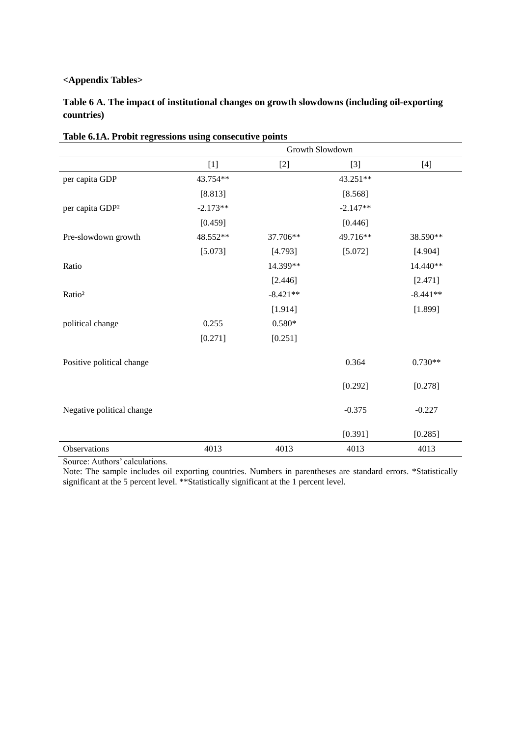**<Appendix Tables>**

**Table 6 A. The impact of institutional changes on growth slowdowns (including oil-exporting countries)**

**Table 6.1A. Probit regressions using consecutive points**

| | Growth Slowdown | | | |
|---|---|---|---|---|
| | [1] | [2] | [3] | [4] |
| per capita GDP | 43.754** | | 43.251** | |
| | [8.813] | | [8.568] | |
| per capita GDP² | -2.173** | | -2.147** | |
| | [0.459] | | [0.446] | |
| Pre-slowdown growth | 48.552** | 37.706** | 49.716** | 38.590** |
| | [5.073] | [4.793] | [5.072] | [4.904] |
| Ratio | | 14.399** | | 14.440** |
| | | [2.446] | | [2.471] |
| Ratio² | | -8.421** | | -8.441** |
| | | [1.914] | | [1.899] |
| political change | 0.255 | 0.580* | | |
| | [0.271] | [0.251] | | |
| Positive political change | | | 0.364 | 0.730** |
| | | | [0.292] | [0.278] |
| Negative political change | | | -0.375 | -0.227 |
| | | | [0.391] | [0.285] |
| Observations | 4013 | 4013 | 4013 | 4013 |

Source: Authors' calculations.

Note: The sample includes oil exporting countries. Numbers in parentheses are standard errors. *Statistically significant at the 5 percent level. **Statistically significant at the 1 percent level.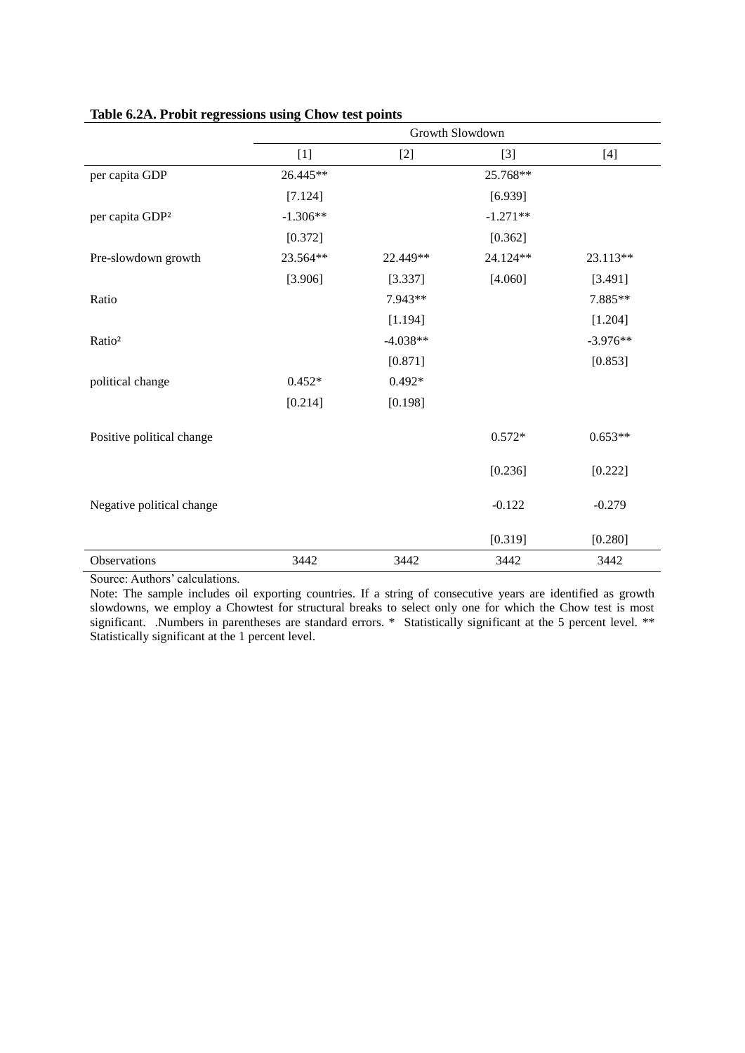**Table 6.2A. Probit regressions using Chow test points**

| | Growth Slowdown | | | |
|---|---|---|---|---|
| | [1] | [2] | [3] | [4] |
| per capita GDP | 26.445** | | 25.768** | |
| | [7.124] | | [6.939] | |
| per capita GDP² | -1.306** | | -1.271** | |
| | [0.372] | | [0.362] | |
| Pre-slowdown growth | 23.564** | 22.449** | 24.124** | 23.113** |
| | [3.906] | [3.337] | [4.060] | [3.491] |
| Ratio | | 7.943** | | 7.885** |
| | | [1.194] | | [1.204] |
| Ratio² | | -4.038** | | -3.976** |
| | | [0.871] | | [0.853] |
| political change | 0.452* | 0.492* | | |
| | [0.214] | [0.198] | | |
| Positive political change | | | 0.572* | 0.653** |
| | | | [0.236] | [0.222] |
| Negative political change | | | -0.122 | -0.279 |
| | | | [0.319] | [0.280] |
| Observations | 3442 | 3442 | 3442 | 3442 |

Source: Authors' calculations.

Note: The sample includes oil exporting countries. If a string of consecutive years are identified as growth slowdowns, we employ a Chowtest for structural breaks to select only one for which the Chow test is most significant. .Numbers in parentheses are standard errors. * Statistically significant at the 5 percent level. ** Statistically significant at the 1 percent level.